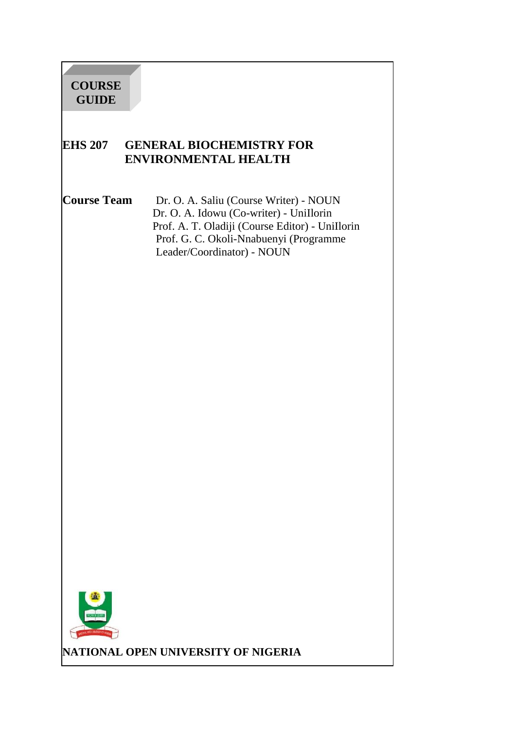**COURSE GUIDE**

# EHS 207 GENERAL BIOCHEMISTRY FOR ENVIRONMENTAL HEALTH

**Course Team**

Dr. O. A. Saliu (Course Writer) - NOUN
Dr. O. A. Idowu (Co-writer) - UniIlorin
Prof. A. T. Oladiji (Course Editor) - UniIlorin
Prof. G. C. Okoli-Nnabuenyi (Programme Leader/Coordinator) - NOUN

**NATIONAL OPEN UNIVERSITY OF NIGERIA**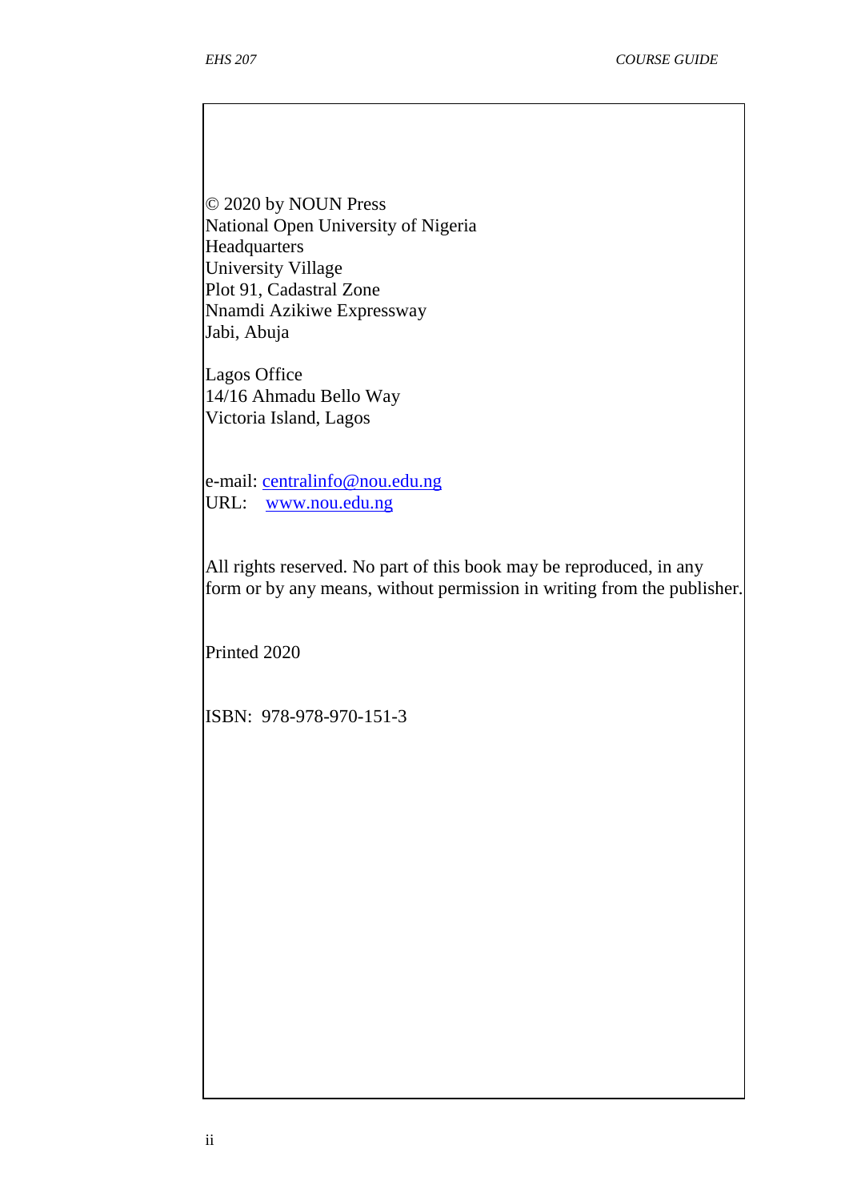© 2020 by NOUN Press
National Open University of Nigeria
Headquarters
University Village
Plot 91, Cadastral Zone
Nnamdi Azikiwe Expressway
Jabi, Abuja

Lagos Office
14/16 Ahmadu Bello Way
Victoria Island, Lagos

e-mail: centralinfo@nou.edu.ng
URL: www.nou.edu.ng

All rights reserved. No part of this book may be reproduced, in any form or by any means, without permission in writing from the publisher.

Printed 2020

ISBN: 978-978-970-151-3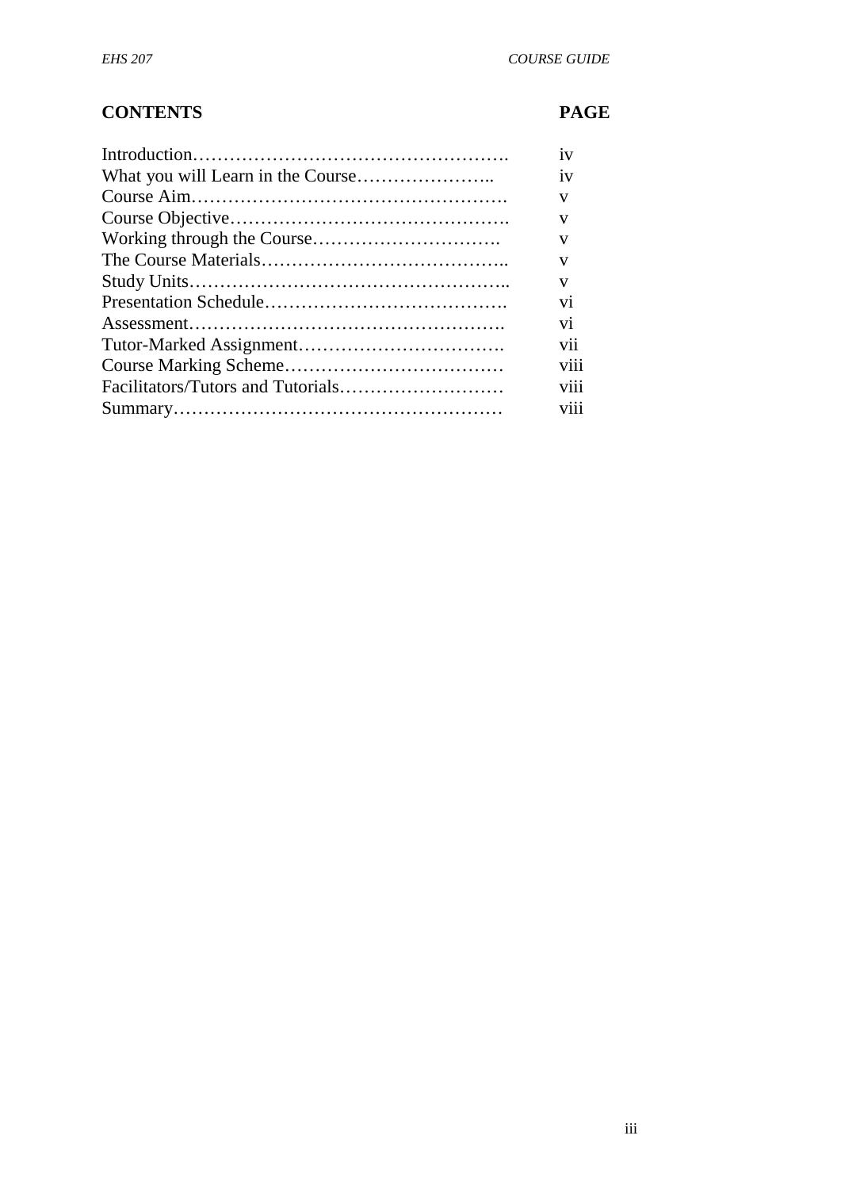## CONTENTS

| CONTENTS | PAGE |
|---|---|
| Introduction……………………………………………. | iv |
| What you will Learn in the Course………………….. | iv |
| Course Aim……………………………………………. | v |
| Course Objective………………………………………. | v |
| Working through the Course…………………………. | v |
| The Course Materials………………………………….. | v |
| Study Units…………………………………………….. | v |
| Presentation Schedule…………………………………. | vi |
| Assessment……………………………………………. | vi |
| Tutor-Marked Assignment……………………………. | vii |
| Course Marking Scheme……………………………… | viii |
| Facilitators/Tutors and Tutorials……………………… | viii |
| Summary……………………………………………… | viii |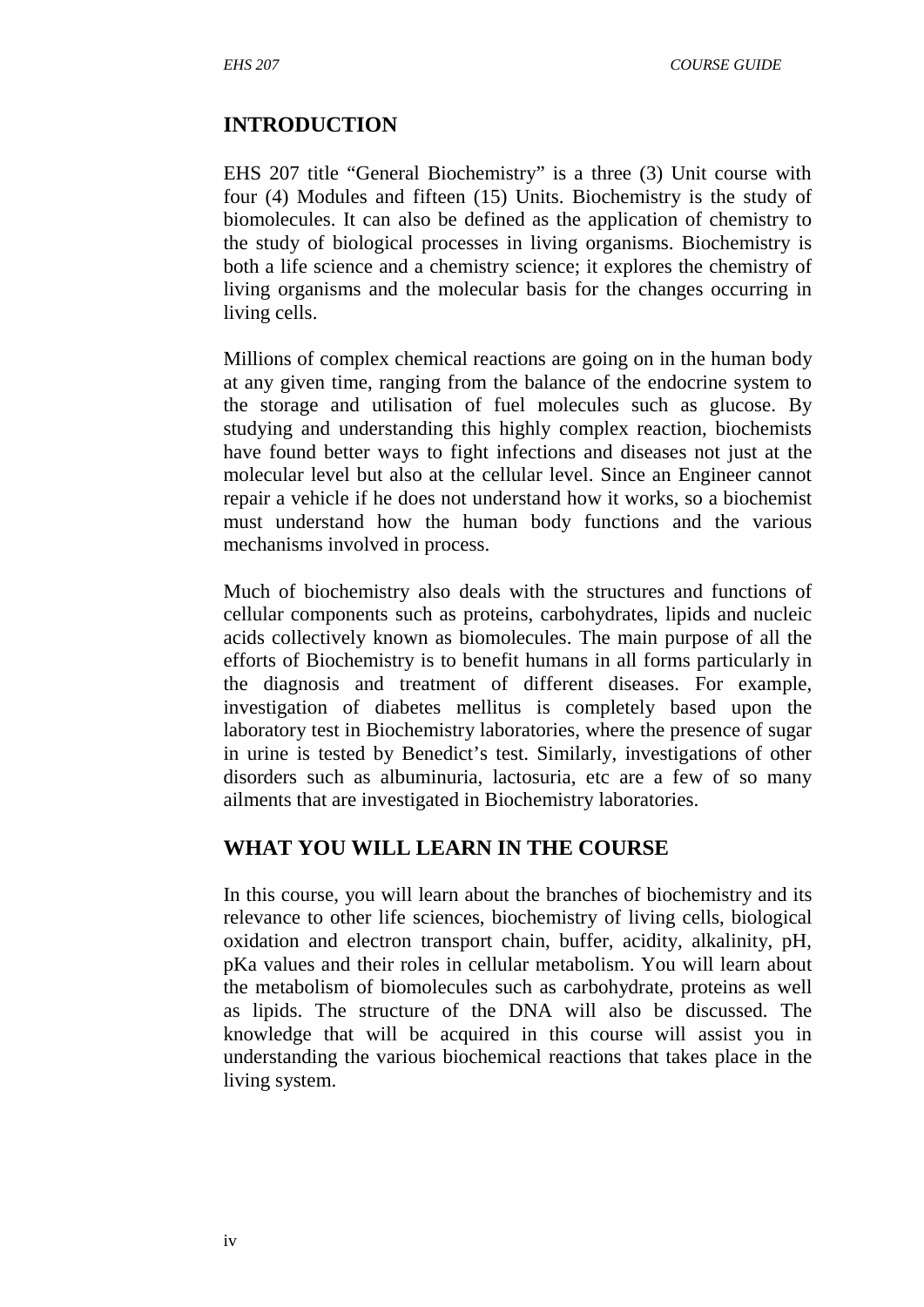## INTRODUCTION

EHS 207 title "General Biochemistry" is a three (3) Unit course with four (4) Modules and fifteen (15) Units. Biochemistry is the study of biomolecules. It can also be defined as the application of chemistry to the study of biological processes in living organisms. Biochemistry is both a life science and a chemistry science; it explores the chemistry of living organisms and the molecular basis for the changes occurring in living cells.

Millions of complex chemical reactions are going on in the human body at any given time, ranging from the balance of the endocrine system to the storage and utilisation of fuel molecules such as glucose. By studying and understanding this highly complex reaction, biochemists have found better ways to fight infections and diseases not just at the molecular level but also at the cellular level. Since an Engineer cannot repair a vehicle if he does not understand how it works, so a biochemist must understand how the human body functions and the various mechanisms involved in process.

Much of biochemistry also deals with the structures and functions of cellular components such as proteins, carbohydrates, lipids and nucleic acids collectively known as biomolecules. The main purpose of all the efforts of Biochemistry is to benefit humans in all forms particularly in the diagnosis and treatment of different diseases. For example, investigation of diabetes mellitus is completely based upon the laboratory test in Biochemistry laboratories, where the presence of sugar in urine is tested by Benedict's test. Similarly, investigations of other disorders such as albuminuria, lactosuria, etc are a few of so many ailments that are investigated in Biochemistry laboratories.

## WHAT YOU WILL LEARN IN THE COURSE

In this course, you will learn about the branches of biochemistry and its relevance to other life sciences, biochemistry of living cells, biological oxidation and electron transport chain, buffer, acidity, alkalinity, pH, pKa values and their roles in cellular metabolism. You will learn about the metabolism of biomolecules such as carbohydrate, proteins as well as lipids. The structure of the DNA will also be discussed. The knowledge that will be acquired in this course will assist you in understanding the various biochemical reactions that takes place in the living system.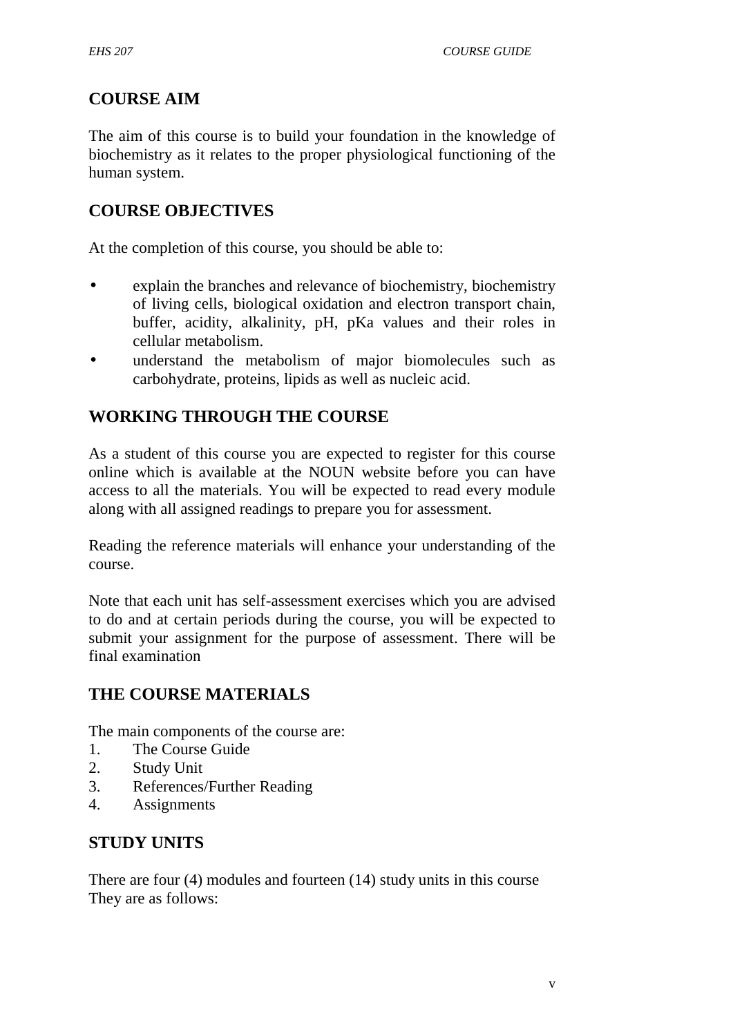## COURSE AIM

The aim of this course is to build your foundation in the knowledge of biochemistry as it relates to the proper physiological functioning of the human system.

## COURSE OBJECTIVES

At the completion of this course, you should be able to:

- explain the branches and relevance of biochemistry, biochemistry of living cells, biological oxidation and electron transport chain, buffer, acidity, alkalinity, pH, pKa values and their roles in cellular metabolism.
- understand the metabolism of major biomolecules such as carbohydrate, proteins, lipids as well as nucleic acid.

## WORKING THROUGH THE COURSE

As a student of this course you are expected to register for this course online which is available at the NOUN website before you can have access to all the materials. You will be expected to read every module along with all assigned readings to prepare you for assessment.

Reading the reference materials will enhance your understanding of the course.

Note that each unit has self-assessment exercises which you are advised to do and at certain periods during the course, you will be expected to submit your assignment for the purpose of assessment. There will be final examination

## THE COURSE MATERIALS

The main components of the course are:

1. The Course Guide
2. Study Unit
3. References/Further Reading
4. Assignments

## STUDY UNITS

There are four (4) modules and fourteen (14) study units in this course They are as follows: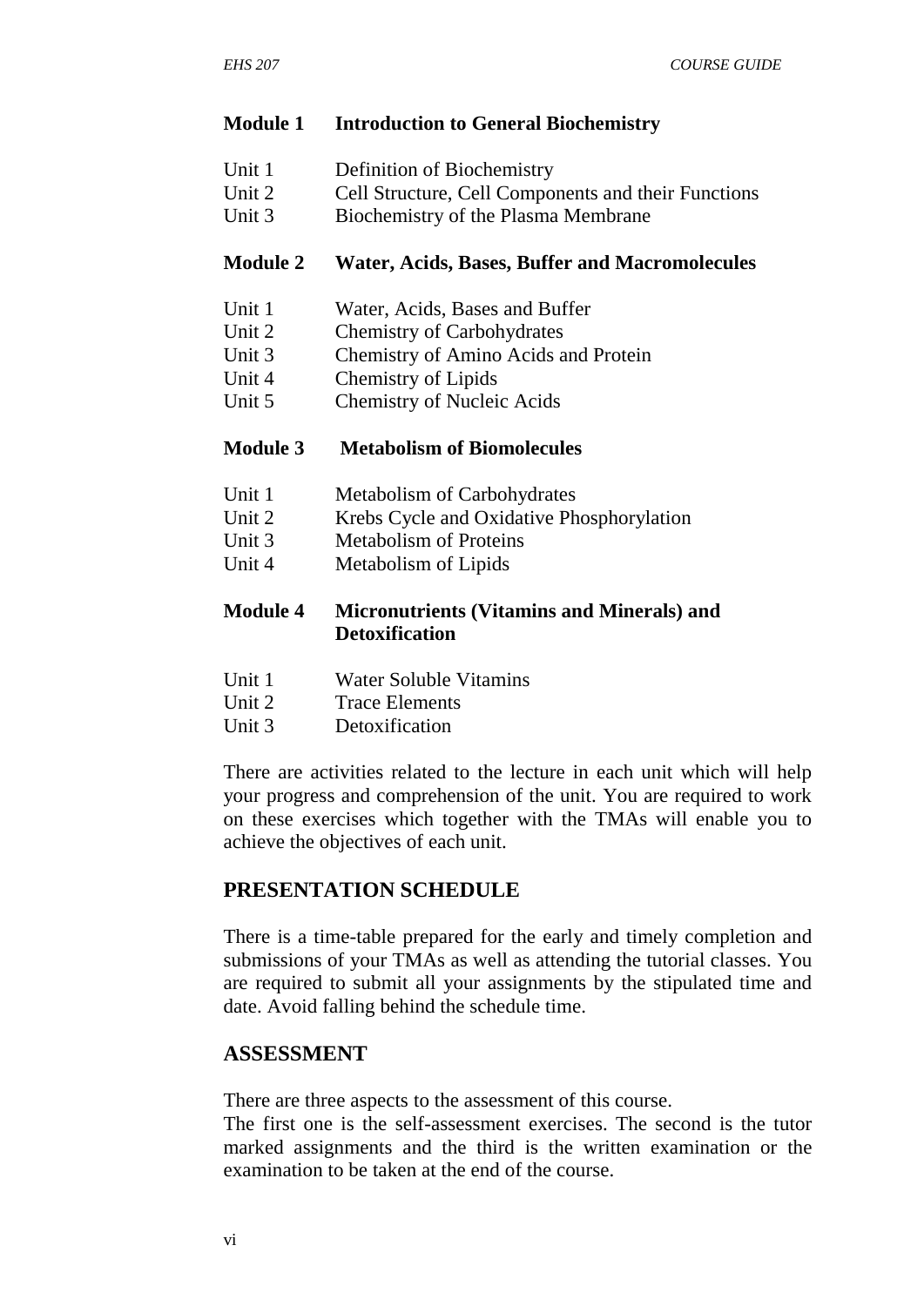**Module 1 Introduction to General Biochemistry**

Unit 1 Definition of Biochemistry
Unit 2 Cell Structure, Cell Components and their Functions
Unit 3 Biochemistry of the Plasma Membrane

**Module 2 Water, Acids, Bases, Buffer and Macromolecules**

Unit 1 Water, Acids, Bases and Buffer
Unit 2 Chemistry of Carbohydrates
Unit 3 Chemistry of Amino Acids and Protein
Unit 4 Chemistry of Lipids
Unit 5 Chemistry of Nucleic Acids

**Module 3 Metabolism of Biomolecules**

Unit 1 Metabolism of Carbohydrates
Unit 2 Krebs Cycle and Oxidative Phosphorylation
Unit 3 Metabolism of Proteins
Unit 4 Metabolism of Lipids

**Module 4 Micronutrients (Vitamins and Minerals) and Detoxification**

Unit 1 Water Soluble Vitamins
Unit 2 Trace Elements
Unit 3 Detoxification

There are activities related to the lecture in each unit which will help your progress and comprehension of the unit. You are required to work on these exercises which together with the TMAs will enable you to achieve the objectives of each unit.

## PRESENTATION SCHEDULE

There is a time-table prepared for the early and timely completion and submissions of your TMAs as well as attending the tutorial classes. You are required to submit all your assignments by the stipulated time and date. Avoid falling behind the schedule time.

## ASSESSMENT

There are three aspects to the assessment of this course.
The first one is the self-assessment exercises. The second is the tutor marked assignments and the third is the written examination or the examination to be taken at the end of the course.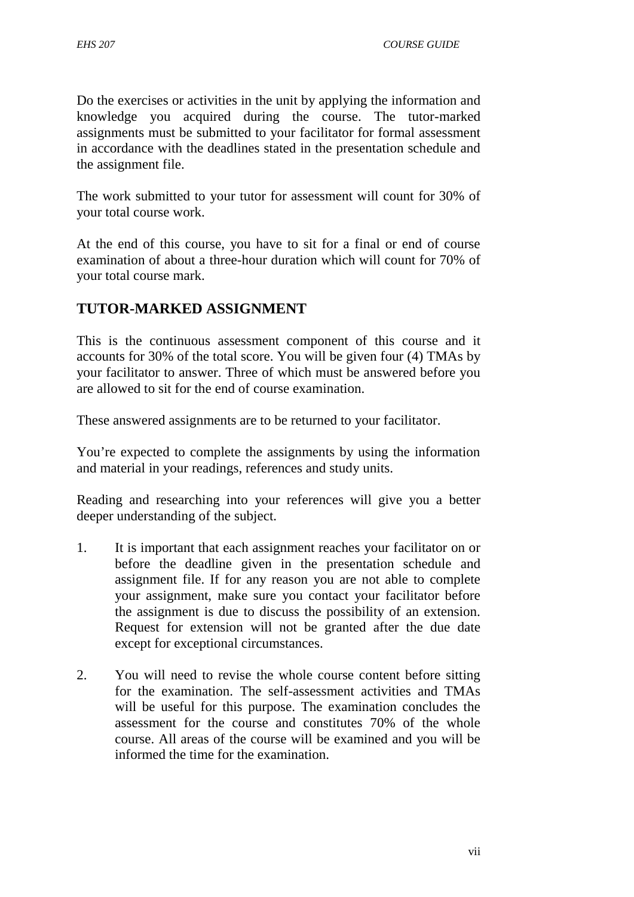Do the exercises or activities in the unit by applying the information and knowledge you acquired during the course. The tutor-marked assignments must be submitted to your facilitator for formal assessment in accordance with the deadlines stated in the presentation schedule and the assignment file.

The work submitted to your tutor for assessment will count for 30% of your total course work.

At the end of this course, you have to sit for a final or end of course examination of about a three-hour duration which will count for 70% of your total course mark.

## TUTOR-MARKED ASSIGNMENT

This is the continuous assessment component of this course and it accounts for 30% of the total score. You will be given four (4) TMAs by your facilitator to answer. Three of which must be answered before you are allowed to sit for the end of course examination.

These answered assignments are to be returned to your facilitator.

You're expected to complete the assignments by using the information and material in your readings, references and study units.

Reading and researching into your references will give you a better deeper understanding of the subject.

1. It is important that each assignment reaches your facilitator on or before the deadline given in the presentation schedule and assignment file. If for any reason you are not able to complete your assignment, make sure you contact your facilitator before the assignment is due to discuss the possibility of an extension. Request for extension will not be granted after the due date except for exceptional circumstances.

2. You will need to revise the whole course content before sitting for the examination. The self-assessment activities and TMAs will be useful for this purpose. The examination concludes the assessment for the course and constitutes 70% of the whole course. All areas of the course will be examined and you will be informed the time for the examination.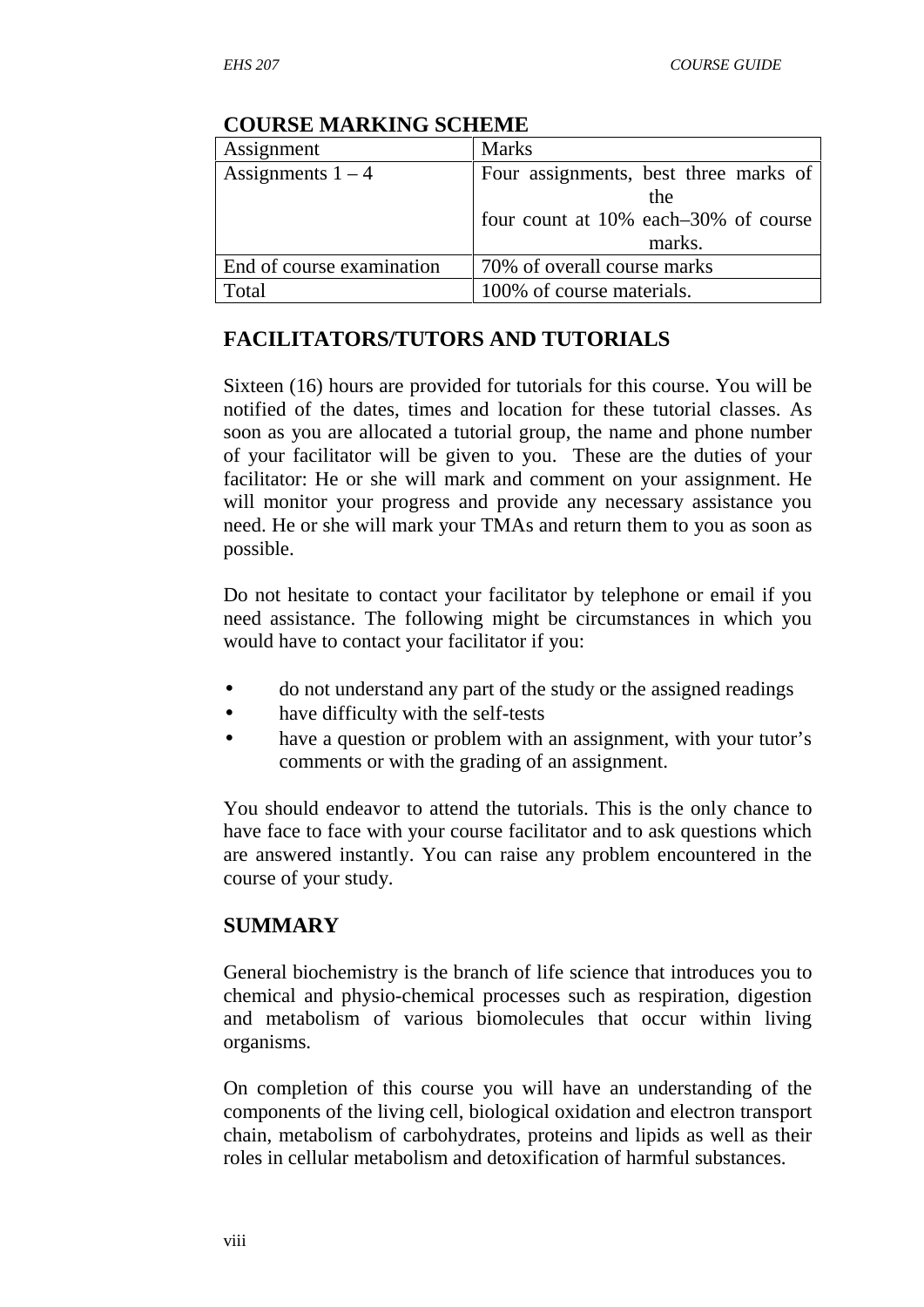## COURSE MARKING SCHEME

| Assignment | Marks |
|---|---|
| Assignments 1 – 4 | Four assignments, best three marks of the four count at 10% each–30% of course marks. |
| End of course examination | 70% of overall course marks |
| Total | 100% of course materials. |

## FACILITATORS/TUTORS AND TUTORIALS

Sixteen (16) hours are provided for tutorials for this course. You will be notified of the dates, times and location for these tutorial classes. As soon as you are allocated a tutorial group, the name and phone number of your facilitator will be given to you. These are the duties of your facilitator: He or she will mark and comment on your assignment. He will monitor your progress and provide any necessary assistance you need. He or she will mark your TMAs and return them to you as soon as possible.

Do not hesitate to contact your facilitator by telephone or email if you need assistance. The following might be circumstances in which you would have to contact your facilitator if you:

- do not understand any part of the study or the assigned readings
- have difficulty with the self-tests
- have a question or problem with an assignment, with your tutor's comments or with the grading of an assignment.

You should endeavor to attend the tutorials. This is the only chance to have face to face with your course facilitator and to ask questions which are answered instantly. You can raise any problem encountered in the course of your study.

## SUMMARY

General biochemistry is the branch of life science that introduces you to chemical and physio-chemical processes such as respiration, digestion and metabolism of various biomolecules that occur within living organisms.

On completion of this course you will have an understanding of the components of the living cell, biological oxidation and electron transport chain, metabolism of carbohydrates, proteins and lipids as well as their roles in cellular metabolism and detoxification of harmful substances.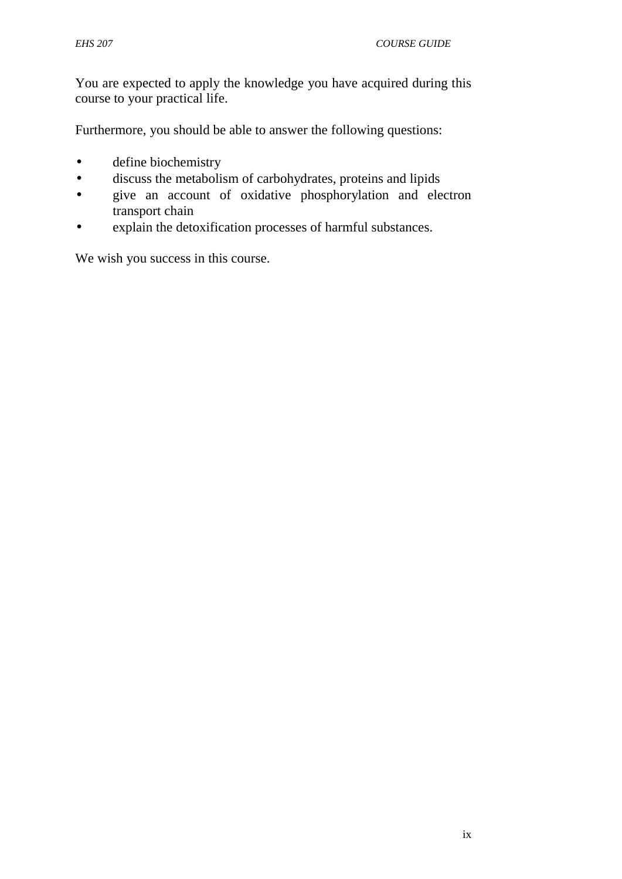You are expected to apply the knowledge you have acquired during this course to your practical life.

Furthermore, you should be able to answer the following questions:

- define biochemistry
- discuss the metabolism of carbohydrates, proteins and lipids
- give an account of oxidative phosphorylation and electron transport chain
- explain the detoxification processes of harmful substances.

We wish you success in this course.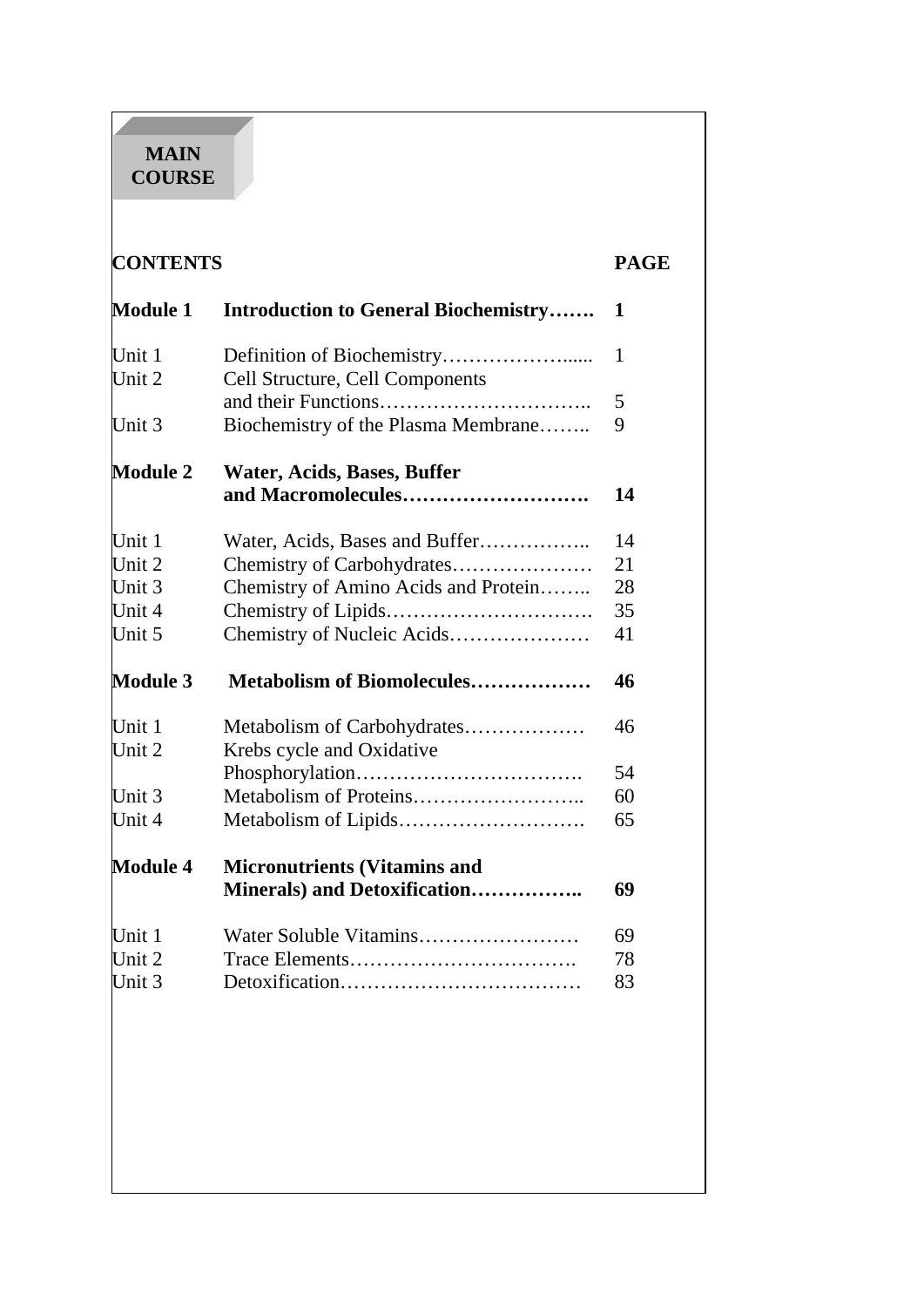**MAIN COURSE**

| CONTENTS | | PAGE |
|---|---|---|
| **Module 1** | **Introduction to General Biochemistry…….** | **1** |
| Unit 1 | Definition of Biochemistry……………….…... | 1 |
| Unit 2 | Cell Structure, Cell Components and their Functions………………………….. | 5 |
| Unit 3 | Biochemistry of the Plasma Membrane…….. | 9 |
| **Module 2** | **Water, Acids, Bases, Buffer and Macromolecules……………………….** | **14** |
| Unit 1 | Water, Acids, Bases and Buffer…………….. | 14 |
| Unit 2 | Chemistry of Carbohydrates………………… | 21 |
| Unit 3 | Chemistry of Amino Acids and Protein…….. | 28 |
| Unit 4 | Chemistry of Lipids…………………………. | 35 |
| Unit 5 | Chemistry of Nucleic Acids………………… | 41 |
| **Module 3** | **Metabolism of Biomolecules………………** | **46** |
| Unit 1 | Metabolism of Carbohydrates……………… | 46 |
| Unit 2 | Krebs cycle and Oxidative Phosphorylation……………………………. | 54 |
| Unit 3 | Metabolism of Proteins…………………….. | 60 |
| Unit 4 | Metabolism of Lipids………………………. | 65 |
| **Module 4** | **Micronutrients (Vitamins and Minerals) and Detoxification……………..** | **69** |
| Unit 1 | Water Soluble Vitamins…………………… | 69 |
| Unit 2 | Trace Elements……………………………. | 78 |
| Unit 3 | Detoxification……………………………… | 83 |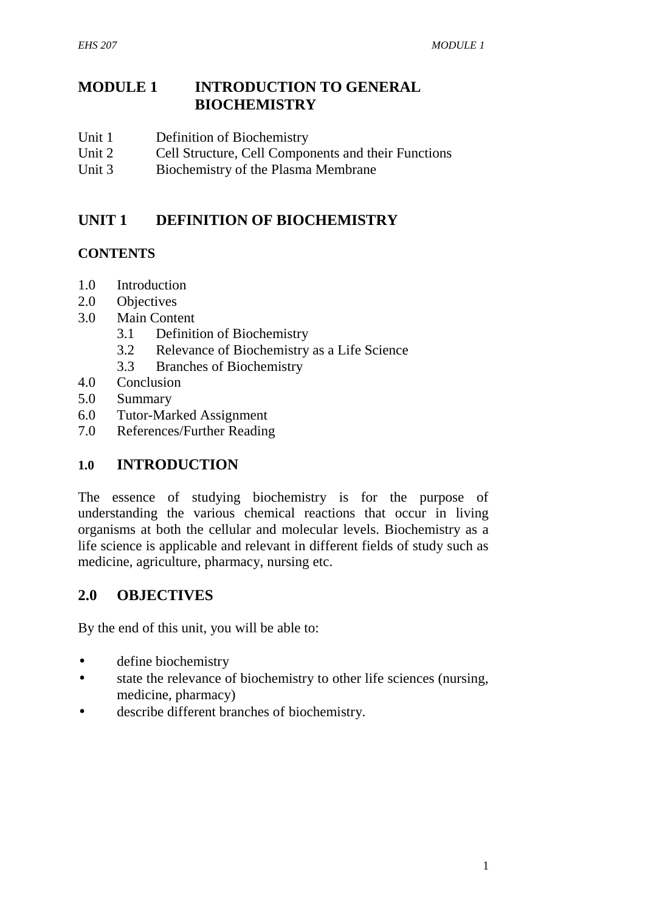# MODULE 1 INTRODUCTION TO GENERAL BIOCHEMISTRY

Unit 1 Definition of Biochemistry
Unit 2 Cell Structure, Cell Components and their Functions
Unit 3 Biochemistry of the Plasma Membrane

## UNIT 1 DEFINITION OF BIOCHEMISTRY

**CONTENTS**

1.0 Introduction
2.0 Objectives
3.0 Main Content
  3.1 Definition of Biochemistry
  3.2 Relevance of Biochemistry as a Life Science
  3.3 Branches of Biochemistry
4.0 Conclusion
5.0 Summary
6.0 Tutor-Marked Assignment
7.0 References/Further Reading

### 1.0 INTRODUCTION

The essence of studying biochemistry is for the purpose of understanding the various chemical reactions that occur in living organisms at both the cellular and molecular levels. Biochemistry as a life science is applicable and relevant in different fields of study such as medicine, agriculture, pharmacy, nursing etc.

### 2.0 OBJECTIVES

By the end of this unit, you will be able to:

- define biochemistry
- state the relevance of biochemistry to other life sciences (nursing, medicine, pharmacy)
- describe different branches of biochemistry.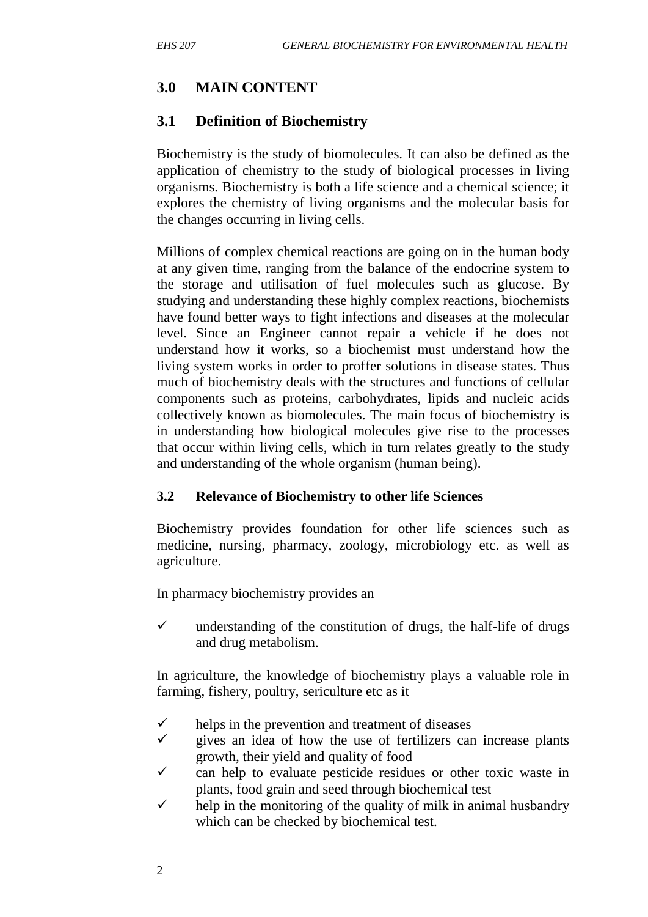## 3.0 MAIN CONTENT

### 3.1 Definition of Biochemistry

Biochemistry is the study of biomolecules. It can also be defined as the application of chemistry to the study of biological processes in living organisms. Biochemistry is both a life science and a chemical science; it explores the chemistry of living organisms and the molecular basis for the changes occurring in living cells.

Millions of complex chemical reactions are going on in the human body at any given time, ranging from the balance of the endocrine system to the storage and utilisation of fuel molecules such as glucose. By studying and understanding these highly complex reactions, biochemists have found better ways to fight infections and diseases at the molecular level. Since an Engineer cannot repair a vehicle if he does not understand how it works, so a biochemist must understand how the living system works in order to proffer solutions in disease states. Thus much of biochemistry deals with the structures and functions of cellular components such as proteins, carbohydrates, lipids and nucleic acids collectively known as biomolecules. The main focus of biochemistry is in understanding how biological molecules give rise to the processes that occur within living cells, which in turn relates greatly to the study and understanding of the whole organism (human being).

#### 3.2 Relevance of Biochemistry to other life Sciences

Biochemistry provides foundation for other life sciences such as medicine, nursing, pharmacy, zoology, microbiology etc. as well as agriculture.

In pharmacy biochemistry provides an

- ✓ understanding of the constitution of drugs, the half-life of drugs and drug metabolism.

In agriculture, the knowledge of biochemistry plays a valuable role in farming, fishery, poultry, sericulture etc as it

- ✓ helps in the prevention and treatment of diseases
- ✓ gives an idea of how the use of fertilizers can increase plants growth, their yield and quality of food
- ✓ can help to evaluate pesticide residues or other toxic waste in plants, food grain and seed through biochemical test
- ✓ help in the monitoring of the quality of milk in animal husbandry which can be checked by biochemical test.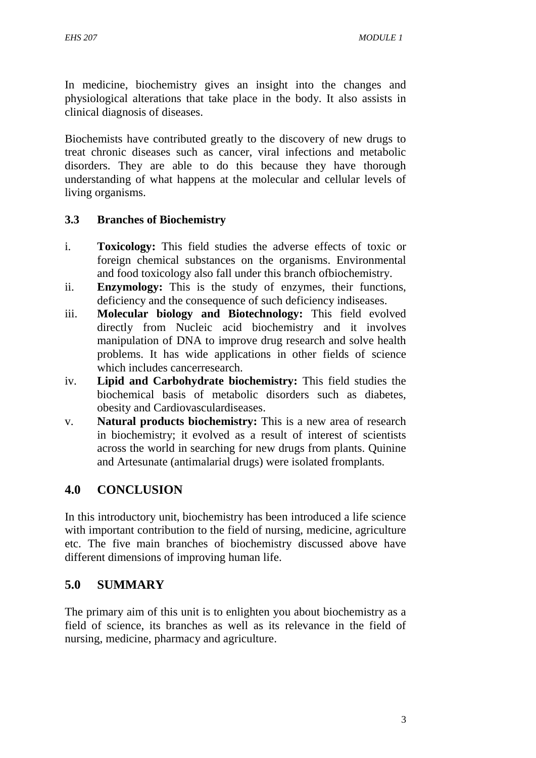In medicine, biochemistry gives an insight into the changes and physiological alterations that take place in the body. It also assists in clinical diagnosis of diseases.

Biochemists have contributed greatly to the discovery of new drugs to treat chronic diseases such as cancer, viral infections and metabolic disorders. They are able to do this because they have thorough understanding of what happens at the molecular and cellular levels of living organisms.

### 3.3 Branches of Biochemistry

i. **Toxicology:** This field studies the adverse effects of toxic or foreign chemical substances on the organisms. Environmental and food toxicology also fall under this branch ofbiochemistry.

ii. **Enzymology:** This is the study of enzymes, their functions, deficiency and the consequence of such deficiency indiseases.

iii. **Molecular biology and Biotechnology:** This field evolved directly from Nucleic acid biochemistry and it involves manipulation of DNA to improve drug research and solve health problems. It has wide applications in other fields of science which includes cancerresearch.

iv. **Lipid and Carbohydrate biochemistry:** This field studies the biochemical basis of metabolic disorders such as diabetes, obesity and Cardiovasculardiseases.

v. **Natural products biochemistry:** This is a new area of research in biochemistry; it evolved as a result of interest of scientists across the world in searching for new drugs from plants. Quinine and Artesunate (antimalarial drugs) were isolated fromplants.

## 4.0 CONCLUSION

In this introductory unit, biochemistry has been introduced a life science with important contribution to the field of nursing, medicine, agriculture etc. The five main branches of biochemistry discussed above have different dimensions of improving human life.

## 5.0 SUMMARY

The primary aim of this unit is to enlighten you about biochemistry as a field of science, its branches as well as its relevance in the field of nursing, medicine, pharmacy and agriculture.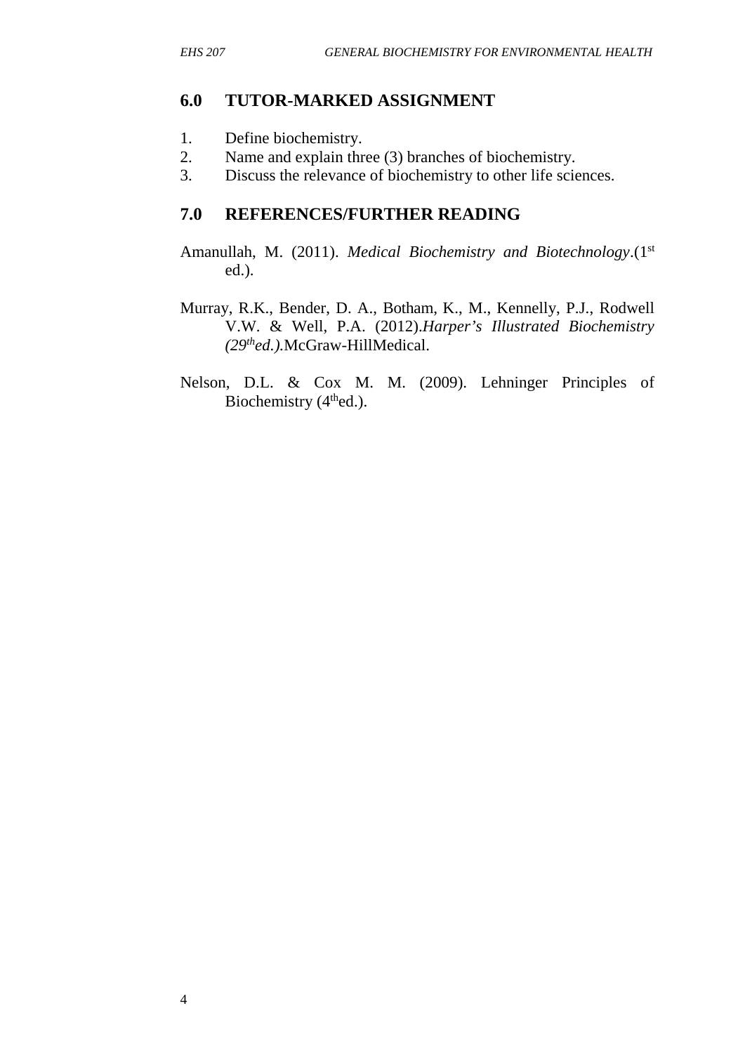## 6.0 TUTOR-MARKED ASSIGNMENT

1. Define biochemistry.
2. Name and explain three (3) branches of biochemistry.
3. Discuss the relevance of biochemistry to other life sciences.

## 7.0 REFERENCES/FURTHER READING

Amanullah, M. (2011). *Medical Biochemistry and Biotechnology*.(1st ed.).

Murray, R.K., Bender, D. A., Botham, K., M., Kennelly, P.J., Rodwell V.W. & Well, P.A. (2012).*Harper's Illustrated Biochemistry (29thed.).*McGraw-HillMedical.

Nelson, D.L. & Cox M. M. (2009). Lehninger Principles of Biochemistry (4thed.).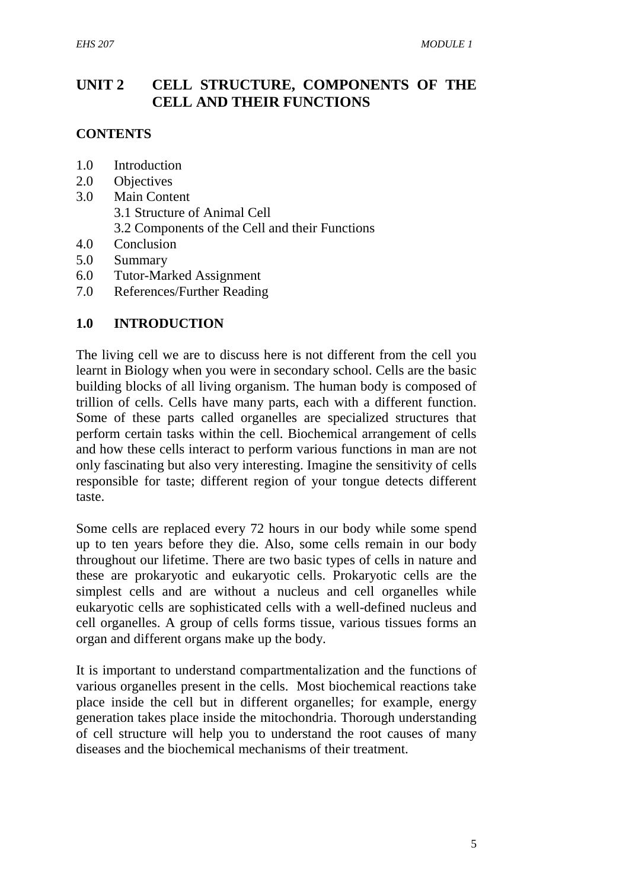# UNIT 2 CELL STRUCTURE, COMPONENTS OF THE CELL AND THEIR FUNCTIONS

**CONTENTS**

- 1.0 Introduction
- 2.0 Objectives
- 3.0 Main Content
  - 3.1 Structure of Animal Cell
  - 3.2 Components of the Cell and their Functions
- 4.0 Conclusion
- 5.0 Summary
- 6.0 Tutor-Marked Assignment
- 7.0 References/Further Reading

## 1.0 INTRODUCTION

The living cell we are to discuss here is not different from the cell you learnt in Biology when you were in secondary school. Cells are the basic building blocks of all living organism. The human body is composed of trillion of cells. Cells have many parts, each with a different function. Some of these parts called organelles are specialized structures that perform certain tasks within the cell. Biochemical arrangement of cells and how these cells interact to perform various functions in man are not only fascinating but also very interesting. Imagine the sensitivity of cells responsible for taste; different region of your tongue detects different taste.

Some cells are replaced every 72 hours in our body while some spend up to ten years before they die. Also, some cells remain in our body throughout our lifetime. There are two basic types of cells in nature and these are prokaryotic and eukaryotic cells. Prokaryotic cells are the simplest cells and are without a nucleus and cell organelles while eukaryotic cells are sophisticated cells with a well-defined nucleus and cell organelles. A group of cells forms tissue, various tissues forms an organ and different organs make up the body.

It is important to understand compartmentalization and the functions of various organelles present in the cells. Most biochemical reactions take place inside the cell but in different organelles; for example, energy generation takes place inside the mitochondria. Thorough understanding of cell structure will help you to understand the root causes of many diseases and the biochemical mechanisms of their treatment.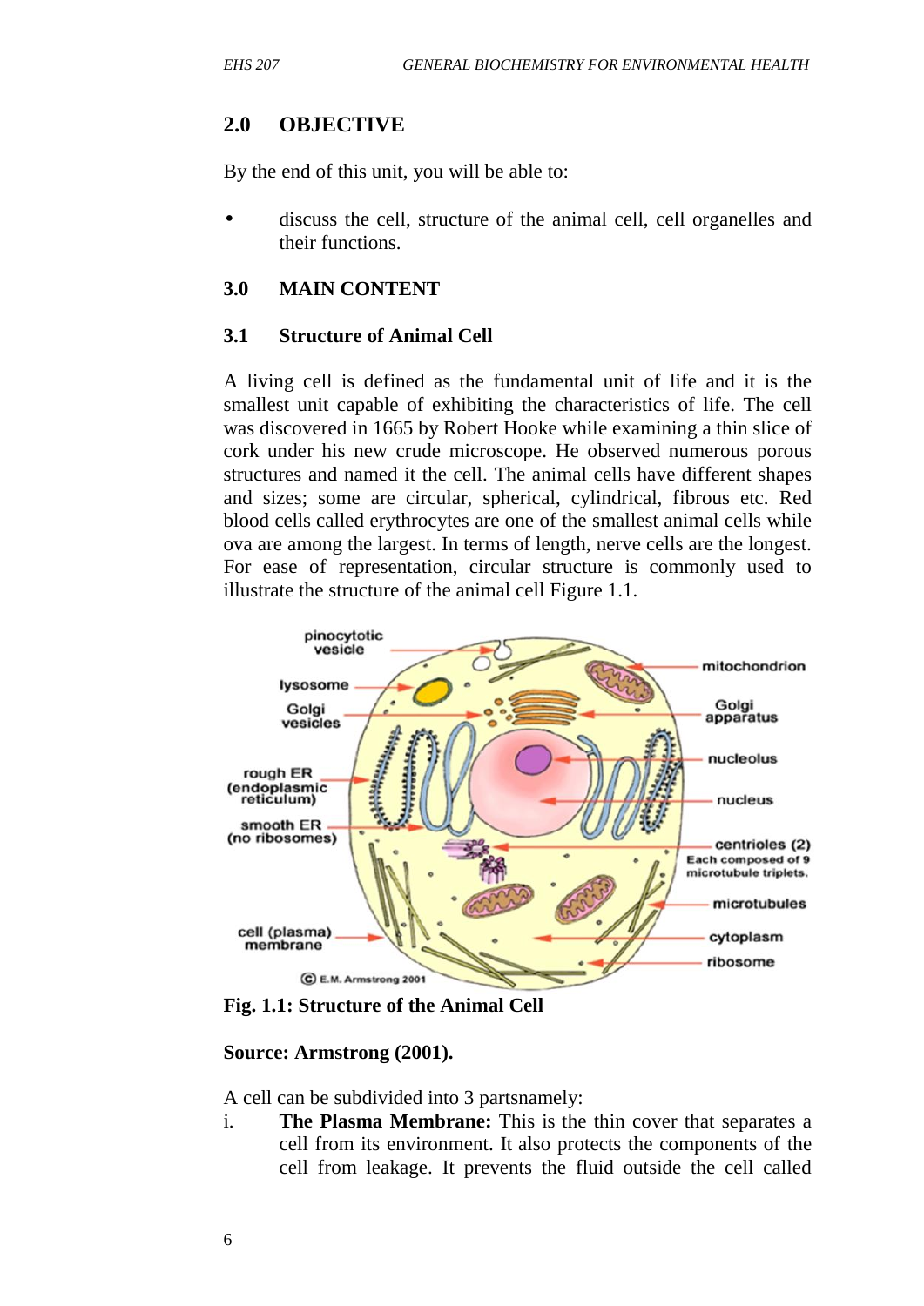## 2.0 OBJECTIVE

By the end of this unit, you will be able to:

- discuss the cell, structure of the animal cell, cell organelles and their functions.

## 3.0 MAIN CONTENT

### 3.1 Structure of Animal Cell

A living cell is defined as the fundamental unit of life and it is the smallest unit capable of exhibiting the characteristics of life. The cell was discovered in 1665 by Robert Hooke while examining a thin slice of cork under his new crude microscope. He observed numerous porous structures and named it the cell. The animal cells have different shapes and sizes; some are circular, spherical, cylindrical, fibrous etc. Red blood cells called erythrocytes are one of the smallest animal cells while ova are among the largest. In terms of length, nerve cells are the longest. For ease of representation, circular structure is commonly used to illustrate the structure of the animal cell Figure 1.1.

**Fig. 1.1: Structure of the Animal Cell**

**Source: Armstrong (2001).**

A cell can be subdivided into 3 partsnamely:

i. **The Plasma Membrane:** This is the thin cover that separates a cell from its environment. It also protects the components of the cell from leakage. It prevents the fluid outside the cell called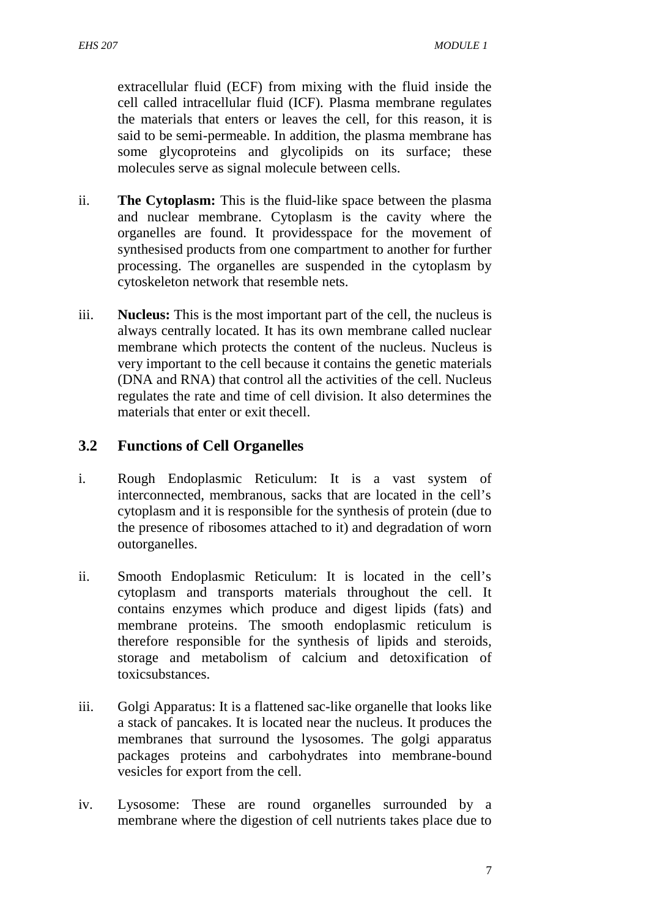extracellular fluid (ECF) from mixing with the fluid inside the cell called intracellular fluid (ICF). Plasma membrane regulates the materials that enters or leaves the cell, for this reason, it is said to be semi-permeable. In addition, the plasma membrane has some glycoproteins and glycolipids on its surface; these molecules serve as signal molecule between cells.

ii. **The Cytoplasm:** This is the fluid-like space between the plasma and nuclear membrane. Cytoplasm is the cavity where the organelles are found. It providesspace for the movement of synthesised products from one compartment to another for further processing. The organelles are suspended in the cytoplasm by cytoskeleton network that resemble nets.

iii. **Nucleus:** This is the most important part of the cell, the nucleus is always centrally located. It has its own membrane called nuclear membrane which protects the content of the nucleus. Nucleus is very important to the cell because it contains the genetic materials (DNA and RNA) that control all the activities of the cell. Nucleus regulates the rate and time of cell division. It also determines the materials that enter or exit thecell.

## 3.2 Functions of Cell Organelles

i. Rough Endoplasmic Reticulum: It is a vast system of interconnected, membranous, sacks that are located in the cell's cytoplasm and it is responsible for the synthesis of protein (due to the presence of ribosomes attached to it) and degradation of worn outorganelles.

ii. Smooth Endoplasmic Reticulum: It is located in the cell's cytoplasm and transports materials throughout the cell. It contains enzymes which produce and digest lipids (fats) and membrane proteins. The smooth endoplasmic reticulum is therefore responsible for the synthesis of lipids and steroids, storage and metabolism of calcium and detoxification of toxicsubstances.

iii. Golgi Apparatus: It is a flattened sac-like organelle that looks like a stack of pancakes. It is located near the nucleus. It produces the membranes that surround the lysosomes. The golgi apparatus packages proteins and carbohydrates into membrane-bound vesicles for export from the cell.

iv. Lysosome: These are round organelles surrounded by a membrane where the digestion of cell nutrients takes place due to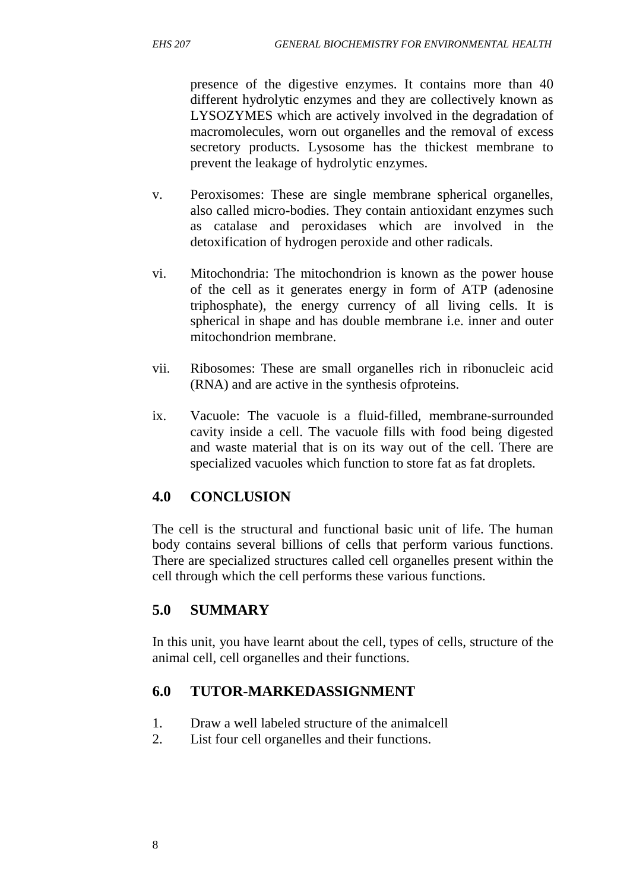presence of the digestive enzymes. It contains more than 40 different hydrolytic enzymes and they are collectively known as LYSOZYMES which are actively involved in the degradation of macromolecules, worn out organelles and the removal of excess secretory products. Lysosome has the thickest membrane to prevent the leakage of hydrolytic enzymes.

v. Peroxisomes: These are single membrane spherical organelles, also called micro-bodies. They contain antioxidant enzymes such as catalase and peroxidases which are involved in the detoxification of hydrogen peroxide and other radicals.

vi. Mitochondria: The mitochondrion is known as the power house of the cell as it generates energy in form of ATP (adenosine triphosphate), the energy currency of all living cells. It is spherical in shape and has double membrane i.e. inner and outer mitochondrion membrane.

vii. Ribosomes: These are small organelles rich in ribonucleic acid (RNA) and are active in the synthesis ofproteins.

ix. Vacuole: The vacuole is a fluid-filled, membrane-surrounded cavity inside a cell. The vacuole fills with food being digested and waste material that is on its way out of the cell. There are specialized vacuoles which function to store fat as fat droplets.

## 4.0 CONCLUSION

The cell is the structural and functional basic unit of life. The human body contains several billions of cells that perform various functions. There are specialized structures called cell organelles present within the cell through which the cell performs these various functions.

## 5.0 SUMMARY

In this unit, you have learnt about the cell, types of cells, structure of the animal cell, cell organelles and their functions.

## 6.0 TUTOR-MARKEDASSIGNMENT

1. Draw a well labeled structure of the animalcell
2. List four cell organelles and their functions.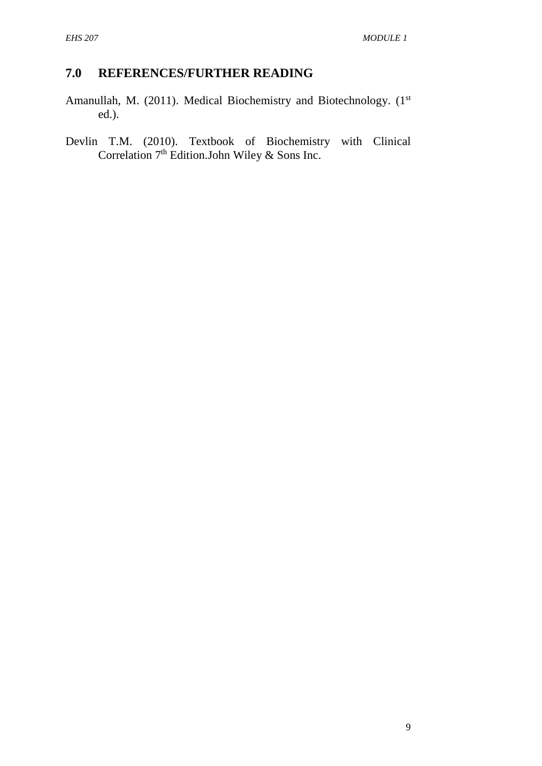## 7.0 REFERENCES/FURTHER READING

Amanullah, M. (2011). Medical Biochemistry and Biotechnology. (1st ed.).

Devlin T.M. (2010). Textbook of Biochemistry with Clinical Correlation 7th Edition.John Wiley & Sons Inc.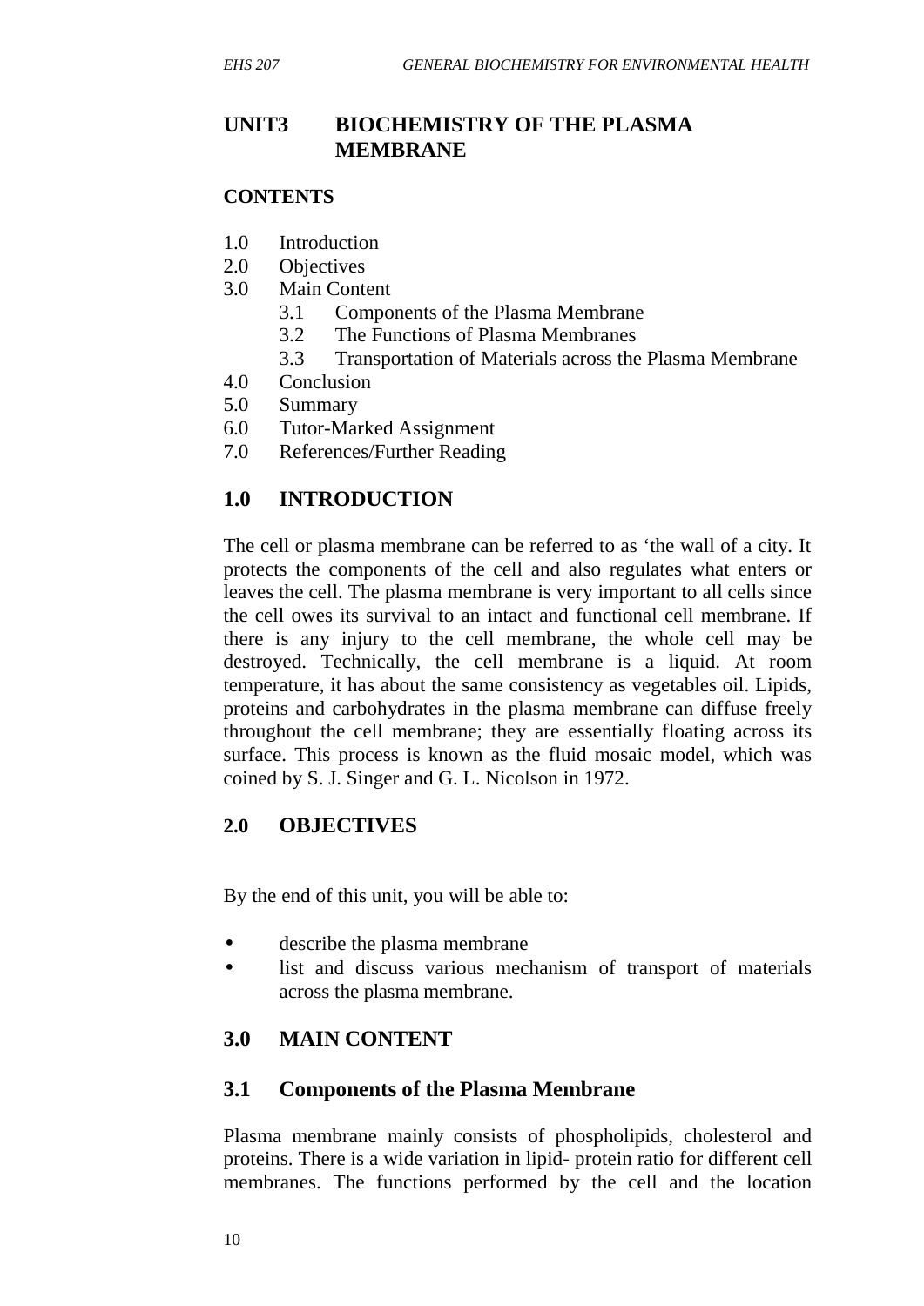## UNIT3 BIOCHEMISTRY OF THE PLASMA MEMBRANE

**CONTENTS**

1.0 Introduction
2.0 Objectives
3.0 Main Content
 3.1 Components of the Plasma Membrane
 3.2 The Functions of Plasma Membranes
 3.3 Transportation of Materials across the Plasma Membrane
4.0 Conclusion
5.0 Summary
6.0 Tutor-Marked Assignment
7.0 References/Further Reading

## 1.0 INTRODUCTION

The cell or plasma membrane can be referred to as 'the wall of a city. It protects the components of the cell and also regulates what enters or leaves the cell. The plasma membrane is very important to all cells since the cell owes its survival to an intact and functional cell membrane. If there is any injury to the cell membrane, the whole cell may be destroyed. Technically, the cell membrane is a liquid. At room temperature, it has about the same consistency as vegetables oil. Lipids, proteins and carbohydrates in the plasma membrane can diffuse freely throughout the cell membrane; they are essentially floating across its surface. This process is known as the fluid mosaic model, which was coined by S. J. Singer and G. L. Nicolson in 1972.

## 2.0 OBJECTIVES

By the end of this unit, you will be able to:

- describe the plasma membrane
- list and discuss various mechanism of transport of materials across the plasma membrane.

## 3.0 MAIN CONTENT

### 3.1 Components of the Plasma Membrane

Plasma membrane mainly consists of phospholipids, cholesterol and proteins. There is a wide variation in lipid- protein ratio for different cell membranes. The functions performed by the cell and the location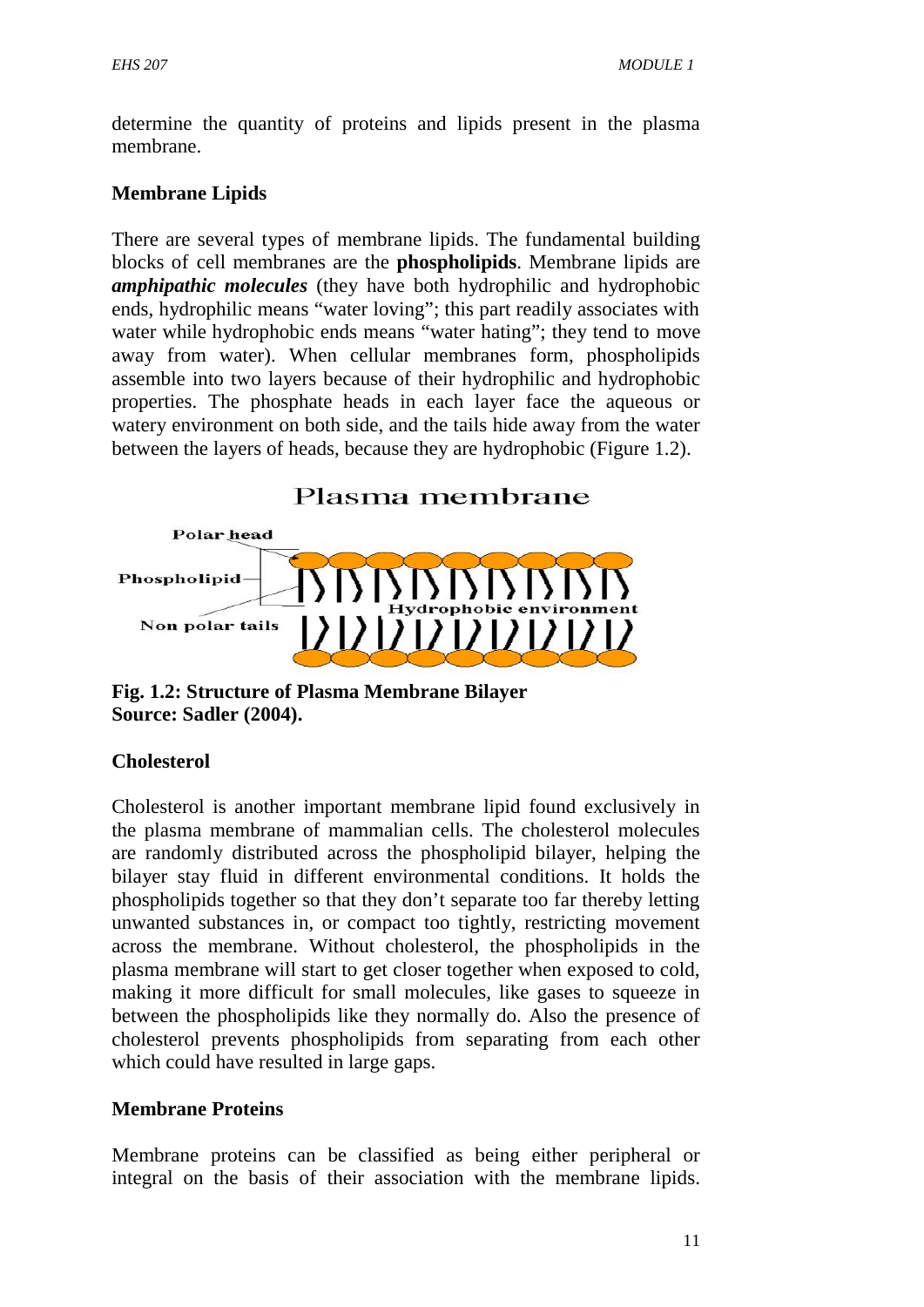determine the quantity of proteins and lipids present in the plasma membrane.

**Membrane Lipids**

There are several types of membrane lipids. The fundamental building blocks of cell membranes are the **phospholipids**. Membrane lipids are ***amphipathic molecules*** (they have both hydrophilic and hydrophobic ends, hydrophilic means "water loving"; this part readily associates with water while hydrophobic ends means "water hating"; they tend to move away from water). When cellular membranes form, phospholipids assemble into two layers because of their hydrophilic and hydrophobic properties. The phosphate heads in each layer face the aqueous or watery environment on both side, and the tails hide away from the water between the layers of heads, because they are hydrophobic (Figure 1.2).

**Fig. 1.2: Structure of Plasma Membrane Bilayer**
**Source: Sadler (2004).**

**Cholesterol**

Cholesterol is another important membrane lipid found exclusively in the plasma membrane of mammalian cells. The cholesterol molecules are randomly distributed across the phospholipid bilayer, helping the bilayer stay fluid in different environmental conditions. It holds the phospholipids together so that they don't separate too far thereby letting unwanted substances in, or compact too tightly, restricting movement across the membrane. Without cholesterol, the phospholipids in the plasma membrane will start to get closer together when exposed to cold, making it more difficult for small molecules, like gases to squeeze in between the phospholipids like they normally do. Also the presence of cholesterol prevents phospholipids from separating from each other which could have resulted in large gaps.

**Membrane Proteins**

Membrane proteins can be classified as being either peripheral or integral on the basis of their association with the membrane lipids.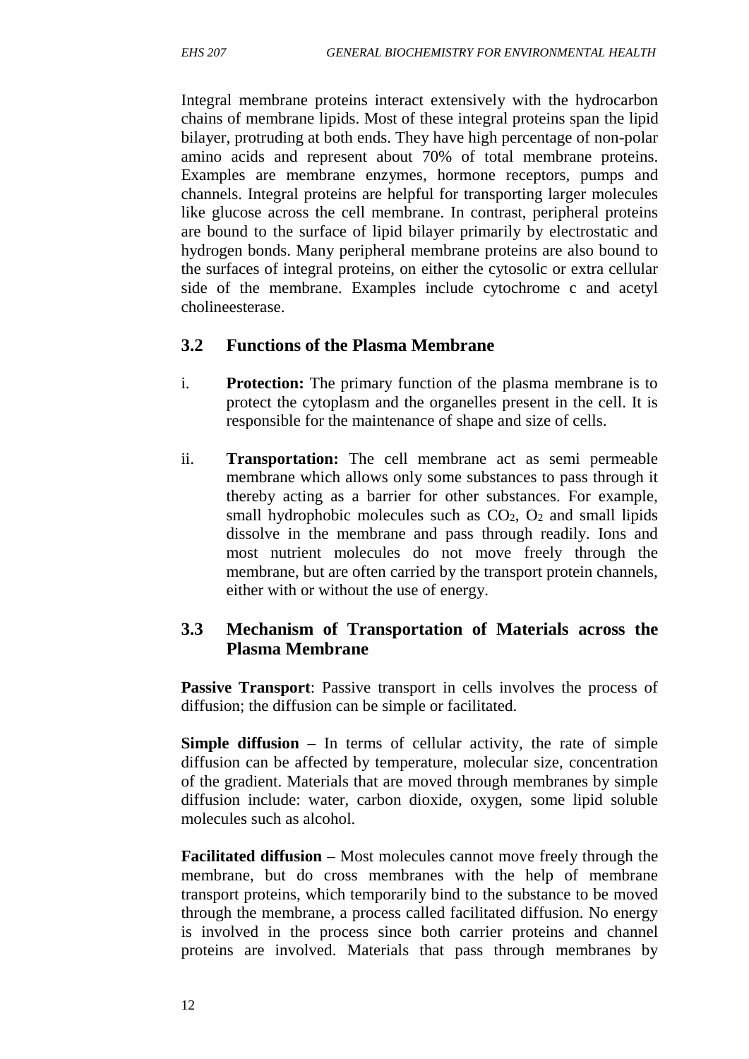Integral membrane proteins interact extensively with the hydrocarbon chains of membrane lipids. Most of these integral proteins span the lipid bilayer, protruding at both ends. They have high percentage of non-polar amino acids and represent about 70% of total membrane proteins. Examples are membrane enzymes, hormone receptors, pumps and channels. Integral proteins are helpful for transporting larger molecules like glucose across the cell membrane. In contrast, peripheral proteins are bound to the surface of lipid bilayer primarily by electrostatic and hydrogen bonds. Many peripheral membrane proteins are also bound to the surfaces of integral proteins, on either the cytosolic or extra cellular side of the membrane. Examples include cytochrome c and acetyl cholineesterase.

## 3.2 Functions of the Plasma Membrane

i. **Protection:** The primary function of the plasma membrane is to protect the cytoplasm and the organelles present in the cell. It is responsible for the maintenance of shape and size of cells.

ii. **Transportation:** The cell membrane act as semi permeable membrane which allows only some substances to pass through it thereby acting as a barrier for other substances. For example, small hydrophobic molecules such as $CO_2$, $O_2$ and small lipids dissolve in the membrane and pass through readily. Ions and most nutrient molecules do not move freely through the membrane, but are often carried by the transport protein channels, either with or without the use of energy.

## 3.3 Mechanism of Transportation of Materials across the Plasma Membrane

**Passive Transport**: Passive transport in cells involves the process of diffusion; the diffusion can be simple or facilitated.

**Simple diffusion** – In terms of cellular activity, the rate of simple diffusion can be affected by temperature, molecular size, concentration of the gradient. Materials that are moved through membranes by simple diffusion include: water, carbon dioxide, oxygen, some lipid soluble molecules such as alcohol.

**Facilitated diffusion** – Most molecules cannot move freely through the membrane, but do cross membranes with the help of membrane transport proteins, which temporarily bind to the substance to be moved through the membrane, a process called facilitated diffusion. No energy is involved in the process since both carrier proteins and channel proteins are involved. Materials that pass through membranes by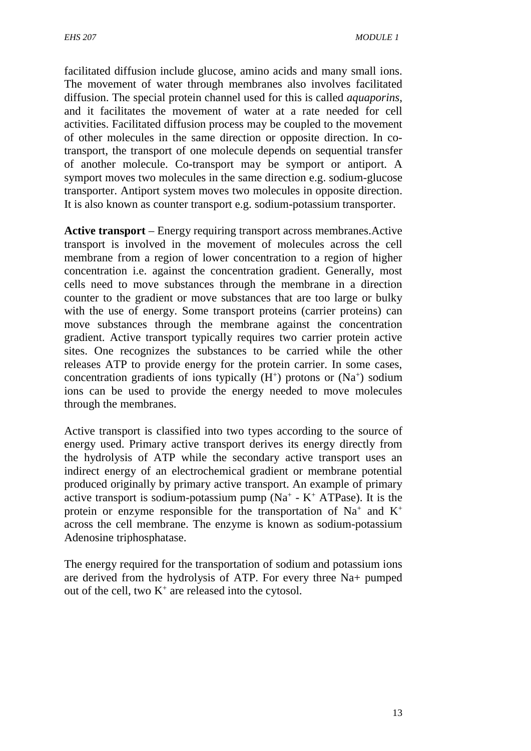facilitated diffusion include glucose, amino acids and many small ions. The movement of water through membranes also involves facilitated diffusion. The special protein channel used for this is called *aquaporins*, and it facilitates the movement of water at a rate needed for cell activities. Facilitated diffusion process may be coupled to the movement of other molecules in the same direction or opposite direction. In co-transport, the transport of one molecule depends on sequential transfer of another molecule. Co-transport may be symport or antiport. A symport moves two molecules in the same direction e.g. sodium-glucose transporter. Antiport system moves two molecules in opposite direction. It is also known as counter transport e.g. sodium-potassium transporter.

**Active transport** – Energy requiring transport across membranes.Active transport is involved in the movement of molecules across the cell membrane from a region of lower concentration to a region of higher concentration i.e. against the concentration gradient. Generally, most cells need to move substances through the membrane in a direction counter to the gradient or move substances that are too large or bulky with the use of energy. Some transport proteins (carrier proteins) can move substances through the membrane against the concentration gradient. Active transport typically requires two carrier protein active sites. One recognizes the substances to be carried while the other releases ATP to provide energy for the protein carrier. In some cases, concentration gradients of ions typically ($H^+$) protons or ($Na^+$) sodium ions can be used to provide the energy needed to move molecules through the membranes.

Active transport is classified into two types according to the source of energy used. Primary active transport derives its energy directly from the hydrolysis of ATP while the secondary active transport uses an indirect energy of an electrochemical gradient or membrane potential produced originally by primary active transport. An example of primary active transport is sodium-potassium pump ($Na^+$ - $K^+$ ATPase). It is the protein or enzyme responsible for the transportation of $Na^+$ and $K^+$ across the cell membrane. The enzyme is known as sodium-potassium Adenosine triphosphatase.

The energy required for the transportation of sodium and potassium ions are derived from the hydrolysis of ATP. For every three Na+ pumped out of the cell, two $K^+$ are released into the cytosol.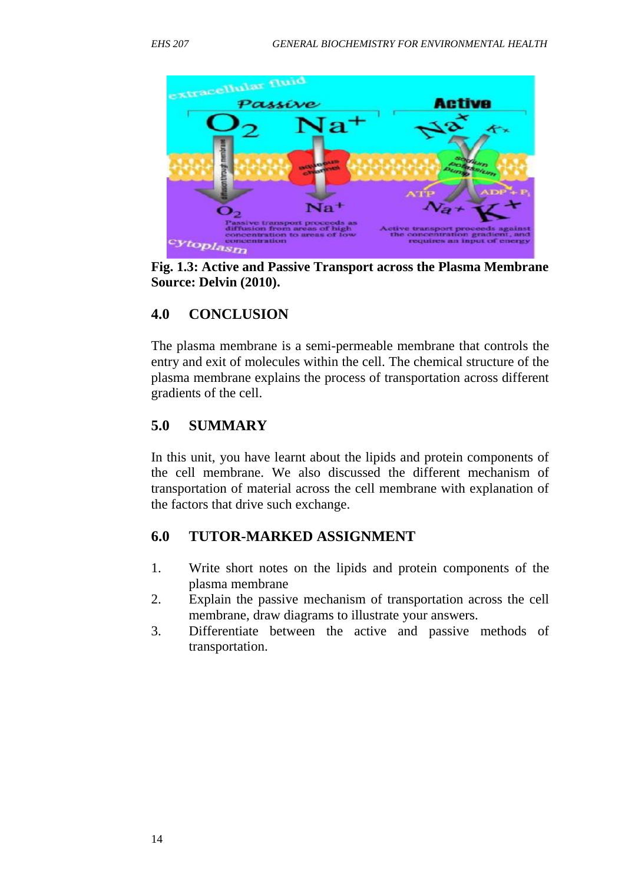**Fig. 1.3: Active and Passive Transport across the Plasma Membrane Source: Delvin (2010).**

## 4.0 CONCLUSION

The plasma membrane is a semi-permeable membrane that controls the entry and exit of molecules within the cell. The chemical structure of the plasma membrane explains the process of transportation across different gradients of the cell.

## 5.0 SUMMARY

In this unit, you have learnt about the lipids and protein components of the cell membrane. We also discussed the different mechanism of transportation of material across the cell membrane with explanation of the factors that drive such exchange.

## 6.0 TUTOR-MARKED ASSIGNMENT

1. Write short notes on the lipids and protein components of the plasma membrane
2. Explain the passive mechanism of transportation across the cell membrane, draw diagrams to illustrate your answers.
3. Differentiate between the active and passive methods of transportation.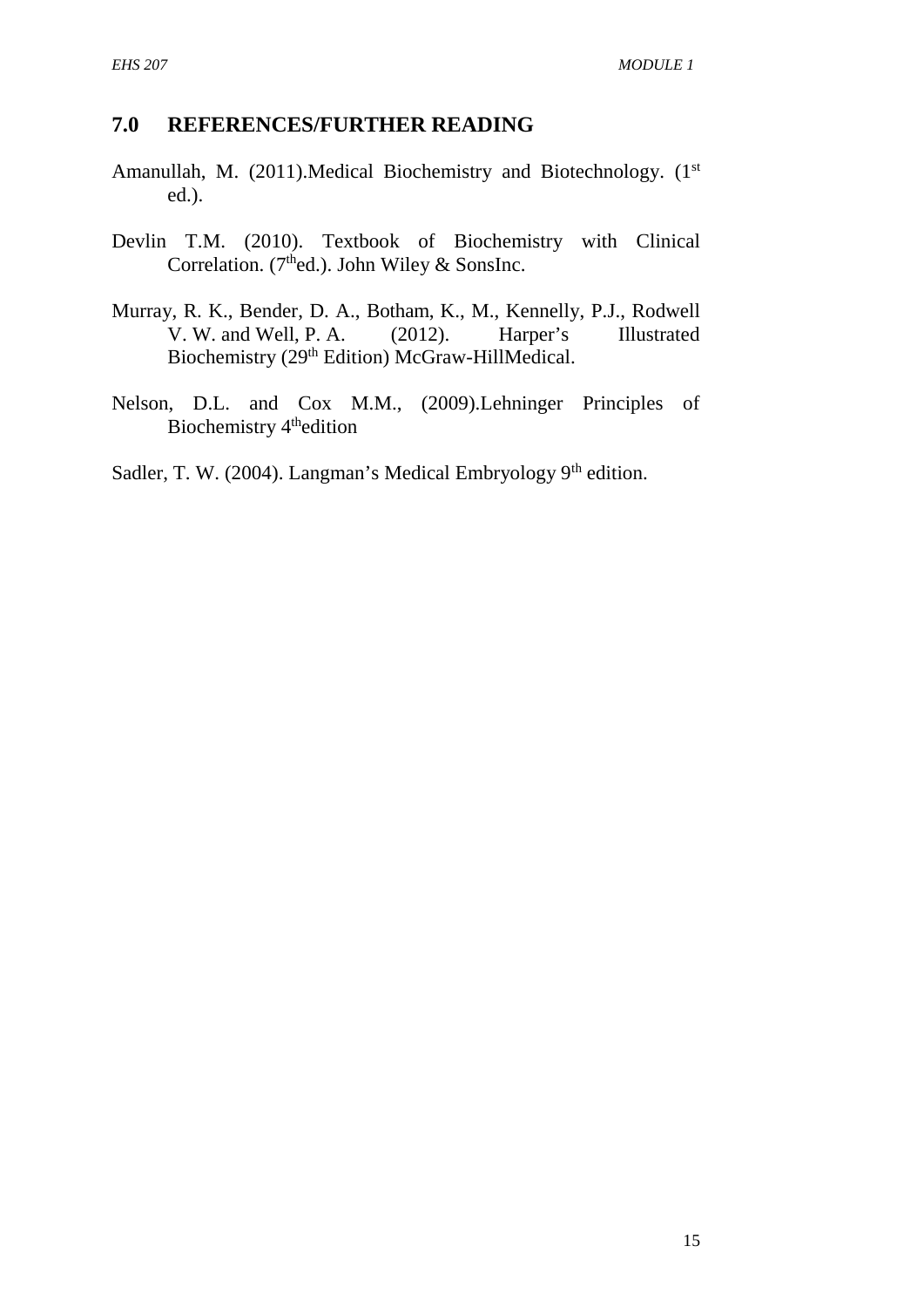## 7.0 REFERENCES/FURTHER READING

Amanullah, M. (2011).Medical Biochemistry and Biotechnology. (1st ed.).

Devlin T.M. (2010). Textbook of Biochemistry with Clinical Correlation. (7thed.). John Wiley & SonsInc.

Murray, R. K., Bender, D. A., Botham, K., M., Kennelly, P.J., Rodwell V. W. and Well, P. A. (2012). Harper's Illustrated Biochemistry (29th Edition) McGraw-HillMedical.

Nelson, D.L. and Cox M.M., (2009).Lehninger Principles of Biochemistry 4thedition

Sadler, T. W. (2004). Langman's Medical Embryology 9th edition.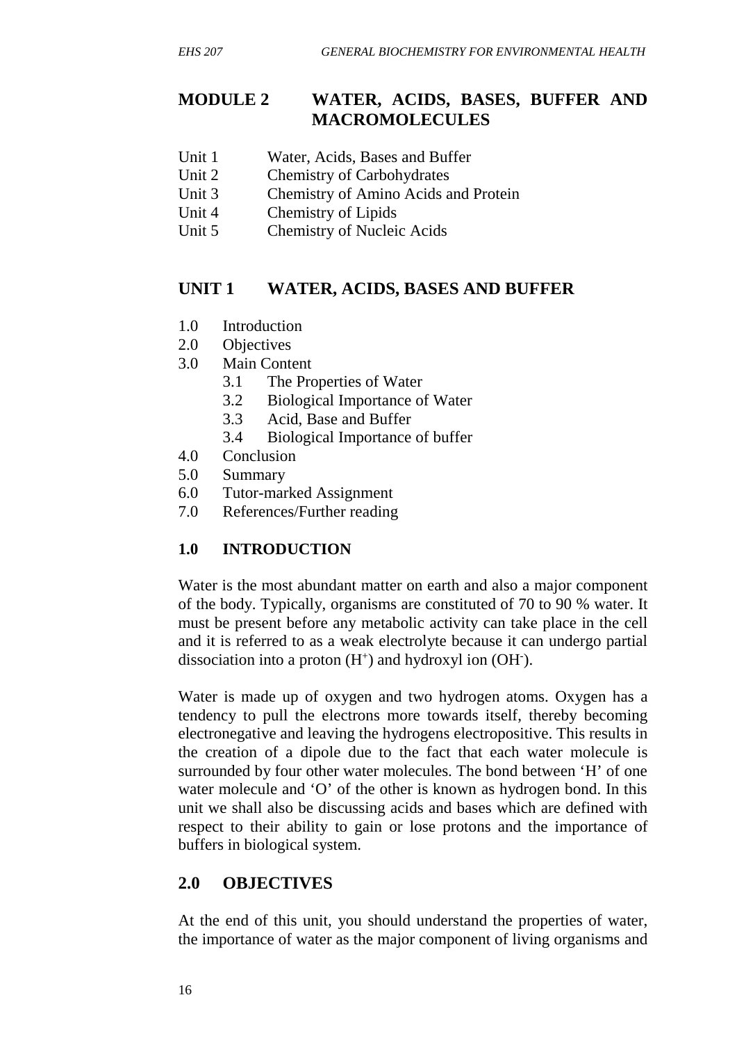# MODULE 2 WATER, ACIDS, BASES, BUFFER AND MACROMOLECULES

- Unit 1 Water, Acids, Bases and Buffer
- Unit 2 Chemistry of Carbohydrates
- Unit 3 Chemistry of Amino Acids and Protein
- Unit 4 Chemistry of Lipids
- Unit 5 Chemistry of Nucleic Acids

## UNIT 1 WATER, ACIDS, BASES AND BUFFER

- 1.0 Introduction
- 2.0 Objectives
- 3.0 Main Content
    - 3.1 The Properties of Water
    - 3.2 Biological Importance of Water
    - 3.3 Acid, Base and Buffer
    - 3.4 Biological Importance of buffer
- 4.0 Conclusion
- 5.0 Summary
- 6.0 Tutor-marked Assignment
- 7.0 References/Further reading

### 1.0 INTRODUCTION

Water is the most abundant matter on earth and also a major component of the body. Typically, organisms are constituted of 70 to 90 % water. It must be present before any metabolic activity can take place in the cell and it is referred to as a weak electrolyte because it can undergo partial dissociation into a proton ($H^+$) and hydroxyl ion ($OH^-$).

Water is made up of oxygen and two hydrogen atoms. Oxygen has a tendency to pull the electrons more towards itself, thereby becoming electronegative and leaving the hydrogens electropositive. This results in the creation of a dipole due to the fact that each water molecule is surrounded by four other water molecules. The bond between 'H' of one water molecule and 'O' of the other is known as hydrogen bond. In this unit we shall also be discussing acids and bases which are defined with respect to their ability to gain or lose protons and the importance of buffers in biological system.

### 2.0 OBJECTIVES

At the end of this unit, you should understand the properties of water, the importance of water as the major component of living organisms and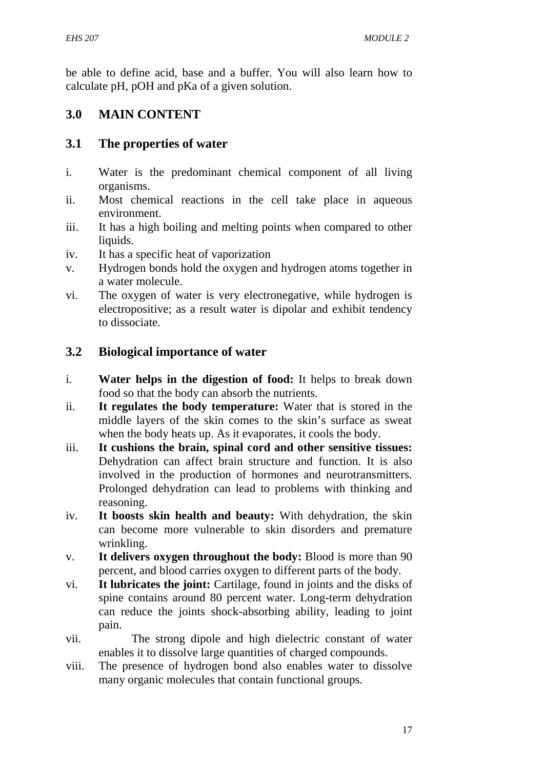be able to define acid, base and a buffer. You will also learn how to calculate pH, pOH and pKa of a given solution.

## 3.0 MAIN CONTENT

### 3.1 The properties of water

i. Water is the predominant chemical component of all living organisms.
ii. Most chemical reactions in the cell take place in aqueous environment.
iii. It has a high boiling and melting points when compared to other liquids.
iv. It has a specific heat of vaporization
v. Hydrogen bonds hold the oxygen and hydrogen atoms together in a water molecule.
vi. The oxygen of water is very electronegative, while hydrogen is electropositive; as a result water is dipolar and exhibit tendency to dissociate.

### 3.2 Biological importance of water

i. **Water helps in the digestion of food:** It helps to break down food so that the body can absorb the nutrients.
ii. **It regulates the body temperature:** Water that is stored in the middle layers of the skin comes to the skin's surface as sweat when the body heats up. As it evaporates, it cools the body.
iii. **It cushions the brain, spinal cord and other sensitive tissues:** Dehydration can affect brain structure and function. It is also involved in the production of hormones and neurotransmitters. Prolonged dehydration can lead to problems with thinking and reasoning.
iv. **It boosts skin health and beauty:** With dehydration, the skin can become more vulnerable to skin disorders and premature wrinkling.
v. **It delivers oxygen throughout the body:** Blood is more than 90 percent, and blood carries oxygen to different parts of the body.
vi. **It lubricates the joint:** Cartilage, found in joints and the disks of spine contains around 80 percent water. Long-term dehydration can reduce the joints shock-absorbing ability, leading to joint pain.
vii. The strong dipole and high dielectric constant of water enables it to dissolve large quantities of charged compounds.
viii. The presence of hydrogen bond also enables water to dissolve many organic molecules that contain functional groups.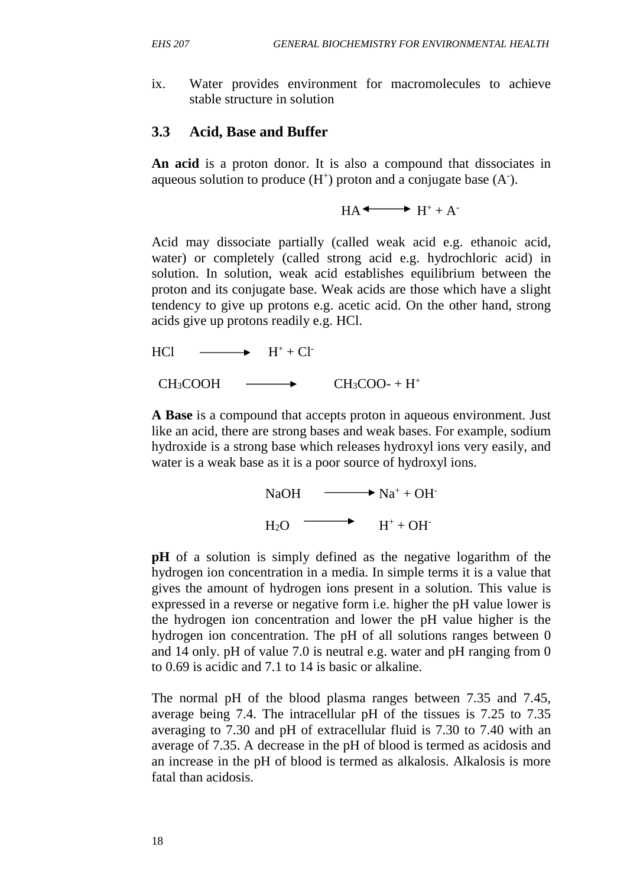ix. Water provides environment for macromolecules to achieve stable structure in solution

## 3.3 Acid, Base and Buffer

**An acid** is a proton donor. It is also a compound that dissociates in aqueous solution to produce ($H^+$) proton and a conjugate base ($A^-$).

$$HA \longleftrightarrow H^+ + A^-$$

Acid may dissociate partially (called weak acid e.g. ethanoic acid, water) or completely (called strong acid e.g. hydrochloric acid) in solution. In solution, weak acid establishes equilibrium between the proton and its conjugate base. Weak acids are those which have a slight tendency to give up protons e.g. acetic acid. On the other hand, strong acids give up protons readily e.g. HCl.

$$HCl \longrightarrow H^+ + Cl^-$$

$$CH_3COOH \longrightarrow CH_3COO- + H^+$$

**A Base** is a compound that accepts proton in aqueous environment. Just like an acid, there are strong bases and weak bases. For example, sodium hydroxide is a strong base which releases hydroxyl ions very easily, and water is a weak base as it is a poor source of hydroxyl ions.

$$NaOH \longrightarrow Na^+ + OH^-$$

$$H_2O \longrightarrow H^+ + OH^-$$

**pH** of a solution is simply defined as the negative logarithm of the hydrogen ion concentration in a media. In simple terms it is a value that gives the amount of hydrogen ions present in a solution. This value is expressed in a reverse or negative form i.e. higher the pH value lower is the hydrogen ion concentration and lower the pH value higher is the hydrogen ion concentration. The pH of all solutions ranges between 0 and 14 only. pH of value 7.0 is neutral e.g. water and pH ranging from 0 to 0.69 is acidic and 7.1 to 14 is basic or alkaline.

The normal pH of the blood plasma ranges between 7.35 and 7.45, average being 7.4. The intracellular pH of the tissues is 7.25 to 7.35 averaging to 7.30 and pH of extracellular fluid is 7.30 to 7.40 with an average of 7.35. A decrease in the pH of blood is termed as acidosis and an increase in the pH of blood is termed as alkalosis. Alkalosis is more fatal than acidosis.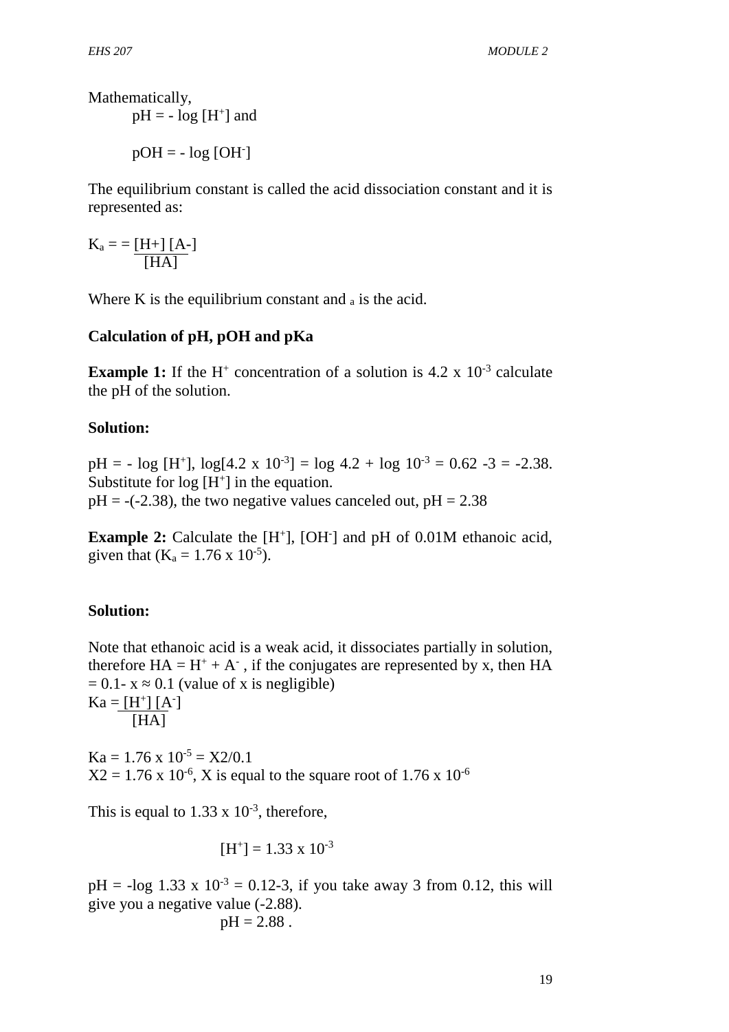Mathematically,

$pH = - \log [H^+]$ and

$pOH = - \log [OH^-]$

The equilibrium constant is called the acid dissociation constant and it is represented as:

$$K_a = = \frac{[H+] [A-]}{[HA]}$$

Where K is the equilibrium constant and $_a$ is the acid.

**Calculation of pH, pOH and pKa**

**Example 1:** If the $H^+$ concentration of a solution is $4.2 \times 10^{-3}$ calculate the pH of the solution.

**Solution:**

$pH = - \log [H^+]$, $\log[4.2 \times 10^{-3}] = \log 4.2 + \log 10^{-3} = 0.62 - 3 = -2.38$. Substitute for $\log [H^+]$ in the equation.
$pH = -(-2.38)$, the two negative values canceled out, $pH = 2.38$

**Example 2:** Calculate the $[H^+]$, $[OH^-]$ and pH of 0.01M ethanoic acid, given that ($K_a = 1.76 \times 10^{-5}$).

**Solution:**

Note that ethanoic acid is a weak acid, it dissociates partially in solution, therefore $HA = H^+ + A^-$ , if the conjugates are represented by x, then $HA = 0.1 - x \approx 0.1$ (value of x is negligible)

$$Ka = \frac{[H^+] [A^-]}{[HA]}$$

$Ka = 1.76 \times 10^{-5} = X2/0.1$
$X2 = 1.76 \times 10^{-6}$, X is equal to the square root of $1.76 \times 10^{-6}$

This is equal to $1.33 \times 10^{-3}$, therefore,

$$[H^+] = 1.33 \times 10^{-3}$$

$pH = -\log 1.33 \times 10^{-3} = 0.12-3$, if you take away 3 from 0.12, this will give you a negative value (-2.88).

$$pH = 2.88 .$$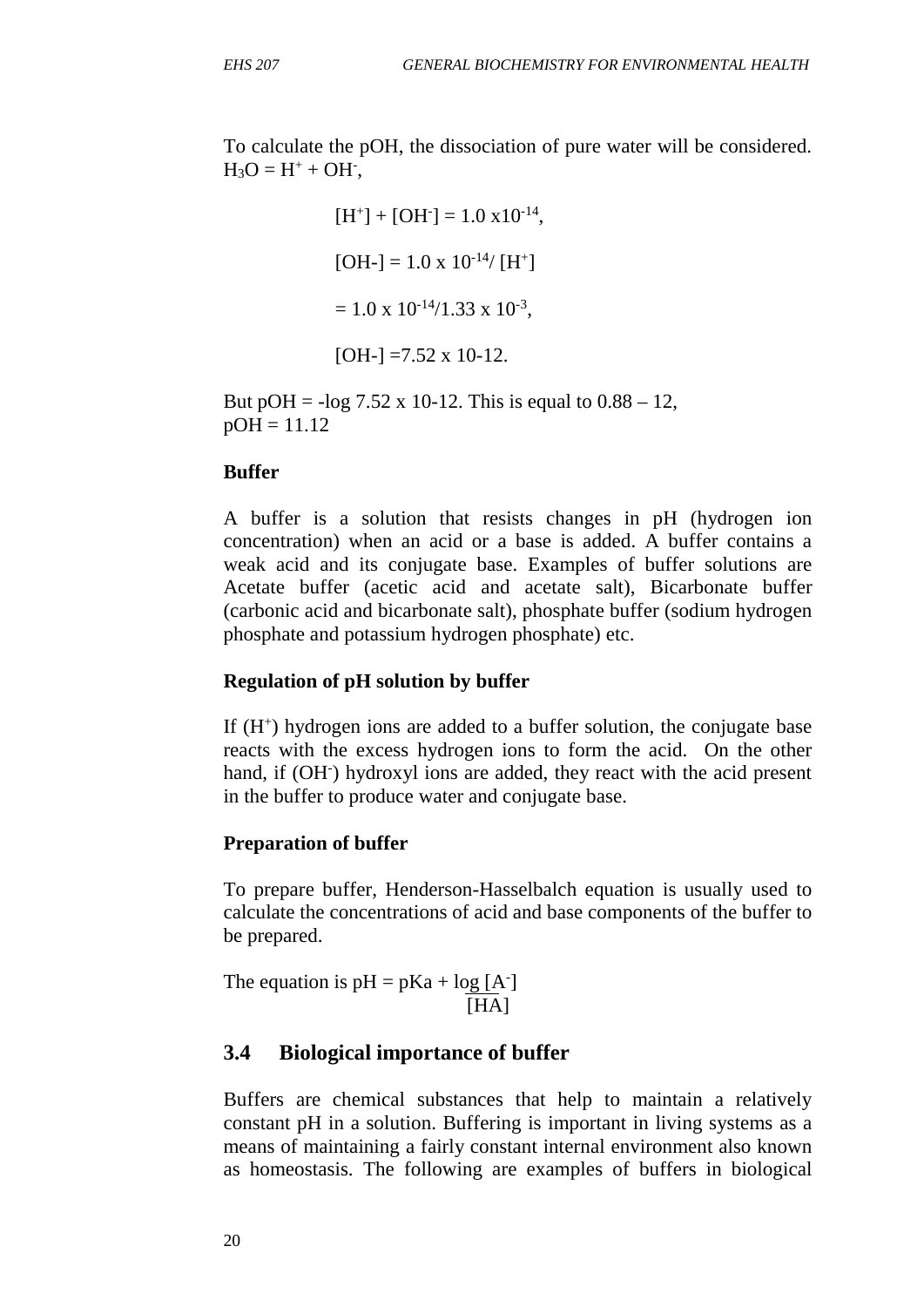To calculate the pOH, the dissociation of pure water will be considered. $H_3O = H^+ + OH^-$,

$$[H^+] + [OH^-] = 1.0 \times 10^{-14},$$

$$[OH-] = 1.0 \times 10^{-14} / [H^+]$$

$$= 1.0 \times 10^{-14} / 1.33 \times 10^{-3},$$

$$[OH-] = 7.52 \times 10\text{-}12.$$

But pOH = -log 7.52 x 10-12. This is equal to 0.88 – 12,
pOH = 11.12

**Buffer**

A buffer is a solution that resists changes in pH (hydrogen ion concentration) when an acid or a base is added. A buffer contains a weak acid and its conjugate base. Examples of buffer solutions are Acetate buffer (acetic acid and acetate salt), Bicarbonate buffer (carbonic acid and bicarbonate salt), phosphate buffer (sodium hydrogen phosphate and potassium hydrogen phosphate) etc.

**Regulation of pH solution by buffer**

If ($H^+$) hydrogen ions are added to a buffer solution, the conjugate base reacts with the excess hydrogen ions to form the acid. On the other hand, if ($OH^-$) hydroxyl ions are added, they react with the acid present in the buffer to produce water and conjugate base.

**Preparation of buffer**

To prepare buffer, Henderson-Hasselbalch equation is usually used to calculate the concentrations of acid and base components of the buffer to be prepared.

The equation is $pH = pKa + \log \frac{[A^-]}{[HA]}$

## 3.4 Biological importance of buffer

Buffers are chemical substances that help to maintain a relatively constant pH in a solution. Buffering is important in living systems as a means of maintaining a fairly constant internal environment also known as homeostasis. The following are examples of buffers in biological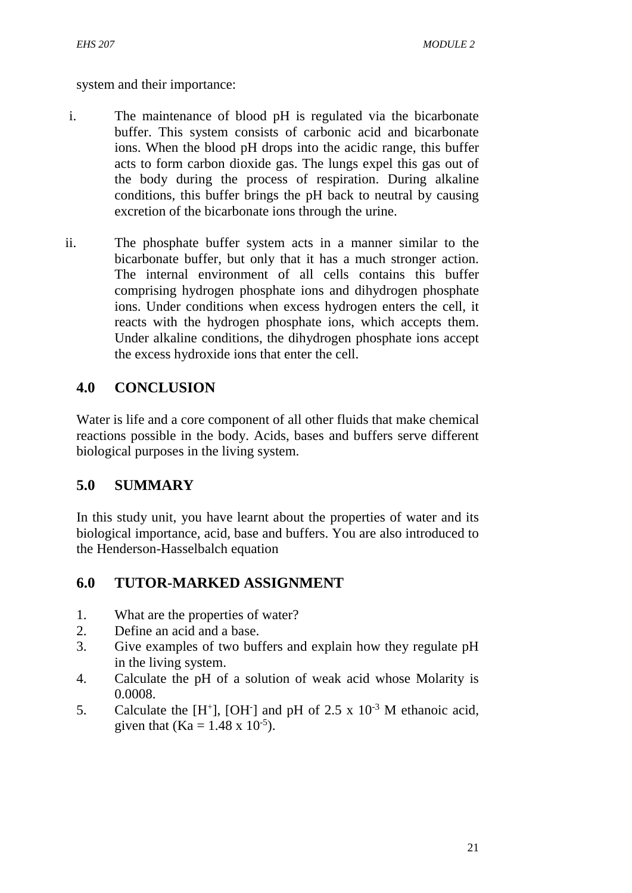system and their importance:

i. The maintenance of blood pH is regulated via the bicarbonate buffer. This system consists of carbonic acid and bicarbonate ions. When the blood pH drops into the acidic range, this buffer acts to form carbon dioxide gas. The lungs expel this gas out of the body during the process of respiration. During alkaline conditions, this buffer brings the pH back to neutral by causing excretion of the bicarbonate ions through the urine.

ii. The phosphate buffer system acts in a manner similar to the bicarbonate buffer, but only that it has a much stronger action. The internal environment of all cells contains this buffer comprising hydrogen phosphate ions and dihydrogen phosphate ions. Under conditions when excess hydrogen enters the cell, it reacts with the hydrogen phosphate ions, which accepts them. Under alkaline conditions, the dihydrogen phosphate ions accept the excess hydroxide ions that enter the cell.

## 4.0 CONCLUSION

Water is life and a core component of all other fluids that make chemical reactions possible in the body. Acids, bases and buffers serve different biological purposes in the living system.

## 5.0 SUMMARY

In this study unit, you have learnt about the properties of water and its biological importance, acid, base and buffers. You are also introduced to the Henderson-Hasselbalch equation

## 6.0 TUTOR-MARKED ASSIGNMENT

1. What are the properties of water?
2. Define an acid and a base.
3. Give examples of two buffers and explain how they regulate pH in the living system.
4. Calculate the pH of a solution of weak acid whose Molarity is 0.0008.
5. Calculate the $[H^+]$, $[OH^-]$ and pH of $2.5 \times 10^{-3}$ M ethanoic acid, given that ($Ka = 1.48 \times 10^{-5}$).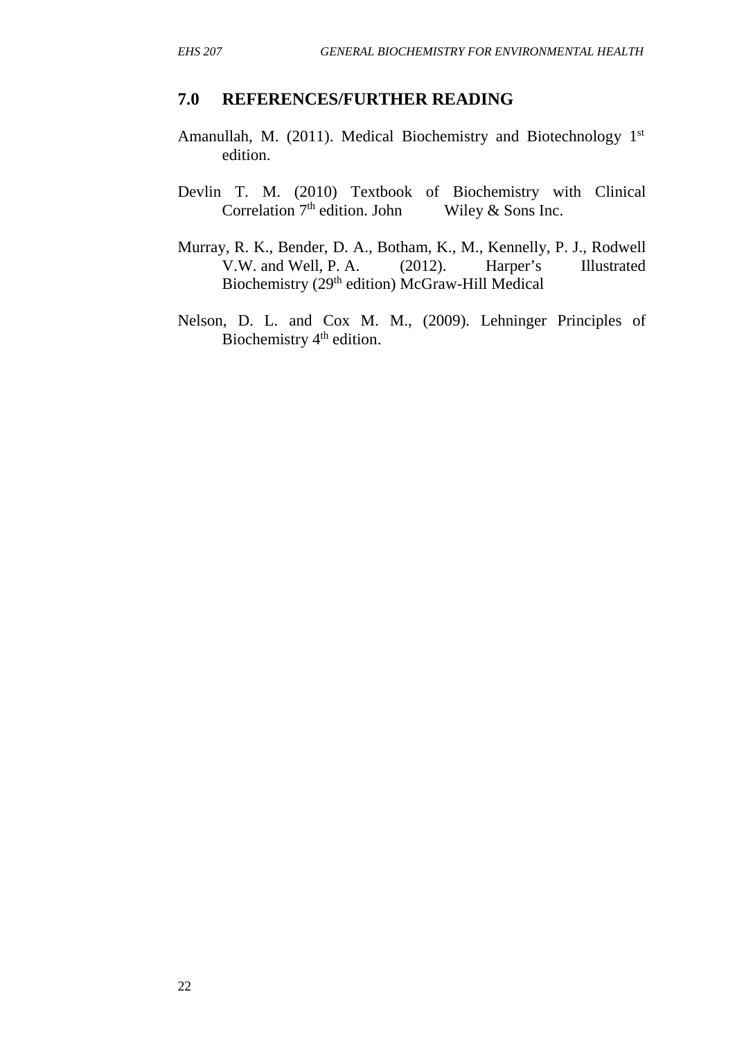## 7.0 REFERENCES/FURTHER READING

Amanullah, M. (2011). Medical Biochemistry and Biotechnology 1st edition.

Devlin T. M. (2010) Textbook of Biochemistry with Clinical Correlation 7th edition. John Wiley & Sons Inc.

Murray, R. K., Bender, D. A., Botham, K., M., Kennelly, P. J., Rodwell V.W. and Well, P. A. (2012). Harper's Illustrated Biochemistry (29th edition) McGraw-Hill Medical

Nelson, D. L. and Cox M. M., (2009). Lehninger Principles of Biochemistry 4th edition.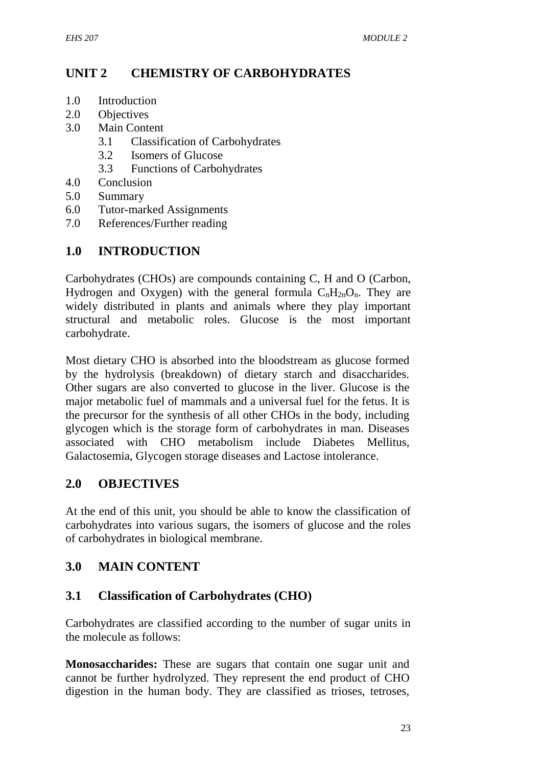## UNIT 2 CHEMISTRY OF CARBOHYDRATES

1.0 Introduction
2.0 Objectives
3.0 Main Content
    3.1 Classification of Carbohydrates
    3.2 Isomers of Glucose
    3.3 Functions of Carbohydrates
4.0 Conclusion
5.0 Summary
6.0 Tutor-marked Assignments
7.0 References/Further reading

## 1.0 INTRODUCTION

Carbohydrates (CHOs) are compounds containing C, H and O (Carbon, Hydrogen and Oxygen) with the general formula $C_nH_{2n}O_n$. They are widely distributed in plants and animals where they play important structural and metabolic roles. Glucose is the most important carbohydrate.

Most dietary CHO is absorbed into the bloodstream as glucose formed by the hydrolysis (breakdown) of dietary starch and disaccharides. Other sugars are also converted to glucose in the liver. Glucose is the major metabolic fuel of mammals and a universal fuel for the fetus. It is the precursor for the synthesis of all other CHOs in the body, including glycogen which is the storage form of carbohydrates in man. Diseases associated with CHO metabolism include Diabetes Mellitus, Galactosemia, Glycogen storage diseases and Lactose intolerance.

## 2.0 OBJECTIVES

At the end of this unit, you should be able to know the classification of carbohydrates into various sugars, the isomers of glucose and the roles of carbohydrates in biological membrane.

## 3.0 MAIN CONTENT

### 3.1 Classification of Carbohydrates (CHO)

Carbohydrates are classified according to the number of sugar units in the molecule as follows:

**Monosaccharides:** These are sugars that contain one sugar unit and cannot be further hydrolyzed. They represent the end product of CHO digestion in the human body. They are classified as trioses, tetroses,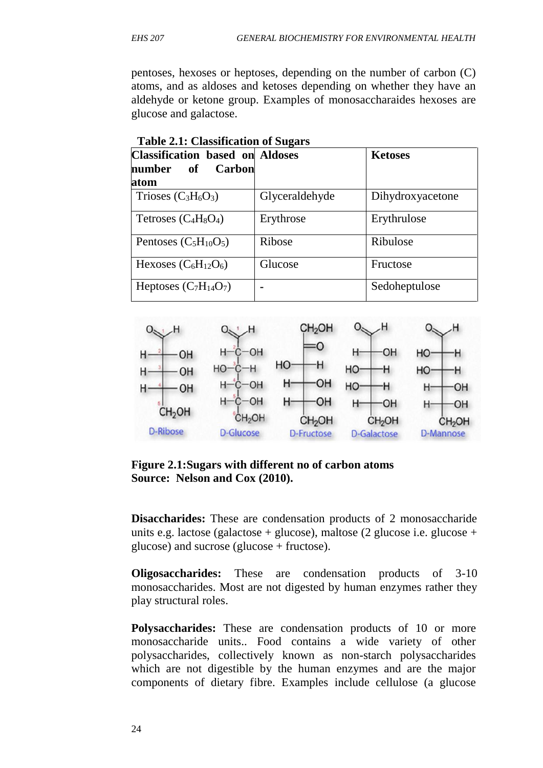pentoses, hexoses or heptoses, depending on the number of carbon (C) atoms, and as aldoses and ketoses depending on whether they have an aldehyde or ketone group. Examples of monosaccharaides hexoses are glucose and galactose.

**Table 2.1: Classification of Sugars**

| Classification based on number of Carbon atom | Aldoses | Ketoses |
|---|---|---|
| Trioses ($C_3H_6O_3$) | Glyceraldehyde | Dihydroxyacetone |
| Tetroses ($C_4H_8O_4$) | Erythrose | Erythrulose |
| Pentoses ($C_5H_{10}O_5$) | Ribose | Ribulose |
| Hexoses ($C_6H_{12}O_6$) | Glucose | Fructose |
| Heptoses ($C_7H_{14}O_7$) | - | Sedoheptulose |

**Figure 2.1:Sugars with different no of carbon atoms**
**Source: Nelson and Cox (2010).**

**Disaccharides:** These are condensation products of 2 monosaccharide units e.g. lactose (galactose + glucose), maltose (2 glucose i.e. glucose + glucose) and sucrose (glucose + fructose).

**Oligosaccharides:** These are condensation products of 3-10 monosaccharides. Most are not digested by human enzymes rather they play structural roles.

**Polysaccharides:** These are condensation products of 10 or more monosaccharide units.. Food contains a wide variety of other polysaccharides, collectively known as non-starch polysaccharides which are not digestible by the human enzymes and are the major components of dietary fibre. Examples include cellulose (a glucose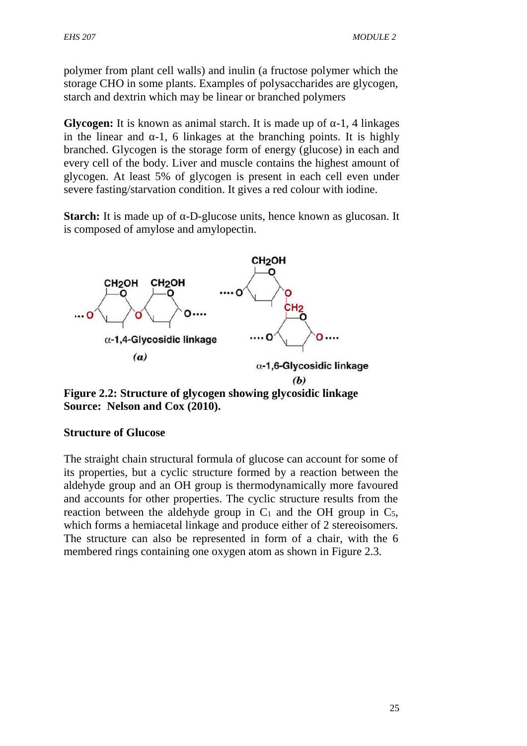polymer from plant cell walls) and inulin (a fructose polymer which the storage CHO in some plants. Examples of polysaccharides are glycogen, starch and dextrin which may be linear or branched polymers

**Glycogen:** It is known as animal starch. It is made up of α-1, 4 linkages in the linear and α-1, 6 linkages at the branching points. It is highly branched. Glycogen is the storage form of energy (glucose) in each and every cell of the body. Liver and muscle contains the highest amount of glycogen. At least 5% of glycogen is present in each cell even under severe fasting/starvation condition. It gives a red colour with iodine.

**Starch:** It is made up of α-D-glucose units, hence known as glucosan. It is composed of amylose and amylopectin.

**Figure 2.2: Structure of glycogen showing glycosidic linkage**
**Source: Nelson and Cox (2010).**

**Structure of Glucose**

The straight chain structural formula of glucose can account for some of its properties, but a cyclic structure formed by a reaction between the aldehyde group and an OH group is thermodynamically more favoured and accounts for other properties. The cyclic structure results from the reaction between the aldehyde group in $C_1$ and the OH group in $C_5$, which forms a hemiacetal linkage and produce either of 2 stereoisomers. The structure can also be represented in form of a chair, with the 6 membered rings containing one oxygen atom as shown in Figure 2.3.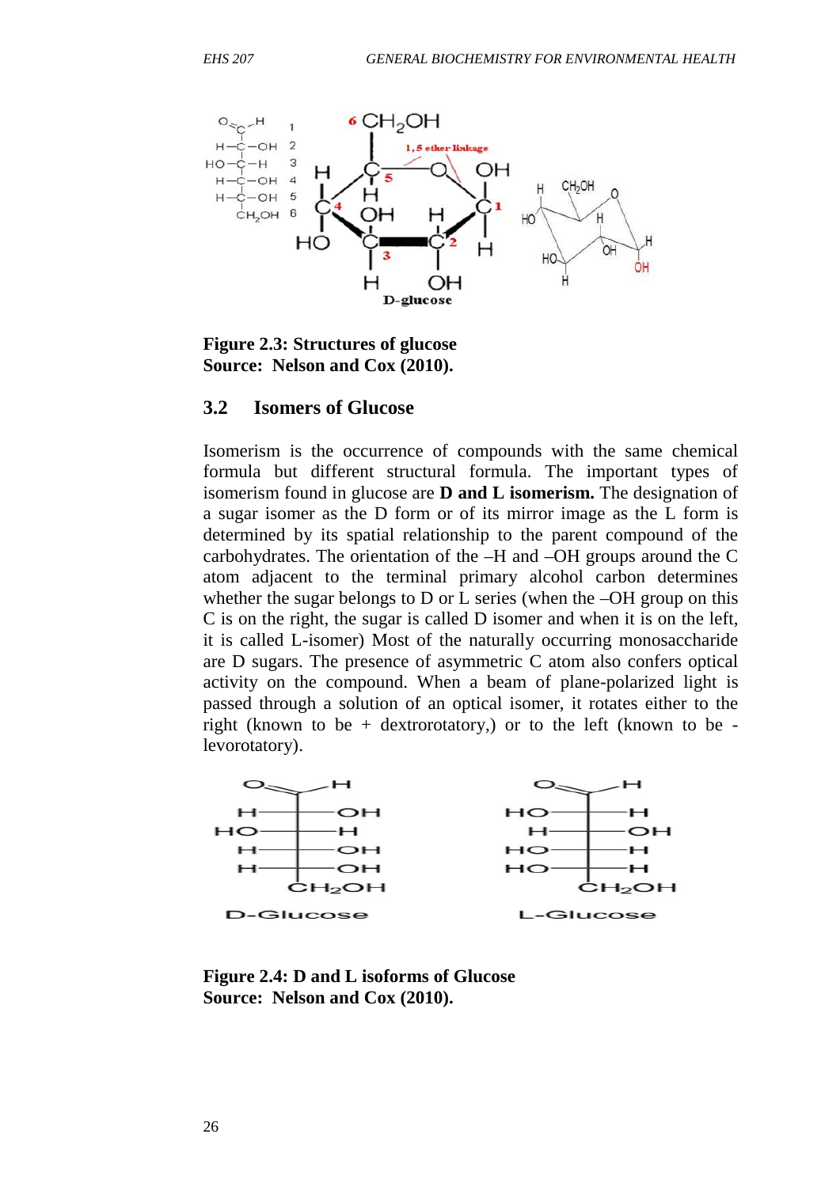**Figure 2.3: Structures of glucose**
**Source: Nelson and Cox (2010).**

## 3.2 Isomers of Glucose

Isomerism is the occurrence of compounds with the same chemical formula but different structural formula. The important types of isomerism found in glucose are **D and L isomerism.** The designation of a sugar isomer as the D form or of its mirror image as the L form is determined by its spatial relationship to the parent compound of the carbohydrates. The orientation of the –H and –OH groups around the C atom adjacent to the terminal primary alcohol carbon determines whether the sugar belongs to D or L series (when the –OH group on this C is on the right, the sugar is called D isomer and when it is on the left, it is called L-isomer) Most of the naturally occurring monosaccharide are D sugars. The presence of asymmetric C atom also confers optical activity on the compound. When a beam of plane-polarized light is passed through a solution of an optical isomer, it rotates either to the right (known to be + dextrorotatory,) or to the left (known to be - levorotatory).

**Figure 2.4: D and L isoforms of Glucose**
**Source: Nelson and Cox (2010).**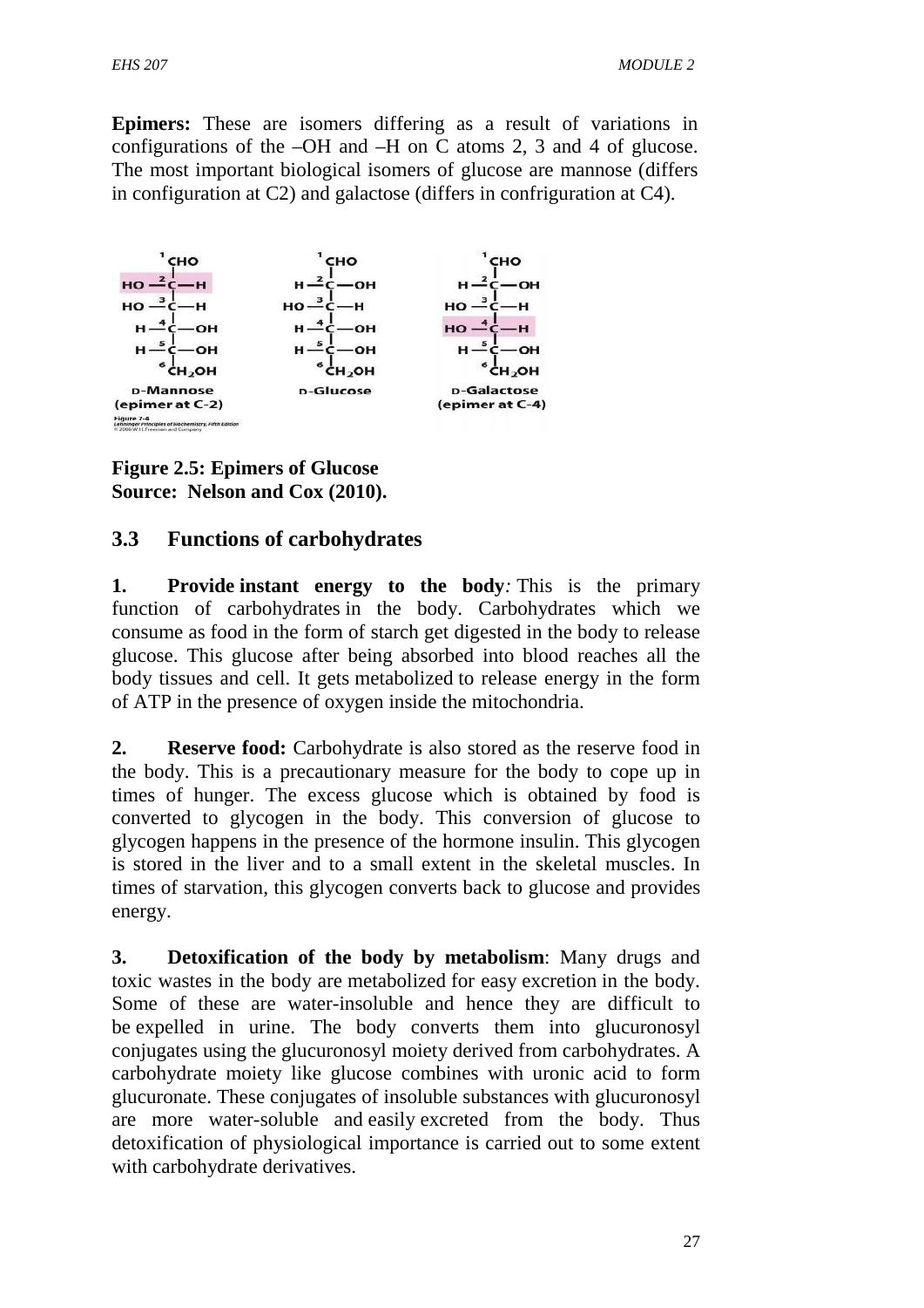**Epimers:** These are isomers differing as a result of variations in configurations of the –OH and –H on C atoms 2, 3 and 4 of glucose. The most important biological isomers of glucose are mannose (differs in configuration at C2) and galactose (differs in confriguration at C4).

**Figure 2.5: Epimers of Glucose**
**Source: Nelson and Cox (2010).**

## 3.3 Functions of carbohydrates

**1. Provide instant energy to the body***:* This is the primary function of carbohydrates in the body. Carbohydrates which we consume as food in the form of starch get digested in the body to release glucose. This glucose after being absorbed into blood reaches all the body tissues and cell. It gets metabolized to release energy in the form of ATP in the presence of oxygen inside the mitochondria.

**2. Reserve food:** Carbohydrate is also stored as the reserve food in the body. This is a precautionary measure for the body to cope up in times of hunger. The excess glucose which is obtained by food is converted to glycogen in the body. This conversion of glucose to glycogen happens in the presence of the hormone insulin. This glycogen is stored in the liver and to a small extent in the skeletal muscles. In times of starvation, this glycogen converts back to glucose and provides energy.

**3. Detoxification of the body by metabolism**: Many drugs and toxic wastes in the body are metabolized for easy excretion in the body. Some of these are water-insoluble and hence they are difficult to be expelled in urine. The body converts them into glucuronosyl conjugates using the glucuronosyl moiety derived from carbohydrates. A carbohydrate moiety like glucose combines with uronic acid to form glucuronate. These conjugates of insoluble substances with glucuronosyl are more water-soluble and easily excreted from the body. Thus detoxification of physiological importance is carried out to some extent with carbohydrate derivatives.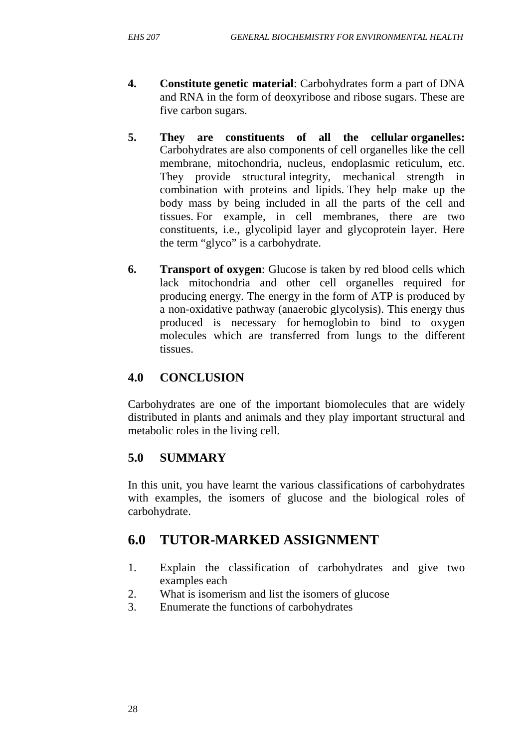4. **Constitute genetic material**: Carbohydrates form a part of DNA and RNA in the form of deoxyribose and ribose sugars. These are five carbon sugars.

5. **They are constituents of all the cellular organelles:** Carbohydrates are also components of cell organelles like the cell membrane, mitochondria, nucleus, endoplasmic reticulum, etc. They provide structural integrity, mechanical strength in combination with proteins and lipids. They help make up the body mass by being included in all the parts of the cell and tissues. For example, in cell membranes, there are two constituents, i.e., glycolipid layer and glycoprotein layer. Here the term "glyco" is a carbohydrate.

6. **Transport of oxygen**: Glucose is taken by red blood cells which lack mitochondria and other cell organelles required for producing energy. The energy in the form of ATP is produced by a non-oxidative pathway (anaerobic glycolysis). This energy thus produced is necessary for hemoglobin to bind to oxygen molecules which are transferred from lungs to the different tissues.

## 4.0 CONCLUSION

Carbohydrates are one of the important biomolecules that are widely distributed in plants and animals and they play important structural and metabolic roles in the living cell.

## 5.0 SUMMARY

In this unit, you have learnt the various classifications of carbohydrates with examples, the isomers of glucose and the biological roles of carbohydrate.

## 6.0 TUTOR-MARKED ASSIGNMENT

1. Explain the classification of carbohydrates and give two examples each
2. What is isomerism and list the isomers of glucose
3. Enumerate the functions of carbohydrates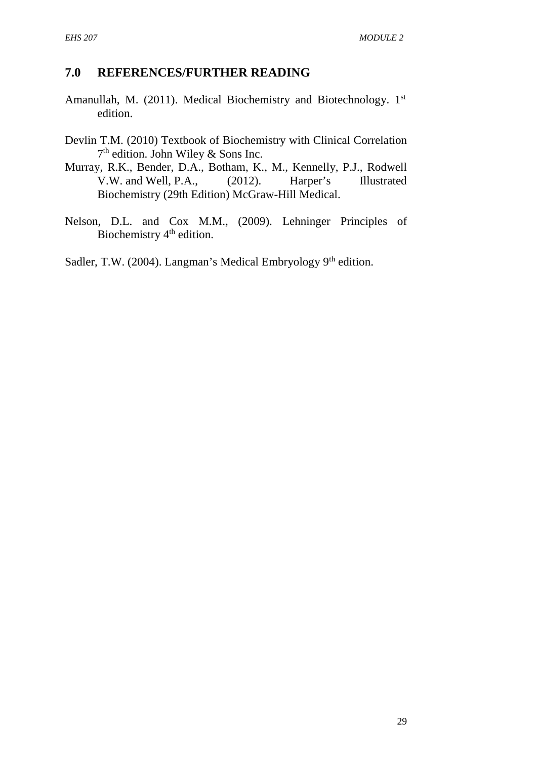## 7.0 REFERENCES/FURTHER READING

Amanullah, M. (2011). Medical Biochemistry and Biotechnology. 1st edition.

Devlin T.M. (2010) Textbook of Biochemistry with Clinical Correlation 7th edition. John Wiley & Sons Inc.

Murray, R.K., Bender, D.A., Botham, K., M., Kennelly, P.J., Rodwell V.W. and Well, P.A., (2012). Harper's Illustrated Biochemistry (29th Edition) McGraw-Hill Medical.

Nelson, D.L. and Cox M.M., (2009). Lehninger Principles of Biochemistry 4th edition.

Sadler, T.W. (2004). Langman's Medical Embryology 9th edition.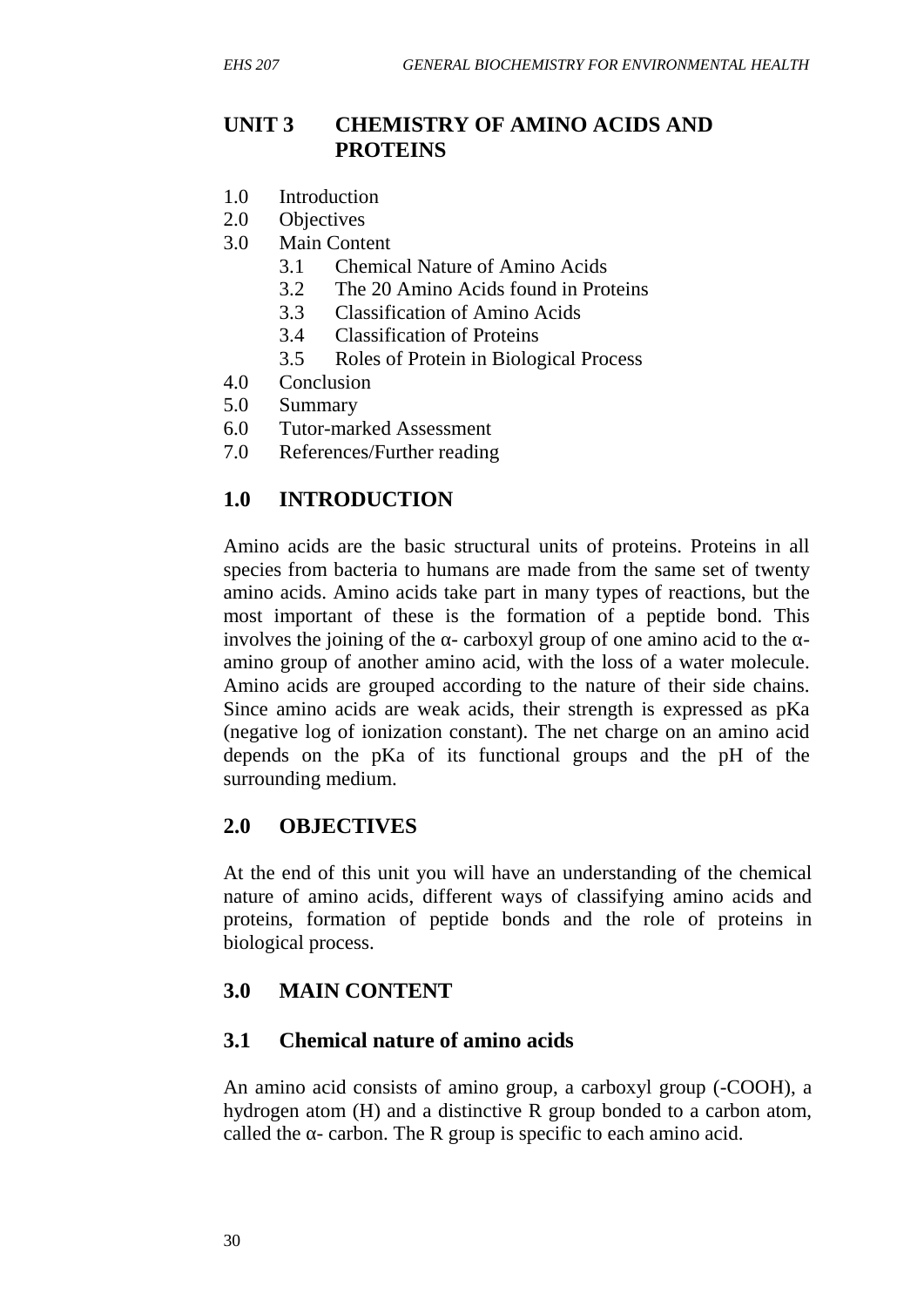## UNIT 3 CHEMISTRY OF AMINO ACIDS AND PROTEINS

1.0 Introduction
2.0 Objectives
3.0 Main Content
    3.1 Chemical Nature of Amino Acids
    3.2 The 20 Amino Acids found in Proteins
    3.3 Classification of Amino Acids
    3.4 Classification of Proteins
    3.5 Roles of Protein in Biological Process
4.0 Conclusion
5.0 Summary
6.0 Tutor-marked Assessment
7.0 References/Further reading

## 1.0 INTRODUCTION

Amino acids are the basic structural units of proteins. Proteins in all species from bacteria to humans are made from the same set of twenty amino acids. Amino acids take part in many types of reactions, but the most important of these is the formation of a peptide bond. This involves the joining of the α- carboxyl group of one amino acid to the α-amino group of another amino acid, with the loss of a water molecule. Amino acids are grouped according to the nature of their side chains. Since amino acids are weak acids, their strength is expressed as pKa (negative log of ionization constant). The net charge on an amino acid depends on the pKa of its functional groups and the pH of the surrounding medium.

## 2.0 OBJECTIVES

At the end of this unit you will have an understanding of the chemical nature of amino acids, different ways of classifying amino acids and proteins, formation of peptide bonds and the role of proteins in biological process.

## 3.0 MAIN CONTENT

### 3.1 Chemical nature of amino acids

An amino acid consists of amino group, a carboxyl group (-COOH), a hydrogen atom (H) and a distinctive R group bonded to a carbon atom, called the α- carbon. The R group is specific to each amino acid.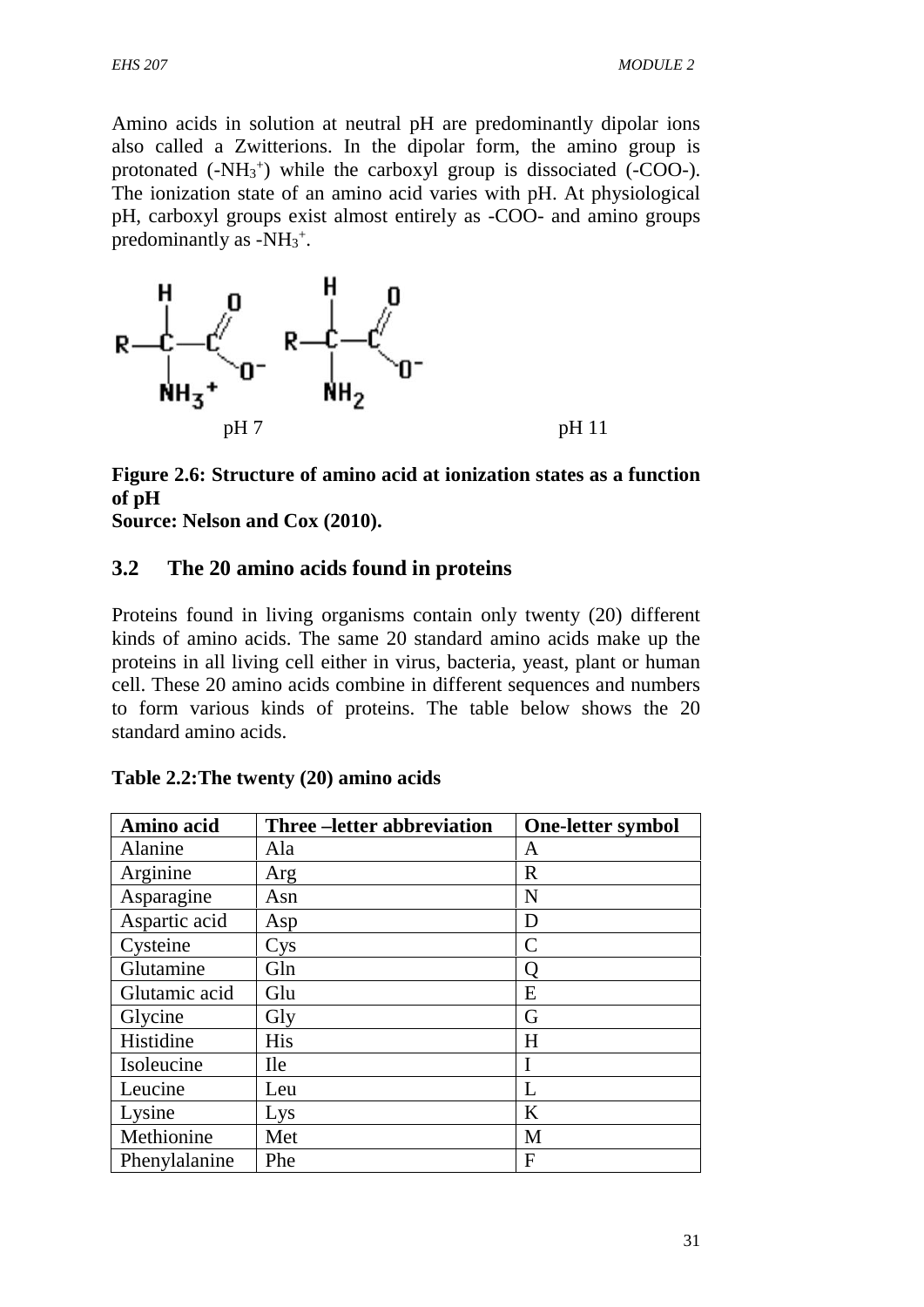Amino acids in solution at neutral pH are predominantly dipolar ions also called a Zwitterions. In the dipolar form, the amino group is protonated ($-NH_3^+$) while the carboxyl group is dissociated (-COO-). The ionization state of an amino acid varies with pH. At physiological pH, carboxyl groups exist almost entirely as -COO- and amino groups predominantly as $-NH_3^+$.

pH 7 pH 11

**Figure 2.6: Structure of amino acid at ionization states as a function of pH**
**Source: Nelson and Cox (2010).**

## 3.2 The 20 amino acids found in proteins

Proteins found in living organisms contain only twenty (20) different kinds of amino acids. The same 20 standard amino acids make up the proteins in all living cell either in virus, bacteria, yeast, plant or human cell. These 20 amino acids combine in different sequences and numbers to form various kinds of proteins. The table below shows the 20 standard amino acids.

**Table 2.2:The twenty (20) amino acids**

| Amino acid | Three –letter abbreviation | One-letter symbol |
|---|---|---|
| Alanine | Ala | A |
| Arginine | Arg | R |
| Asparagine | Asn | N |
| Aspartic acid | Asp | D |
| Cysteine | Cys | C |
| Glutamine | Gln | Q |
| Glutamic acid | Glu | E |
| Glycine | Gly | G |
| Histidine | His | H |
| Isoleucine | Ile | I |
| Leucine | Leu | L |
| Lysine | Lys | K |
| Methionine | Met | M |
| Phenylalanine | Phe | F |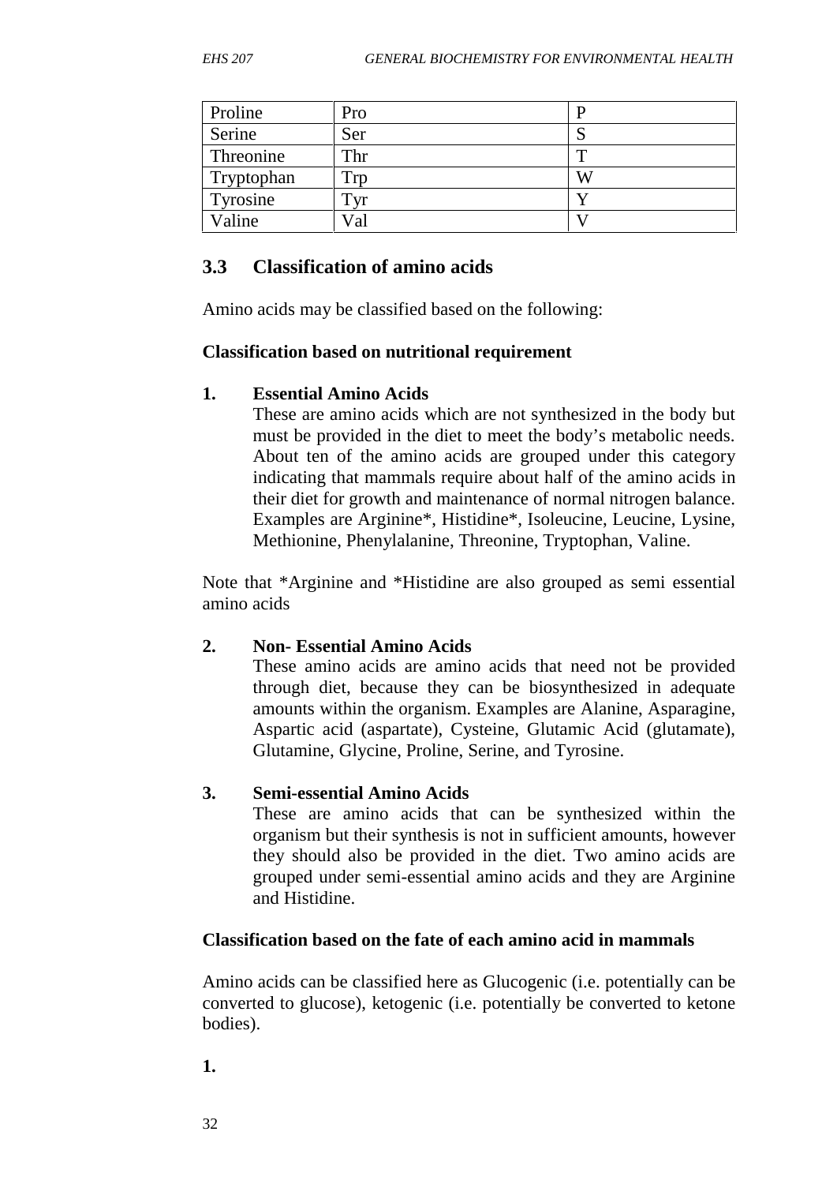| Proline | Pro | P |
| --- | --- | --- |
| Serine | Ser | S |
| Threonine | Thr | T |
| Tryptophan | Trp | W |
| Tyrosine | Tyr | Y |
| Valine | Val | V |

## 3.3 Classification of amino acids

Amino acids may be classified based on the following:

**Classification based on nutritional requirement**

1. **Essential Amino Acids**
   These are amino acids which are not synthesized in the body but must be provided in the diet to meet the body's metabolic needs. About ten of the amino acids are grouped under this category indicating that mammals require about half of the amino acids in their diet for growth and maintenance of normal nitrogen balance. Examples are Arginine*, Histidine*, Isoleucine, Leucine, Lysine, Methionine, Phenylalanine, Threonine, Tryptophan, Valine.

Note that *Arginine and *Histidine are also grouped as semi essential amino acids

2. **Non- Essential Amino Acids**
   These amino acids are amino acids that need not be provided through diet, because they can be biosynthesized in adequate amounts within the organism. Examples are Alanine, Asparagine, Aspartic acid (aspartate), Cysteine, Glutamic Acid (glutamate), Glutamine, Glycine, Proline, Serine, and Tyrosine.

3. **Semi-essential Amino Acids**
   These are amino acids that can be synthesized within the organism but their synthesis is not in sufficient amounts, however they should also be provided in the diet. Two amino acids are grouped under semi-essential amino acids and they are Arginine and Histidine.

**Classification based on the fate of each amino acid in mammals**

Amino acids can be classified here as Glucogenic (i.e. potentially can be converted to glucose), ketogenic (i.e. potentially be converted to ketone bodies).

**1.**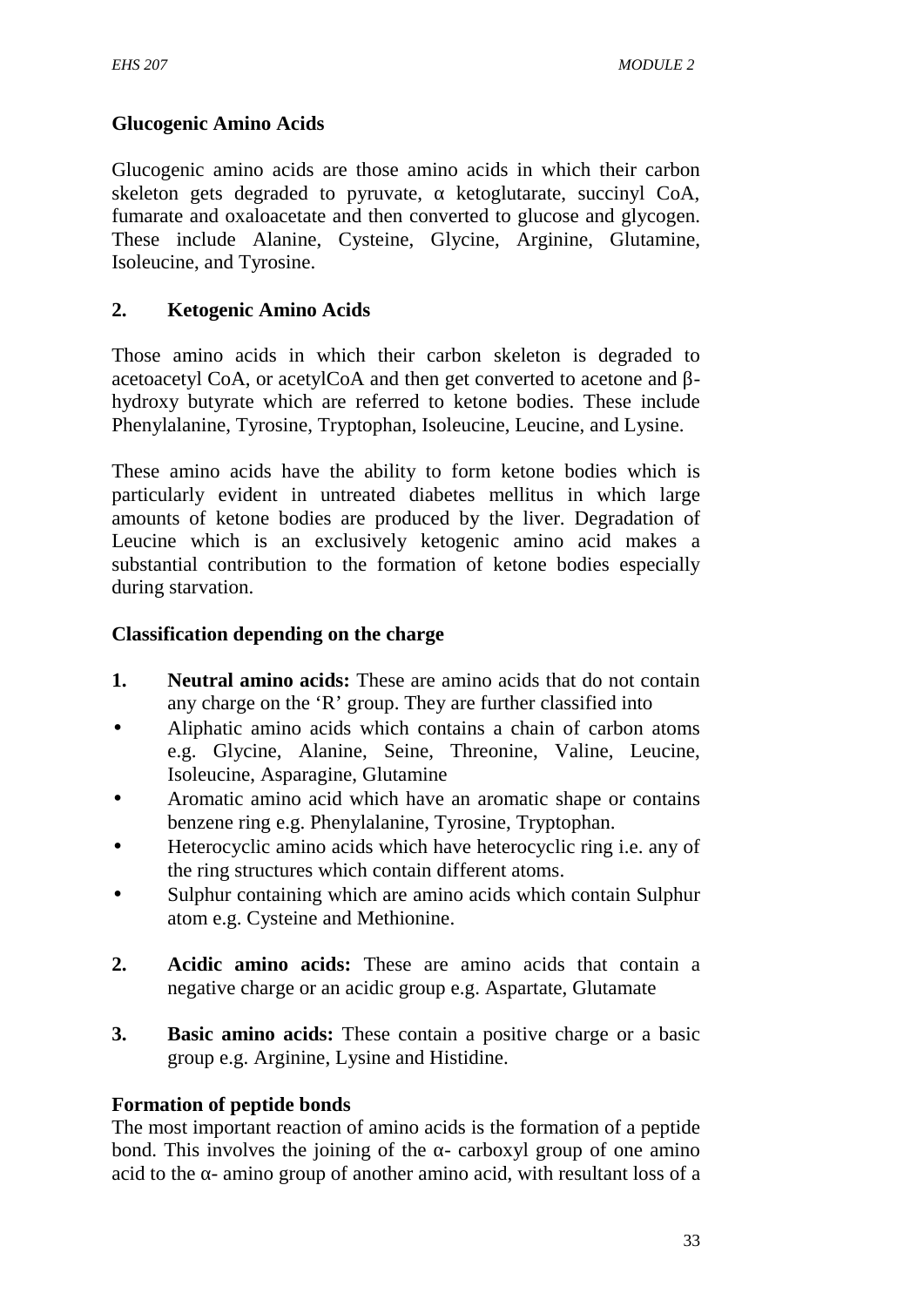**Glucogenic Amino Acids**

Glucogenic amino acids are those amino acids in which their carbon skeleton gets degraded to pyruvate, α ketoglutarate, succinyl CoA, fumarate and oxaloacetate and then converted to glucose and glycogen. These include Alanine, Cysteine, Glycine, Arginine, Glutamine, Isoleucine, and Tyrosine.

**2. Ketogenic Amino Acids**

Those amino acids in which their carbon skeleton is degraded to acetoacetyl CoA, or acetylCoA and then get converted to acetone and β-hydroxy butyrate which are referred to ketone bodies. These include Phenylalanine, Tyrosine, Tryptophan, Isoleucine, Leucine, and Lysine.

These amino acids have the ability to form ketone bodies which is particularly evident in untreated diabetes mellitus in which large amounts of ketone bodies are produced by the liver. Degradation of Leucine which is an exclusively ketogenic amino acid makes a substantial contribution to the formation of ketone bodies especially during starvation.

**Classification depending on the charge**

1. **Neutral amino acids:** These are amino acids that do not contain any charge on the 'R' group. They are further classified into
   - Aliphatic amino acids which contains a chain of carbon atoms e.g. Glycine, Alanine, Seine, Threonine, Valine, Leucine, Isoleucine, Asparagine, Glutamine
   - Aromatic amino acid which have an aromatic shape or contains benzene ring e.g. Phenylalanine, Tyrosine, Tryptophan.
   - Heterocyclic amino acids which have heterocyclic ring i.e. any of the ring structures which contain different atoms.
   - Sulphur containing which are amino acids which contain Sulphur atom e.g. Cysteine and Methionine.

2. **Acidic amino acids:** These are amino acids that contain a negative charge or an acidic group e.g. Aspartate, Glutamate

3. **Basic amino acids:** These contain a positive charge or a basic group e.g. Arginine, Lysine and Histidine.

**Formation of peptide bonds**

The most important reaction of amino acids is the formation of a peptide bond. This involves the joining of the α- carboxyl group of one amino acid to the α- amino group of another amino acid, with resultant loss of a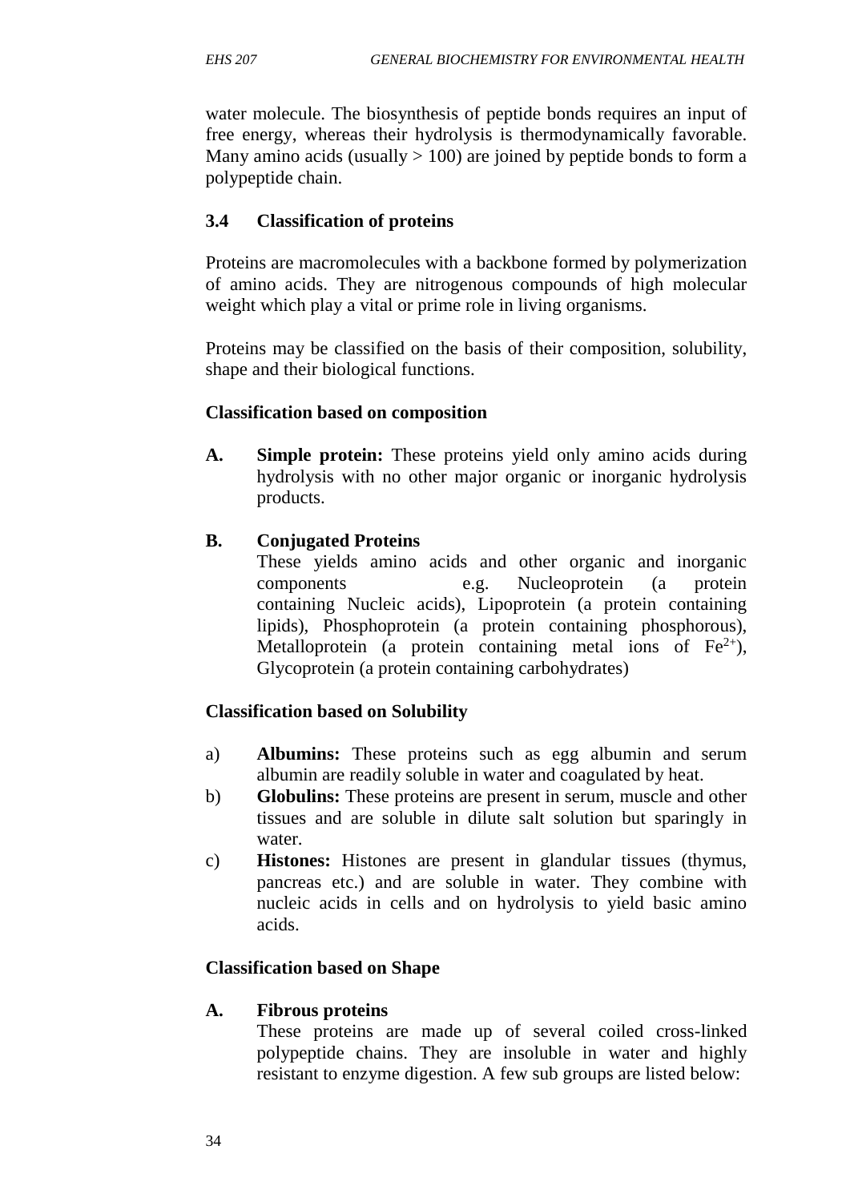water molecule. The biosynthesis of peptide bonds requires an input of free energy, whereas their hydrolysis is thermodynamically favorable. Many amino acids (usually > 100) are joined by peptide bonds to form a polypeptide chain.

## 3.4 Classification of proteins

Proteins are macromolecules with a backbone formed by polymerization of amino acids. They are nitrogenous compounds of high molecular weight which play a vital or prime role in living organisms.

Proteins may be classified on the basis of their composition, solubility, shape and their biological functions.

**Classification based on composition**

**A. Simple protein:** These proteins yield only amino acids during hydrolysis with no other major organic or inorganic hydrolysis products.

**B. Conjugated Proteins**

These yields amino acids and other organic and inorganic components e.g. Nucleoprotein (a protein containing Nucleic acids), Lipoprotein (a protein containing lipids), Phosphoprotein (a protein containing phosphorous), Metalloprotein (a protein containing metal ions of $Fe^{2+}$), Glycoprotein (a protein containing carbohydrates)

**Classification based on Solubility**

a) **Albumins:** These proteins such as egg albumin and serum albumin are readily soluble in water and coagulated by heat.

b) **Globulins:** These proteins are present in serum, muscle and other tissues and are soluble in dilute salt solution but sparingly in water.

c) **Histones:** Histones are present in glandular tissues (thymus, pancreas etc.) and are soluble in water. They combine with nucleic acids in cells and on hydrolysis to yield basic amino acids.

**Classification based on Shape**

**A. Fibrous proteins**

These proteins are made up of several coiled cross-linked polypeptide chains. They are insoluble in water and highly resistant to enzyme digestion. A few sub groups are listed below: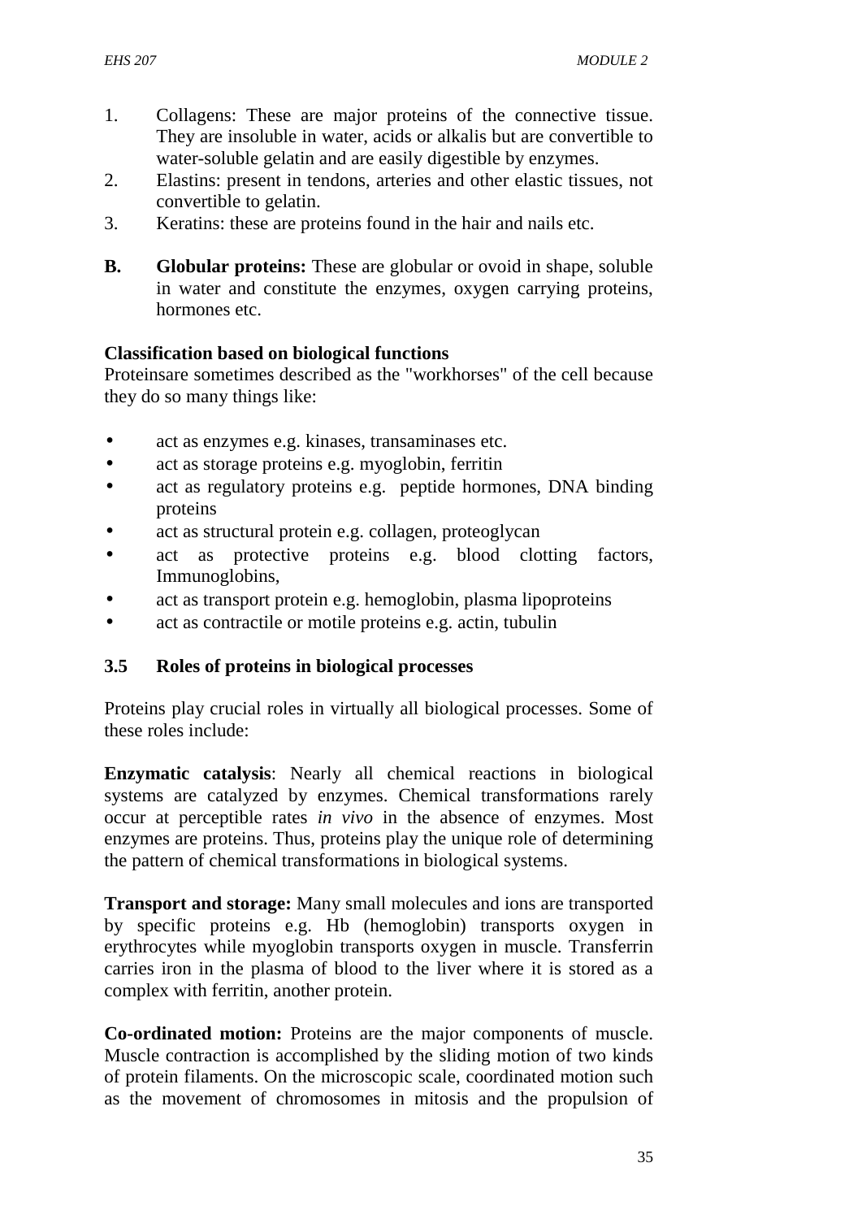1. Collagens: These are major proteins of the connective tissue. They are insoluble in water, acids or alkalis but are convertible to water-soluble gelatin and are easily digestible by enzymes.
2. Elastins: present in tendons, arteries and other elastic tissues, not convertible to gelatin.
3. Keratins: these are proteins found in the hair and nails etc.

**B. Globular proteins:** These are globular or ovoid in shape, soluble in water and constitute the enzymes, oxygen carrying proteins, hormones etc.

**Classification based on biological functions**

Proteinsare sometimes described as the "workhorses" of the cell because they do so many things like:

- act as enzymes e.g. kinases, transaminases etc.
- act as storage proteins e.g. myoglobin, ferritin
- act as regulatory proteins e.g. peptide hormones, DNA binding proteins
- act as structural protein e.g. collagen, proteoglycan
- act as protective proteins e.g. blood clotting factors, Immunoglobins,
- act as transport protein e.g. hemoglobin, plasma lipoproteins
- act as contractile or motile proteins e.g. actin, tubulin

### 3.5 Roles of proteins in biological processes

Proteins play crucial roles in virtually all biological processes. Some of these roles include:

**Enzymatic catalysis**: Nearly all chemical reactions in biological systems are catalyzed by enzymes. Chemical transformations rarely occur at perceptible rates *in vivo* in the absence of enzymes. Most enzymes are proteins. Thus, proteins play the unique role of determining the pattern of chemical transformations in biological systems.

**Transport and storage:** Many small molecules and ions are transported by specific proteins e.g. Hb (hemoglobin) transports oxygen in erythrocytes while myoglobin transports oxygen in muscle. Transferrin carries iron in the plasma of blood to the liver where it is stored as a complex with ferritin, another protein.

**Co-ordinated motion:** Proteins are the major components of muscle. Muscle contraction is accomplished by the sliding motion of two kinds of protein filaments. On the microscopic scale, coordinated motion such as the movement of chromosomes in mitosis and the propulsion of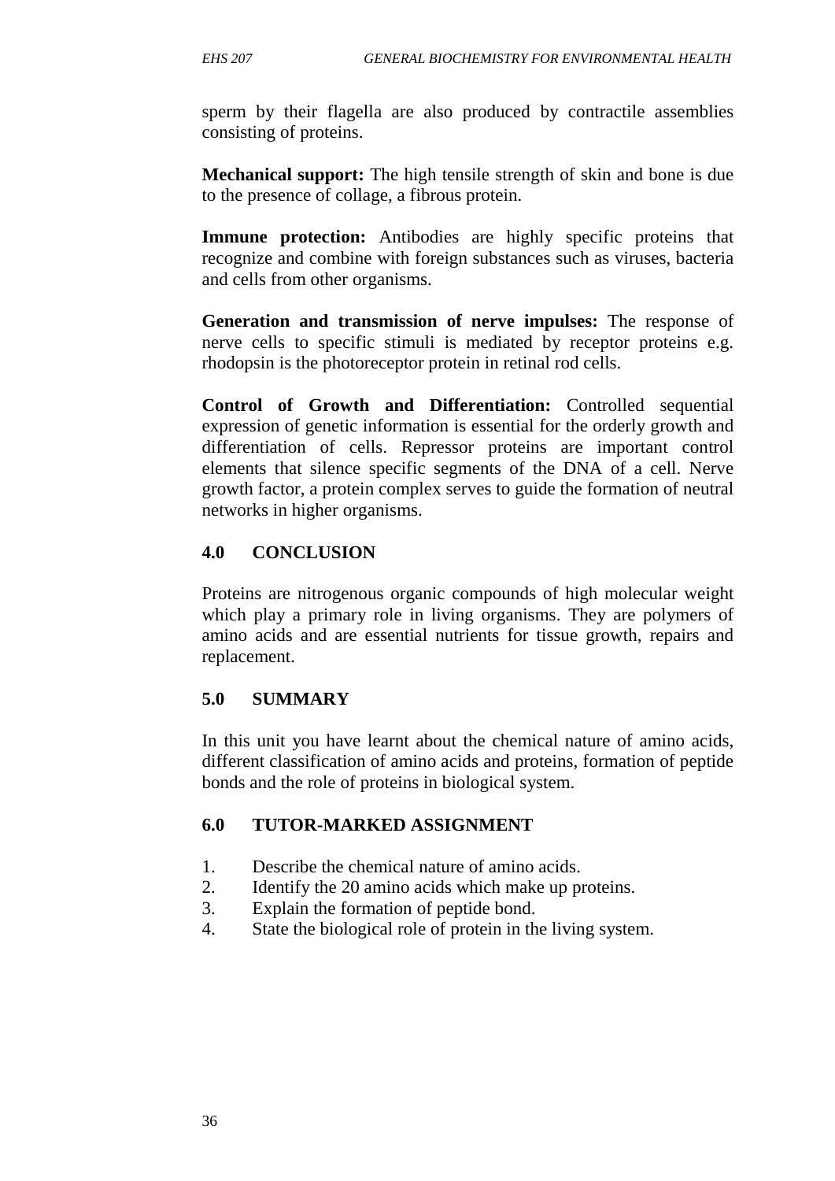sperm by their flagella are also produced by contractile assemblies consisting of proteins.

**Mechanical support:** The high tensile strength of skin and bone is due to the presence of collage, a fibrous protein.

**Immune protection:** Antibodies are highly specific proteins that recognize and combine with foreign substances such as viruses, bacteria and cells from other organisms.

**Generation and transmission of nerve impulses:** The response of nerve cells to specific stimuli is mediated by receptor proteins e.g. rhodopsin is the photoreceptor protein in retinal rod cells.

**Control of Growth and Differentiation:** Controlled sequential expression of genetic information is essential for the orderly growth and differentiation of cells. Repressor proteins are important control elements that silence specific segments of the DNA of a cell. Nerve growth factor, a protein complex serves to guide the formation of neutral networks in higher organisms.

## 4.0 CONCLUSION

Proteins are nitrogenous organic compounds of high molecular weight which play a primary role in living organisms. They are polymers of amino acids and are essential nutrients for tissue growth, repairs and replacement.

## 5.0 SUMMARY

In this unit you have learnt about the chemical nature of amino acids, different classification of amino acids and proteins, formation of peptide bonds and the role of proteins in biological system.

## 6.0 TUTOR-MARKED ASSIGNMENT

1. Describe the chemical nature of amino acids.
2. Identify the 20 amino acids which make up proteins.
3. Explain the formation of peptide bond.
4. State the biological role of protein in the living system.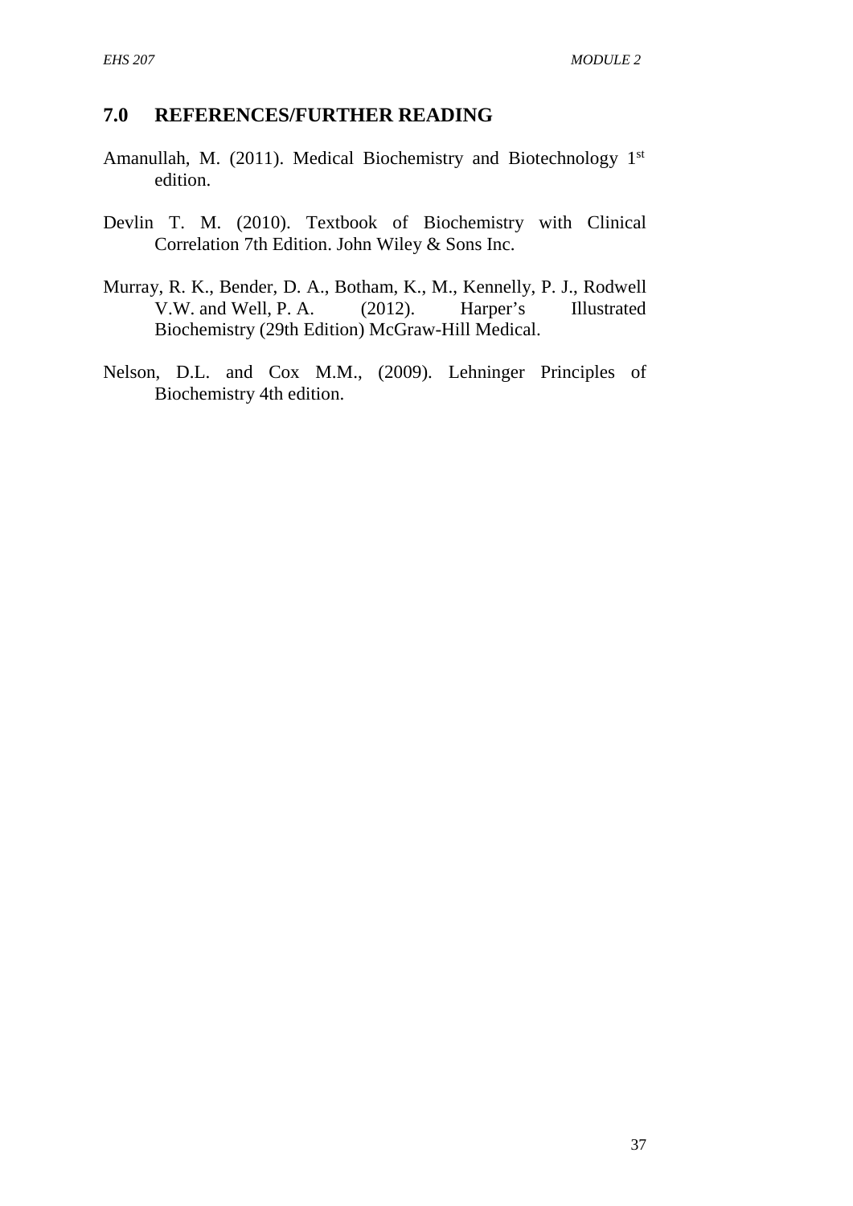## 7.0 REFERENCES/FURTHER READING

Amanullah, M. (2011). Medical Biochemistry and Biotechnology 1st edition.

Devlin T. M. (2010). Textbook of Biochemistry with Clinical Correlation 7th Edition. John Wiley & Sons Inc.

Murray, R. K., Bender, D. A., Botham, K., M., Kennelly, P. J., Rodwell V.W. and Well, P. A. (2012). Harper's Illustrated Biochemistry (29th Edition) McGraw-Hill Medical.

Nelson, D.L. and Cox M.M., (2009). Lehninger Principles of Biochemistry 4th edition.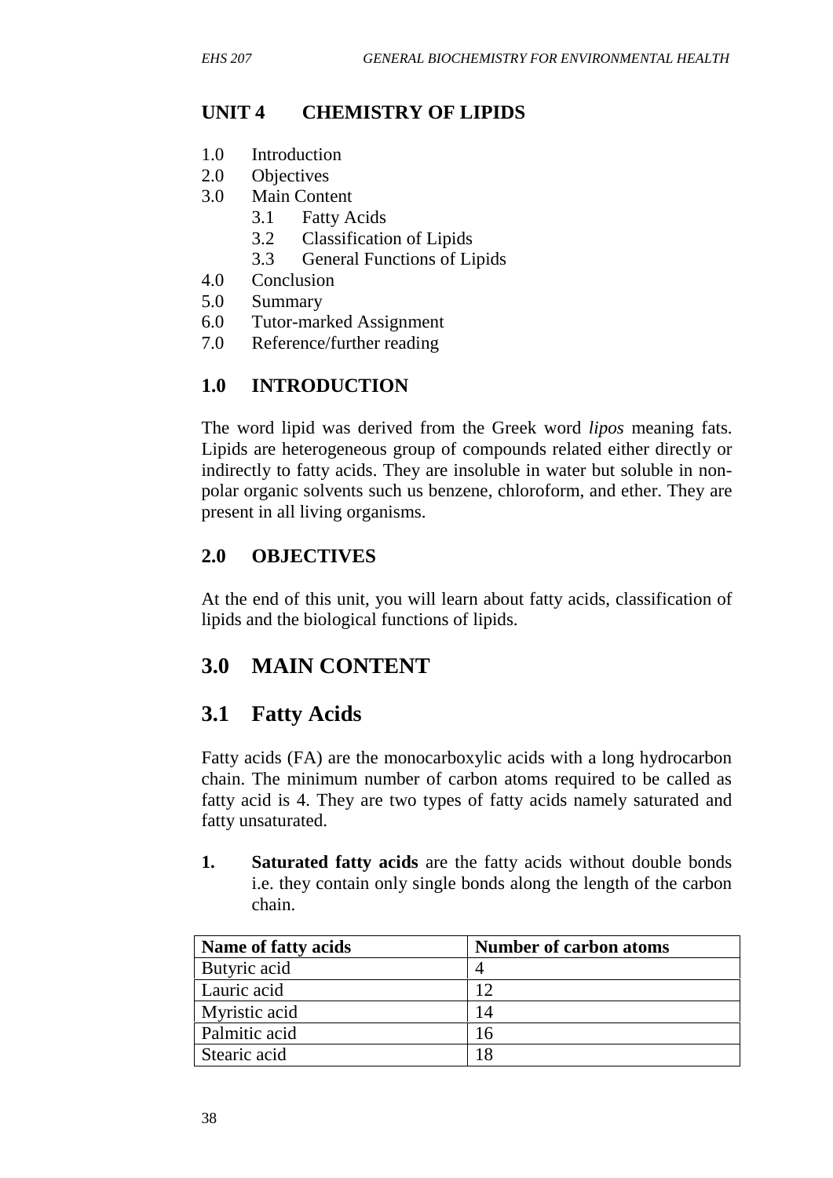## UNIT 4 CHEMISTRY OF LIPIDS

1.0 Introduction
2.0 Objectives
3.0 Main Content
    3.1 Fatty Acids
    3.2 Classification of Lipids
    3.3 General Functions of Lipids
4.0 Conclusion
5.0 Summary
6.0 Tutor-marked Assignment
7.0 Reference/further reading

## 1.0 INTRODUCTION

The word lipid was derived from the Greek word *lipos* meaning fats. Lipids are heterogeneous group of compounds related either directly or indirectly to fatty acids. They are insoluble in water but soluble in non-polar organic solvents such us benzene, chloroform, and ether. They are present in all living organisms.

## 2.0 OBJECTIVES

At the end of this unit, you will learn about fatty acids, classification of lipids and the biological functions of lipids.

## 3.0 MAIN CONTENT

## 3.1 Fatty Acids

Fatty acids (FA) are the monocarboxylic acids with a long hydrocarbon chain. The minimum number of carbon atoms required to be called as fatty acid is 4. They are two types of fatty acids namely saturated and fatty unsaturated.

1. **Saturated fatty acids** are the fatty acids without double bonds i.e. they contain only single bonds along the length of the carbon chain.

| Name of fatty acids | Number of carbon atoms |
|---|---|
| Butyric acid | 4 |
| Lauric acid | 12 |
| Myristic acid | 14 |
| Palmitic acid | 16 |
| Stearic acid | 18 |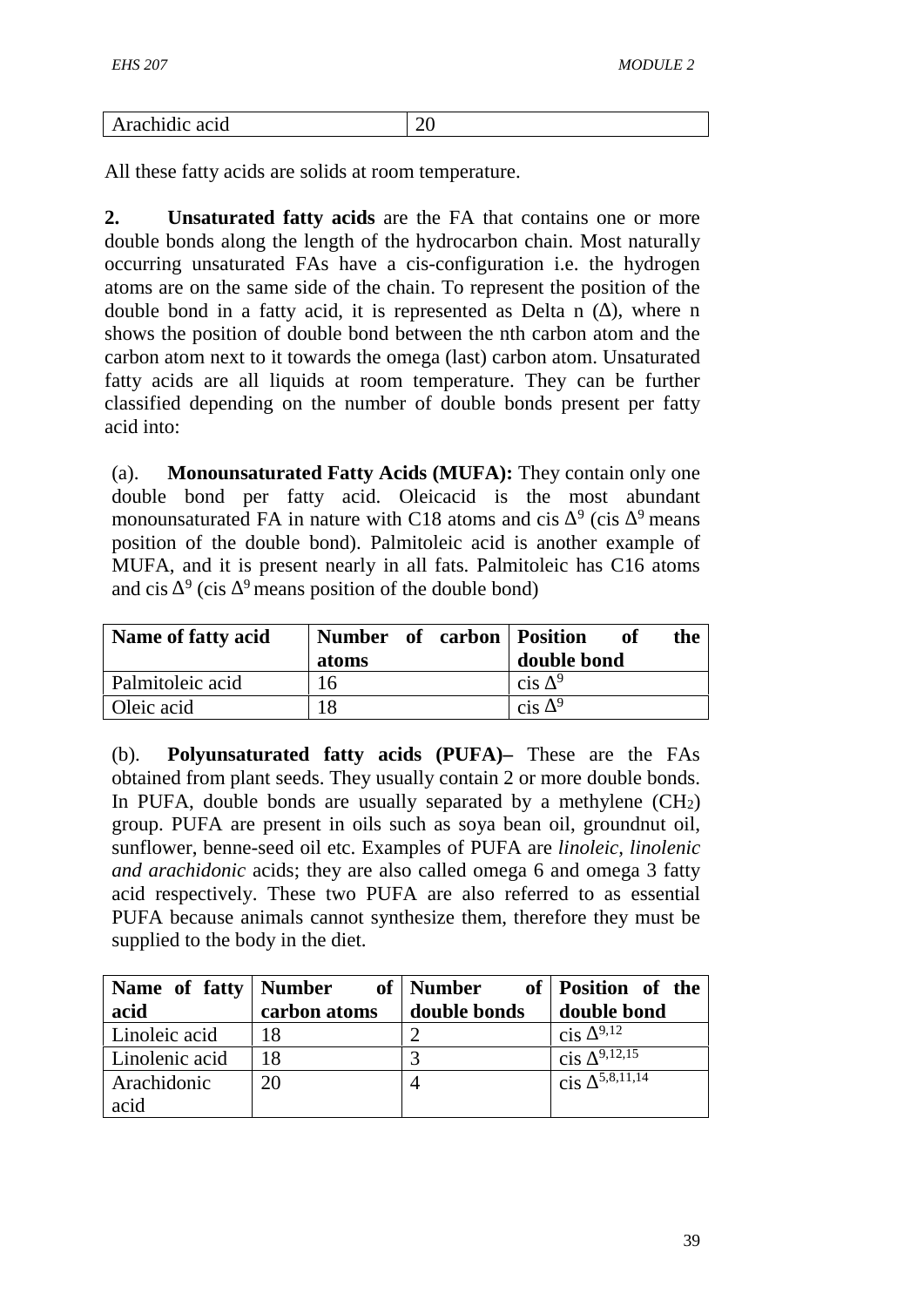| Arachidic acid | 20 |
|---|---|

All these fatty acids are solids at room temperature.

**2. Unsaturated fatty acids** are the FA that contains one or more double bonds along the length of the hydrocarbon chain. Most naturally occurring unsaturated FAs have a cis-configuration i.e. the hydrogen atoms are on the same side of the chain. To represent the position of the double bond in a fatty acid, it is represented as Delta n ($\Delta$), where n shows the position of double bond between the nth carbon atom and the carbon atom next to it towards the omega (last) carbon atom. Unsaturated fatty acids are all liquids at room temperature. They can be further classified depending on the number of double bonds present per fatty acid into:

(a). **Monounsaturated Fatty Acids (MUFA):** They contain only one double bond per fatty acid. Oleicacid is the most abundant monounsaturated FA in nature with C18 atoms and cis $\Delta^9$ (cis $\Delta^9$ means position of the double bond). Palmitoleic acid is another example of MUFA, and it is present nearly in all fats. Palmitoleic has C16 atoms and cis $\Delta^9$ (cis $\Delta^9$ means position of the double bond)

| Name of fatty acid | Number of carbon atoms | Position of the double bond |
|---|---|---|
| Palmitoleic acid | 16 | cis $\Delta^9$ |
| Oleic acid | 18 | cis $\Delta^9$ |

(b). **Polyunsaturated fatty acids (PUFA)–** These are the FAs obtained from plant seeds. They usually contain 2 or more double bonds. In PUFA, double bonds are usually separated by a methylene ($CH_2$) group. PUFA are present in oils such as soya bean oil, groundnut oil, sunflower, benne-seed oil etc. Examples of PUFA are *linoleic, linolenic and arachidonic* acids; they are also called omega 6 and omega 3 fatty acid respectively. These two PUFA are also referred to as essential PUFA because animals cannot synthesize them, therefore they must be supplied to the body in the diet.

| Name of fatty acid | Number of carbon atoms | Number of double bonds | Position of the double bond |
|---|---|---|---|
| Linoleic acid | 18 | 2 | cis $\Delta^{9,12}$ |
| Linolenic acid | 18 | 3 | cis $\Delta^{9,12,15}$ |
| Arachidonic acid | 20 | 4 | cis $\Delta^{5,8,11,14}$ |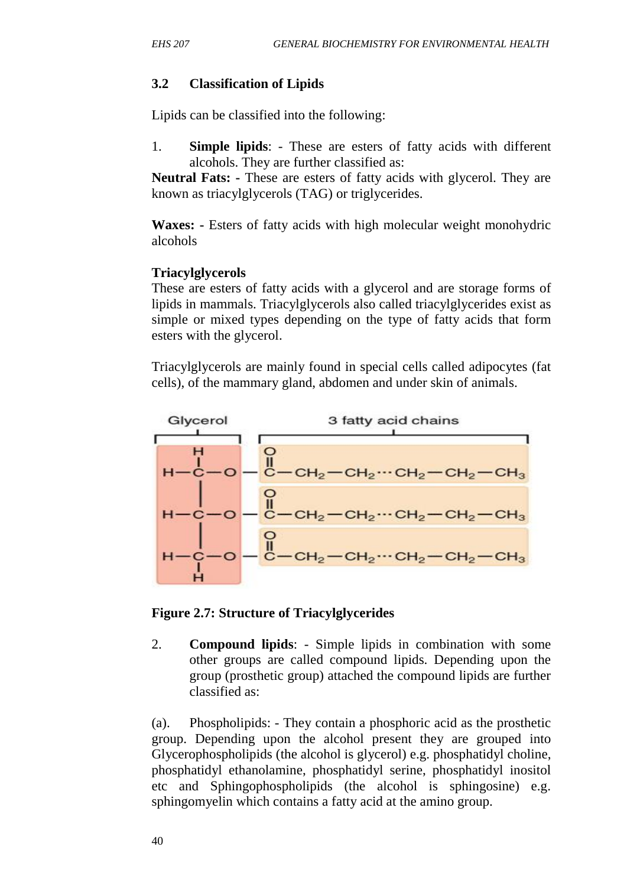## 3.2 Classification of Lipids

Lipids can be classified into the following:

1. **Simple lipids**: - These are esters of fatty acids with different alcohols. They are further classified as:

**Neutral Fats: -** These are esters of fatty acids with glycerol. They are known as triacylglycerols (TAG) or triglycerides.

**Waxes: -** Esters of fatty acids with high molecular weight monohydric alcohols

**Triacylglycerols**
These are esters of fatty acids with a glycerol and are storage forms of lipids in mammals. Triacylglycerols also called triacylglycerides exist as simple or mixed types depending on the type of fatty acids that form esters with the glycerol.

Triacylglycerols are mainly found in special cells called adipocytes (fat cells), of the mammary gland, abdomen and under skin of animals.

**Figure 2.7: Structure of Triacylglycerides**

2. **Compound lipids**: - Simple lipids in combination with some other groups are called compound lipids. Depending upon the group (prosthetic group) attached the compound lipids are further classified as:

(a). Phospholipids: - They contain a phosphoric acid as the prosthetic group. Depending upon the alcohol present they are grouped into Glycerophospholipids (the alcohol is glycerol) e.g. phosphatidyl choline, phosphatidyl ethanolamine, phosphatidyl serine, phosphatidyl inositol etc and Sphingophospholipids (the alcohol is sphingosine) e.g. sphingomyelin which contains a fatty acid at the amino group.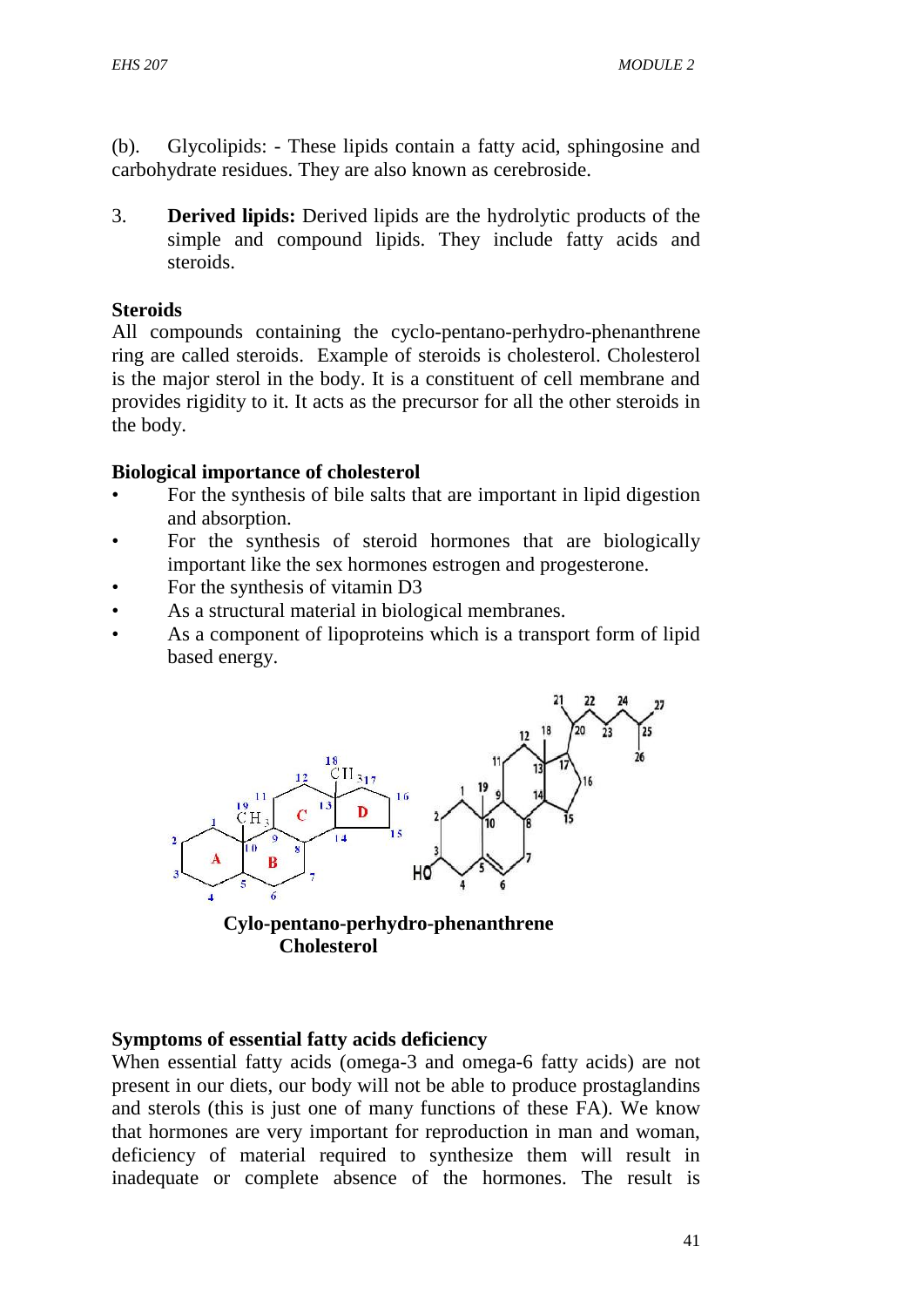(b). Glycolipids: - These lipids contain a fatty acid, sphingosine and carbohydrate residues. They are also known as cerebroside.

3. **Derived lipids:** Derived lipids are the hydrolytic products of the simple and compound lipids. They include fatty acids and steroids.

**Steroids**

All compounds containing the cyclo-pentano-perhydro-phenanthrene ring are called steroids. Example of steroids is cholesterol. Cholesterol is the major sterol in the body. It is a constituent of cell membrane and provides rigidity to it. It acts as the precursor for all the other steroids in the body.

**Biological importance of cholesterol**

- For the synthesis of bile salts that are important in lipid digestion and absorption.
- For the synthesis of steroid hormones that are biologically important like the sex hormones estrogen and progesterone.
- For the synthesis of vitamin D3
- As a structural material in biological membranes.
- As a component of lipoproteins which is a transport form of lipid based energy.

**Cylo-pentano-perhydro-phenanthrene**
**Cholesterol**

**Symptoms of essential fatty acids deficiency**

When essential fatty acids (omega-3 and omega-6 fatty acids) are not present in our diets, our body will not be able to produce prostaglandins and sterols (this is just one of many functions of these FA). We know that hormones are very important for reproduction in man and woman, deficiency of material required to synthesize them will result in inadequate or complete absence of the hormones. The result is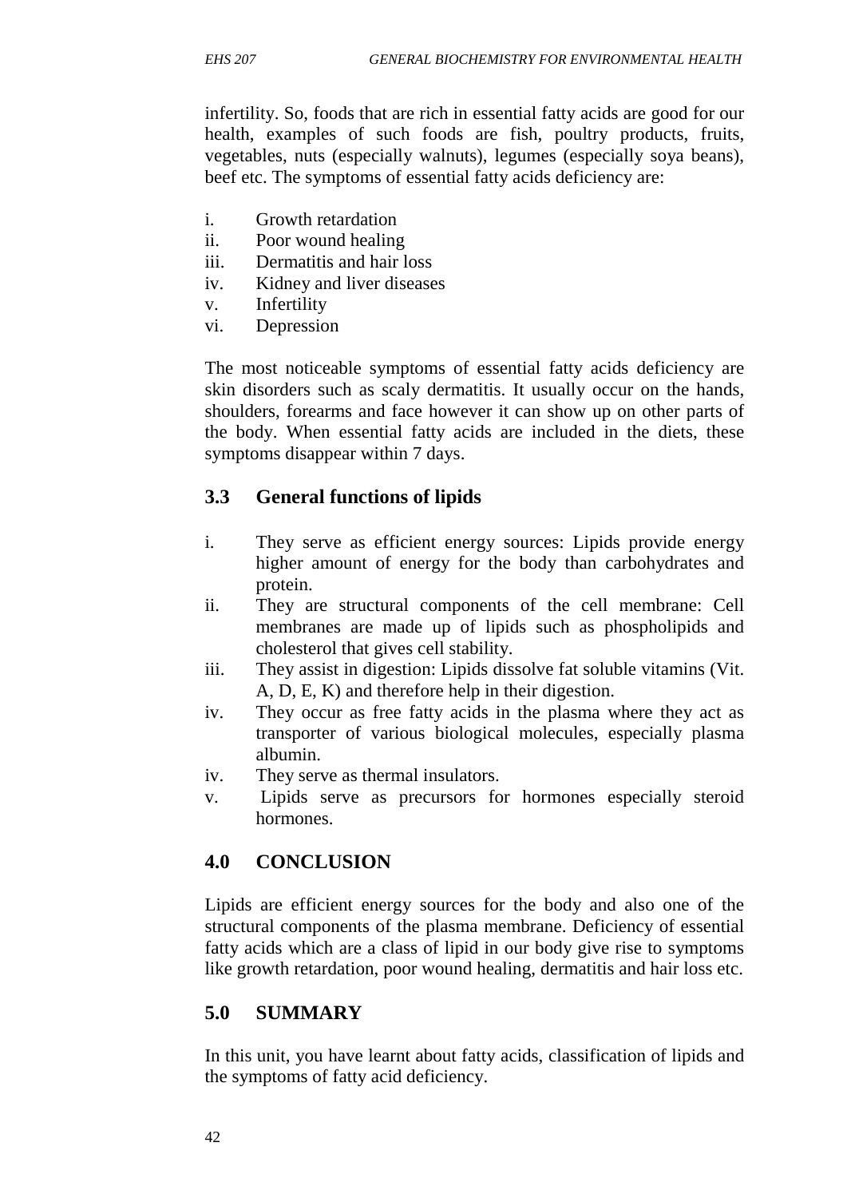infertility. So, foods that are rich in essential fatty acids are good for our health, examples of such foods are fish, poultry products, fruits, vegetables, nuts (especially walnuts), legumes (especially soya beans), beef etc. The symptoms of essential fatty acids deficiency are:

i. Growth retardation
ii. Poor wound healing
iii. Dermatitis and hair loss
iv. Kidney and liver diseases
v. Infertility
vi. Depression

The most noticeable symptoms of essential fatty acids deficiency are skin disorders such as scaly dermatitis. It usually occur on the hands, shoulders, forearms and face however it can show up on other parts of the body. When essential fatty acids are included in the diets, these symptoms disappear within 7 days.

## 3.3 General functions of lipids

i. They serve as efficient energy sources: Lipids provide energy higher amount of energy for the body than carbohydrates and protein.
ii. They are structural components of the cell membrane: Cell membranes are made up of lipids such as phospholipids and cholesterol that gives cell stability.
iii. They assist in digestion: Lipids dissolve fat soluble vitamins (Vit. A, D, E, K) and therefore help in their digestion.
iv. They occur as free fatty acids in the plasma where they act as transporter of various biological molecules, especially plasma albumin.
iv. They serve as thermal insulators.
v. Lipids serve as precursors for hormones especially steroid hormones.

## 4.0 CONCLUSION

Lipids are efficient energy sources for the body and also one of the structural components of the plasma membrane. Deficiency of essential fatty acids which are a class of lipid in our body give rise to symptoms like growth retardation, poor wound healing, dermatitis and hair loss etc.

## 5.0 SUMMARY

In this unit, you have learnt about fatty acids, classification of lipids and the symptoms of fatty acid deficiency.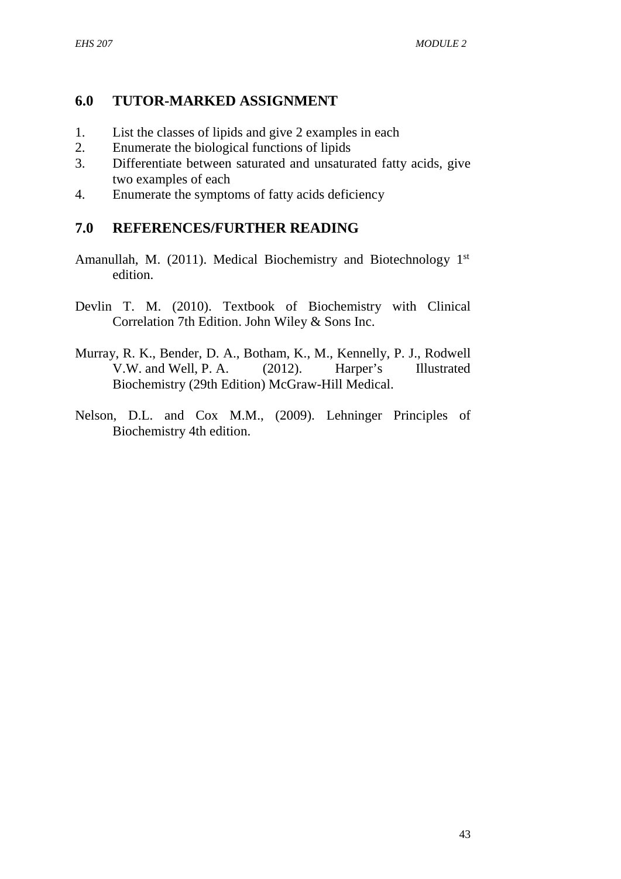## 6.0 TUTOR-MARKED ASSIGNMENT

1. List the classes of lipids and give 2 examples in each
2. Enumerate the biological functions of lipids
3. Differentiate between saturated and unsaturated fatty acids, give two examples of each
4. Enumerate the symptoms of fatty acids deficiency

## 7.0 REFERENCES/FURTHER READING

Amanullah, M. (2011). Medical Biochemistry and Biotechnology 1st edition.

Devlin T. M. (2010). Textbook of Biochemistry with Clinical Correlation 7th Edition. John Wiley & Sons Inc.

Murray, R. K., Bender, D. A., Botham, K., M., Kennelly, P. J., Rodwell V.W. and Well, P. A. (2012). Harper's Illustrated Biochemistry (29th Edition) McGraw-Hill Medical.

Nelson, D.L. and Cox M.M., (2009). Lehninger Principles of Biochemistry 4th edition.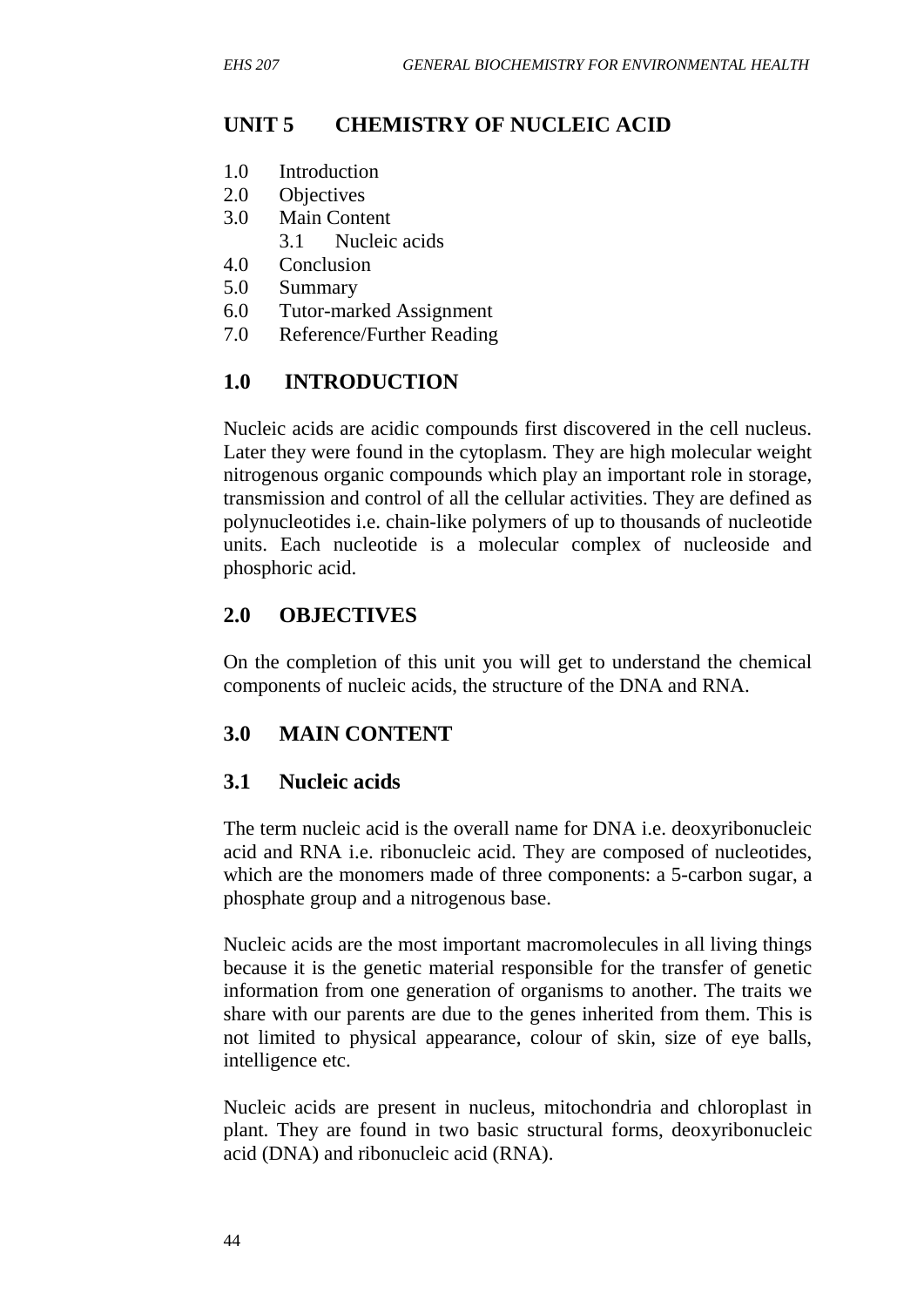## UNIT 5 CHEMISTRY OF NUCLEIC ACID

1.0 Introduction
2.0 Objectives
3.0 Main Content
  3.1 Nucleic acids
4.0 Conclusion
5.0 Summary
6.0 Tutor-marked Assignment
7.0 Reference/Further Reading

### 1.0 INTRODUCTION

Nucleic acids are acidic compounds first discovered in the cell nucleus. Later they were found in the cytoplasm. They are high molecular weight nitrogenous organic compounds which play an important role in storage, transmission and control of all the cellular activities. They are defined as polynucleotides i.e. chain-like polymers of up to thousands of nucleotide units. Each nucleotide is a molecular complex of nucleoside and phosphoric acid.

### 2.0 OBJECTIVES

On the completion of this unit you will get to understand the chemical components of nucleic acids, the structure of the DNA and RNA.

### 3.0 MAIN CONTENT

#### 3.1 Nucleic acids

The term nucleic acid is the overall name for DNA i.e. deoxyribonucleic acid and RNA i.e. ribonucleic acid. They are composed of nucleotides, which are the monomers made of three components: a 5-carbon sugar, a phosphate group and a nitrogenous base.

Nucleic acids are the most important macromolecules in all living things because it is the genetic material responsible for the transfer of genetic information from one generation of organisms to another. The traits we share with our parents are due to the genes inherited from them. This is not limited to physical appearance, colour of skin, size of eye balls, intelligence etc.

Nucleic acids are present in nucleus, mitochondria and chloroplast in plant. They are found in two basic structural forms, deoxyribonucleic acid (DNA) and ribonucleic acid (RNA).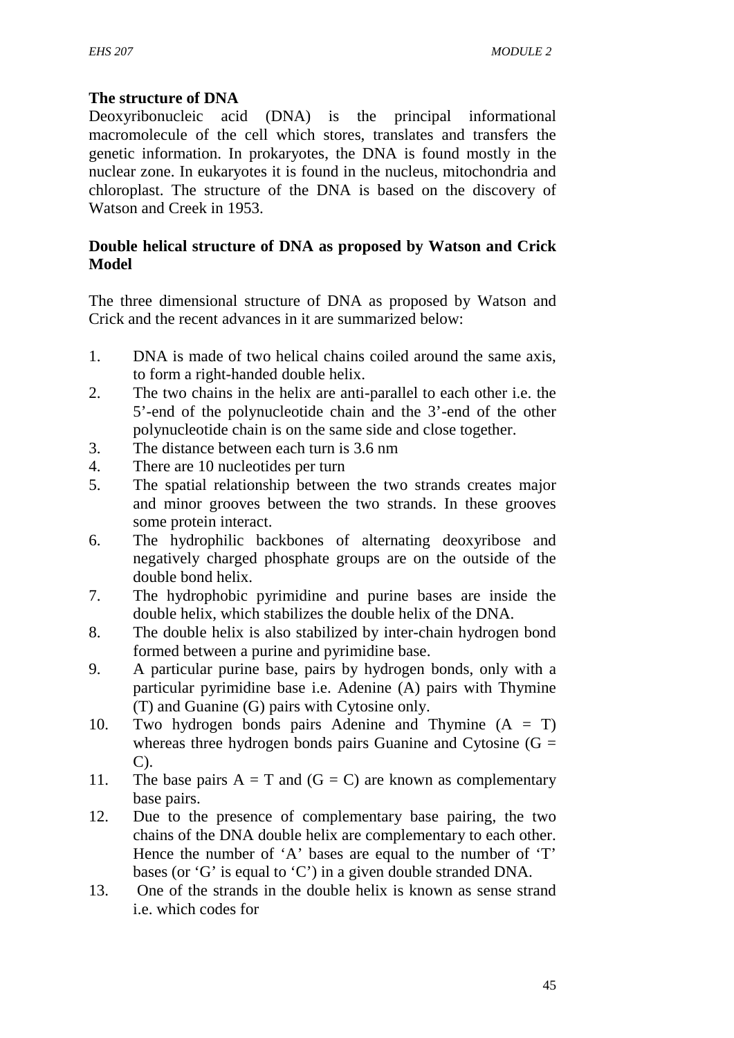**The structure of DNA**

Deoxyribonucleic acid (DNA) is the principal informational macromolecule of the cell which stores, translates and transfers the genetic information. In prokaryotes, the DNA is found mostly in the nuclear zone. In eukaryotes it is found in the nucleus, mitochondria and chloroplast. The structure of the DNA is based on the discovery of Watson and Creek in 1953.

**Double helical structure of DNA as proposed by Watson and Crick Model**

The three dimensional structure of DNA as proposed by Watson and Crick and the recent advances in it are summarized below:

1. DNA is made of two helical chains coiled around the same axis, to form a right-handed double helix.
2. The two chains in the helix are anti-parallel to each other i.e. the 5'-end of the polynucleotide chain and the 3'-end of the other polynucleotide chain is on the same side and close together.
3. The distance between each turn is 3.6 nm
4. There are 10 nucleotides per turn
5. The spatial relationship between the two strands creates major and minor grooves between the two strands. In these grooves some protein interact.
6. The hydrophilic backbones of alternating deoxyribose and negatively charged phosphate groups are on the outside of the double bond helix.
7. The hydrophobic pyrimidine and purine bases are inside the double helix, which stabilizes the double helix of the DNA.
8. The double helix is also stabilized by inter-chain hydrogen bond formed between a purine and pyrimidine base.
9. A particular purine base, pairs by hydrogen bonds, only with a particular pyrimidine base i.e. Adenine (A) pairs with Thymine (T) and Guanine (G) pairs with Cytosine only.
10. Two hydrogen bonds pairs Adenine and Thymine (A = T) whereas three hydrogen bonds pairs Guanine and Cytosine (G = C).
11. The base pairs A = T and (G = C) are known as complementary base pairs.
12. Due to the presence of complementary base pairing, the two chains of the DNA double helix are complementary to each other. Hence the number of 'A' bases are equal to the number of 'T' bases (or 'G' is equal to 'C') in a given double stranded DNA.
13. One of the strands in the double helix is known as sense strand i.e. which codes for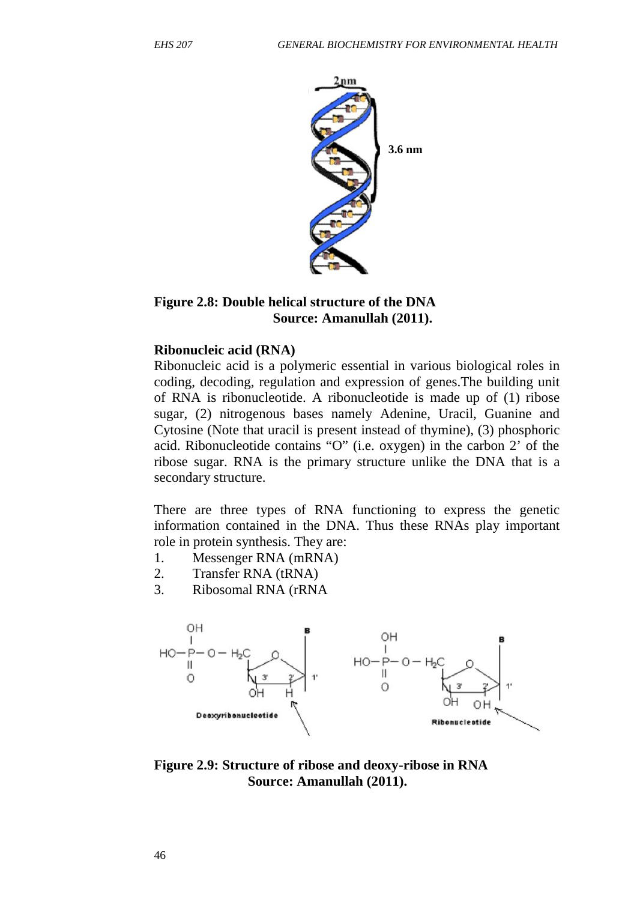**Figure 2.8: Double helical structure of the DNA**
**Source: Amanullah (2011).**

**Ribonucleic acid (RNA)**

Ribonucleic acid is a polymeric essential in various biological roles in coding, decoding, regulation and expression of genes.The building unit of RNA is ribonucleotide. A ribonucleotide is made up of (1) ribose sugar, (2) nitrogenous bases namely Adenine, Uracil, Guanine and Cytosine (Note that uracil is present instead of thymine), (3) phosphoric acid. Ribonucleotide contains "O" (i.e. oxygen) in the carbon 2' of the ribose sugar. RNA is the primary structure unlike the DNA that is a secondary structure.

There are three types of RNA functioning to express the genetic information contained in the DNA. Thus these RNAs play important role in protein synthesis. They are:

1. Messenger RNA (mRNA)
2. Transfer RNA (tRNA)
3. Ribosomal RNA (rRNA

**Figure 2.9: Structure of ribose and deoxy-ribose in RNA**
**Source: Amanullah (2011).**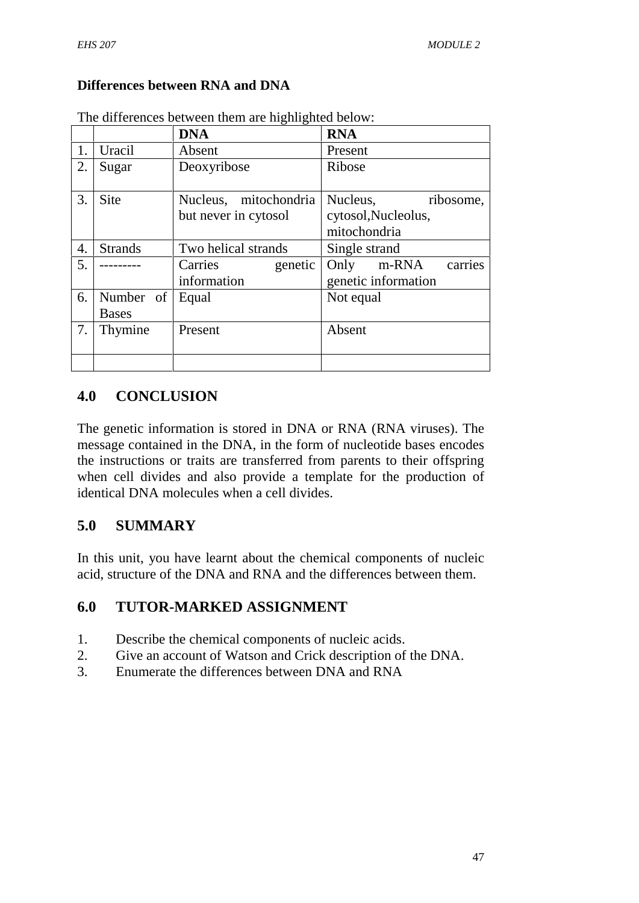**Differences between RNA and DNA**

The differences between them are highlighted below:

| | | DNA | RNA |
|---|---|---|---|
| 1. | Uracil | Absent | Present |
| 2. | Sugar | Deoxyribose | Ribose |
| 3. | Site | Nucleus, mitochondria but never in cytosol | Nucleus, ribosome, cytosol,Nucleolus, mitochondria |
| 4. | Strands | Two helical strands | Single strand |
| 5. | --------- | Carries genetic information | Only m-RNA carries genetic information |
| 6. | Number of Bases | Equal | Not equal |
| 7. | Thymine | Present | Absent |
| | | | |

## 4.0 CONCLUSION

The genetic information is stored in DNA or RNA (RNA viruses). The message contained in the DNA, in the form of nucleotide bases encodes the instructions or traits are transferred from parents to their offspring when cell divides and also provide a template for the production of identical DNA molecules when a cell divides.

## 5.0 SUMMARY

In this unit, you have learnt about the chemical components of nucleic acid, structure of the DNA and RNA and the differences between them.

## 6.0 TUTOR-MARKED ASSIGNMENT

1. Describe the chemical components of nucleic acids.
2. Give an account of Watson and Crick description of the DNA.
3. Enumerate the differences between DNA and RNA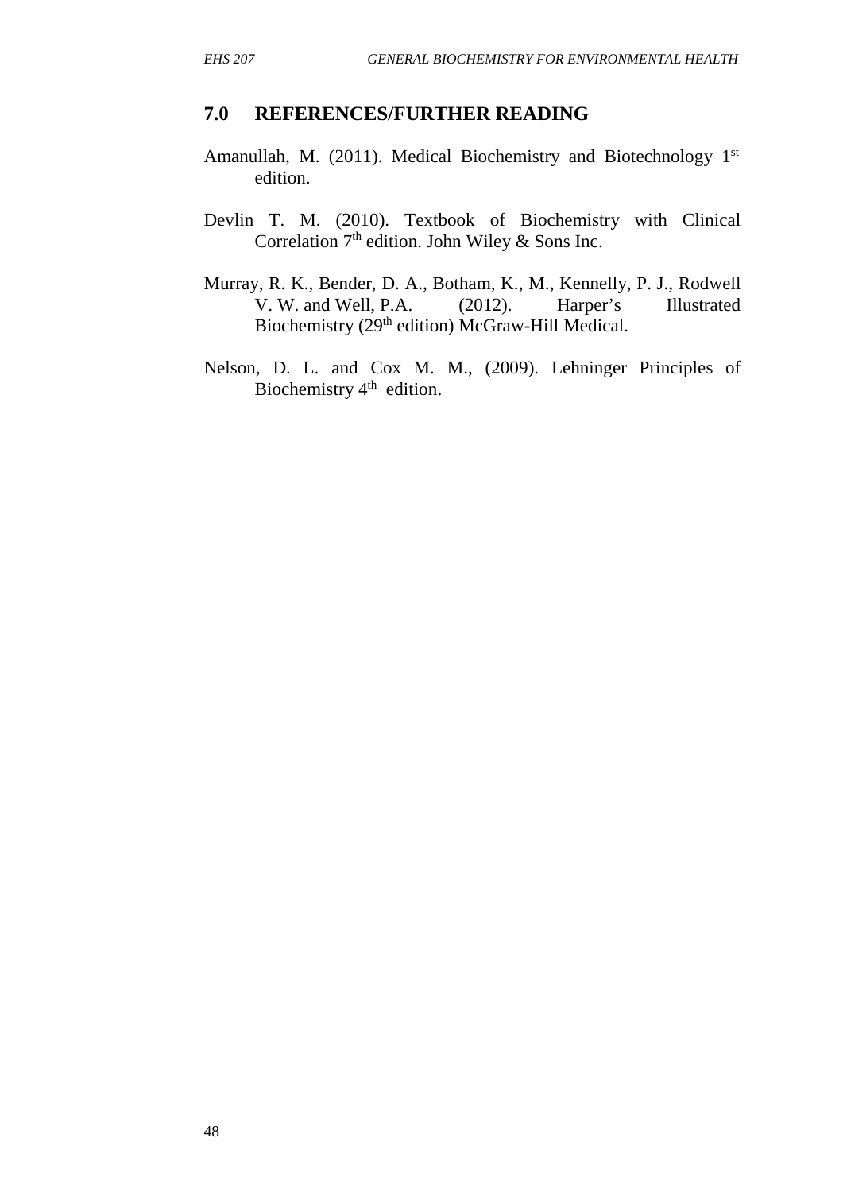## 7.0 REFERENCES/FURTHER READING

Amanullah, M. (2011). Medical Biochemistry and Biotechnology 1st edition.

Devlin T. M. (2010). Textbook of Biochemistry with Clinical Correlation 7th edition. John Wiley & Sons Inc.

Murray, R. K., Bender, D. A., Botham, K., M., Kennelly, P. J., Rodwell V. W. and Well, P.A. (2012). Harper's Illustrated Biochemistry (29th edition) McGraw-Hill Medical.

Nelson, D. L. and Cox M. M., (2009). Lehninger Principles of Biochemistry 4th edition.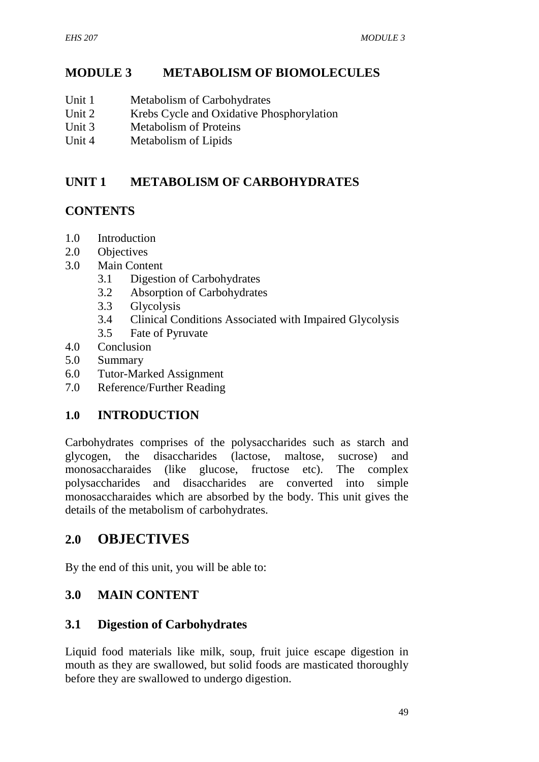# MODULE 3 METABOLISM OF BIOMOLECULES

Unit 1 Metabolism of Carbohydrates
Unit 2 Krebs Cycle and Oxidative Phosphorylation
Unit 3 Metabolism of Proteins
Unit 4 Metabolism of Lipids

## UNIT 1 METABOLISM OF CARBOHYDRATES

## CONTENTS

- 1.0 Introduction
- 2.0 Objectives
- 3.0 Main Content
    - 3.1 Digestion of Carbohydrates
    - 3.2 Absorption of Carbohydrates
    - 3.3 Glycolysis
    - 3.4 Clinical Conditions Associated with Impaired Glycolysis
    - 3.5 Fate of Pyruvate
- 4.0 Conclusion
- 5.0 Summary
- 6.0 Tutor-Marked Assignment
- 7.0 Reference/Further Reading

## 1.0 INTRODUCTION

Carbohydrates comprises of the polysaccharides such as starch and glycogen, the disaccharides (lactose, maltose, sucrose) and monosaccharaides (like glucose, fructose etc). The complex polysaccharides and disaccharides are converted into simple monosaccharaides which are absorbed by the body. This unit gives the details of the metabolism of carbohydrates.

## 2.0 OBJECTIVES

By the end of this unit, you will be able to:

## 3.0 MAIN CONTENT

### 3.1 Digestion of Carbohydrates

Liquid food materials like milk, soup, fruit juice escape digestion in mouth as they are swallowed, but solid foods are masticated thoroughly before they are swallowed to undergo digestion.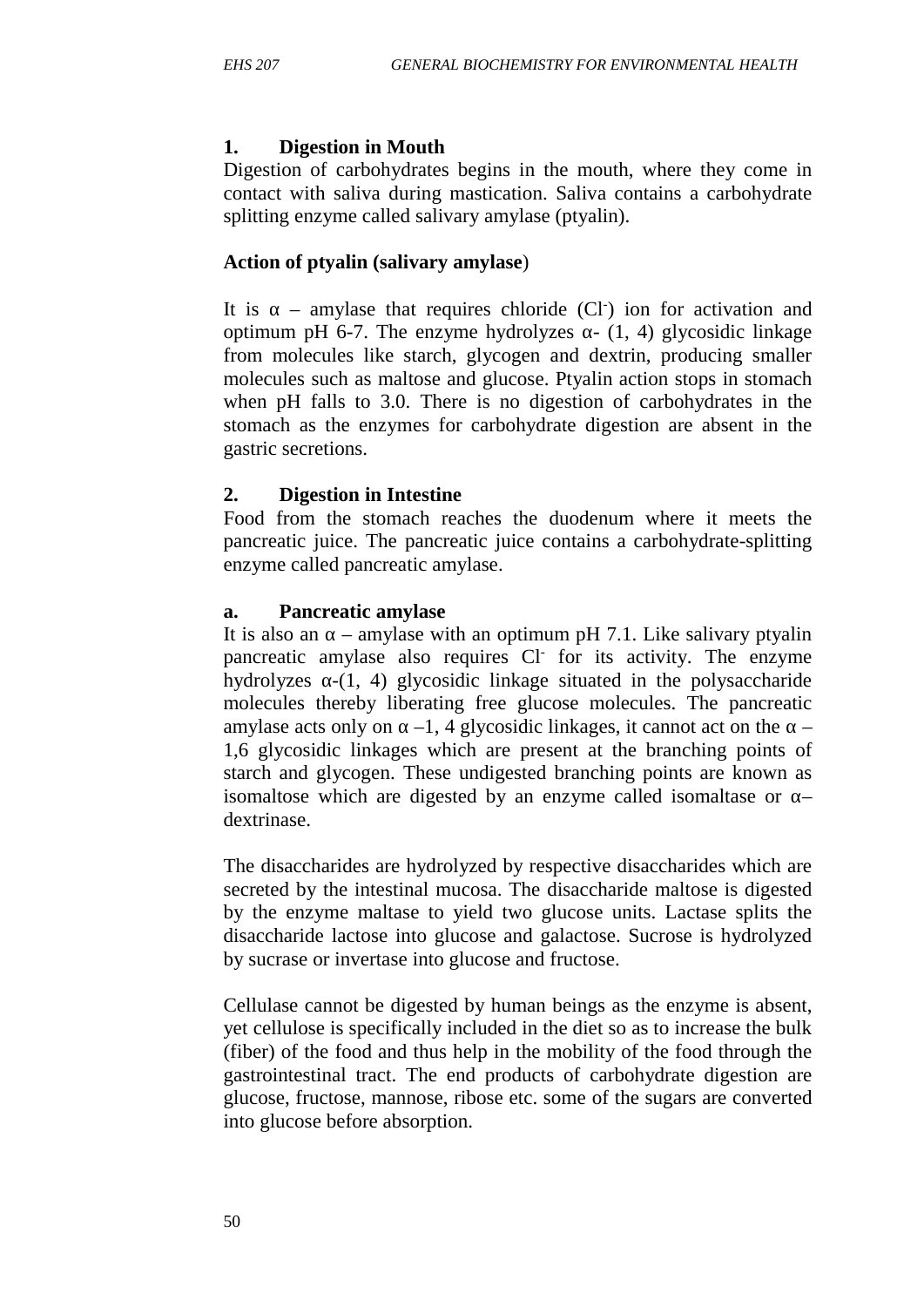## 1. Digestion in Mouth

Digestion of carbohydrates begins in the mouth, where they come in contact with saliva during mastication. Saliva contains a carbohydrate splitting enzyme called salivary amylase (ptyalin).

### Action of ptyalin (salivary amylase)

It is α – amylase that requires chloride ($Cl^-$) ion for activation and optimum pH 6-7. The enzyme hydrolyzes α- (1, 4) glycosidic linkage from molecules like starch, glycogen and dextrin, producing smaller molecules such as maltose and glucose. Ptyalin action stops in stomach when pH falls to 3.0. There is no digestion of carbohydrates in the stomach as the enzymes for carbohydrate digestion are absent in the gastric secretions.

## 2. Digestion in Intestine

Food from the stomach reaches the duodenum where it meets the pancreatic juice. The pancreatic juice contains a carbohydrate-splitting enzyme called pancreatic amylase.

### a. Pancreatic amylase

It is also an α – amylase with an optimum pH 7.1. Like salivary ptyalin pancreatic amylase also requires $Cl^-$ for its activity. The enzyme hydrolyzes α-(1, 4) glycosidic linkage situated in the polysaccharide molecules thereby liberating free glucose molecules. The pancreatic amylase acts only on α –1, 4 glycosidic linkages, it cannot act on the α – 1,6 glycosidic linkages which are present at the branching points of starch and glycogen. These undigested branching points are known as isomaltose which are digested by an enzyme called isomaltase or α– dextrinase.

The disaccharides are hydrolyzed by respective disaccharides which are secreted by the intestinal mucosa. The disaccharide maltose is digested by the enzyme maltase to yield two glucose units. Lactase splits the disaccharide lactose into glucose and galactose. Sucrose is hydrolyzed by sucrase or invertase into glucose and fructose.

Cellulase cannot be digested by human beings as the enzyme is absent, yet cellulose is specifically included in the diet so as to increase the bulk (fiber) of the food and thus help in the mobility of the food through the gastrointestinal tract. The end products of carbohydrate digestion are glucose, fructose, mannose, ribose etc. some of the sugars are converted into glucose before absorption.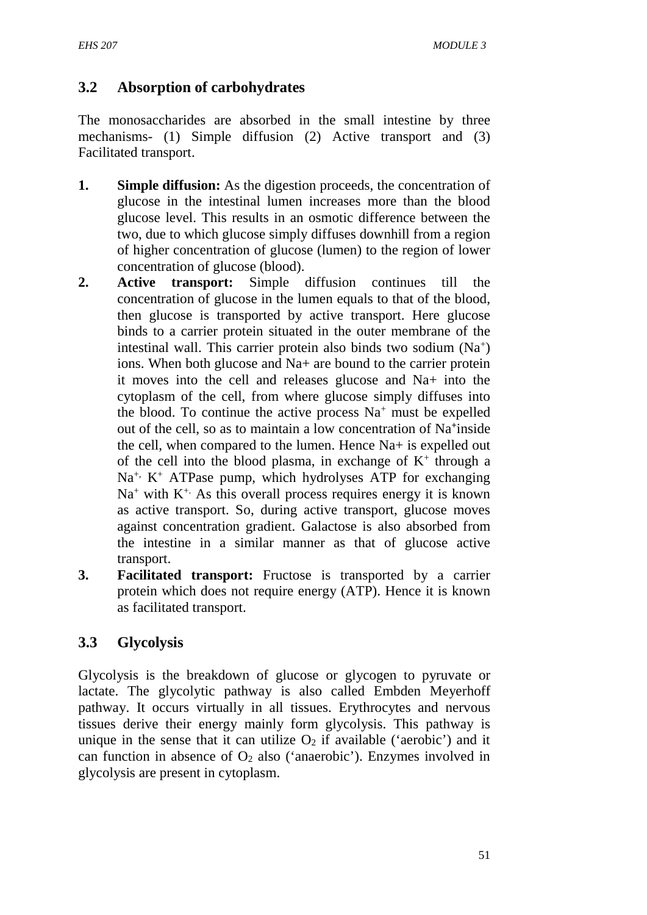## 3.2 Absorption of carbohydrates

The monosaccharides are absorbed in the small intestine by three mechanisms- (1) Simple diffusion (2) Active transport and (3) Facilitated transport.

1. **Simple diffusion:** As the digestion proceeds, the concentration of glucose in the intestinal lumen increases more than the blood glucose level. This results in an osmotic difference between the two, due to which glucose simply diffuses downhill from a region of higher concentration of glucose (lumen) to the region of lower concentration of glucose (blood).
2. **Active transport:** Simple diffusion continues till the concentration of glucose in the lumen equals to that of the blood, then glucose is transported by active transport. Here glucose binds to a carrier protein situated in the outer membrane of the intestinal wall. This carrier protein also binds two sodium ($Na^+$) ions. When both glucose and Na+ are bound to the carrier protein it moves into the cell and releases glucose and Na+ into the cytoplasm of the cell, from where glucose simply diffuses into the blood. To continue the active process $Na^+$ must be expelled out of the cell, so as to maintain a low concentration of $Na^+$inside the cell, when compared to the lumen. Hence Na+ is expelled out of the cell into the blood plasma, in exchange of $K^+$ through a $Na^{+,}$ $K^+$ ATPase pump, which hydrolyses ATP for exchanging $Na^+$ with $K^{+.}$ As this overall process requires energy it is known as active transport. So, during active transport, glucose moves against concentration gradient. Galactose is also absorbed from the intestine in a similar manner as that of glucose active transport.
3. **Facilitated transport:** Fructose is transported by a carrier protein which does not require energy (ATP). Hence it is known as facilitated transport.

## 3.3 Glycolysis

Glycolysis is the breakdown of glucose or glycogen to pyruvate or lactate. The glycolytic pathway is also called Embden Meyerhoff pathway. It occurs virtually in all tissues. Erythrocytes and nervous tissues derive their energy mainly form glycolysis. This pathway is unique in the sense that it can utilize $O_2$ if available ('aerobic') and it can function in absence of $O_2$ also ('anaerobic'). Enzymes involved in glycolysis are present in cytoplasm.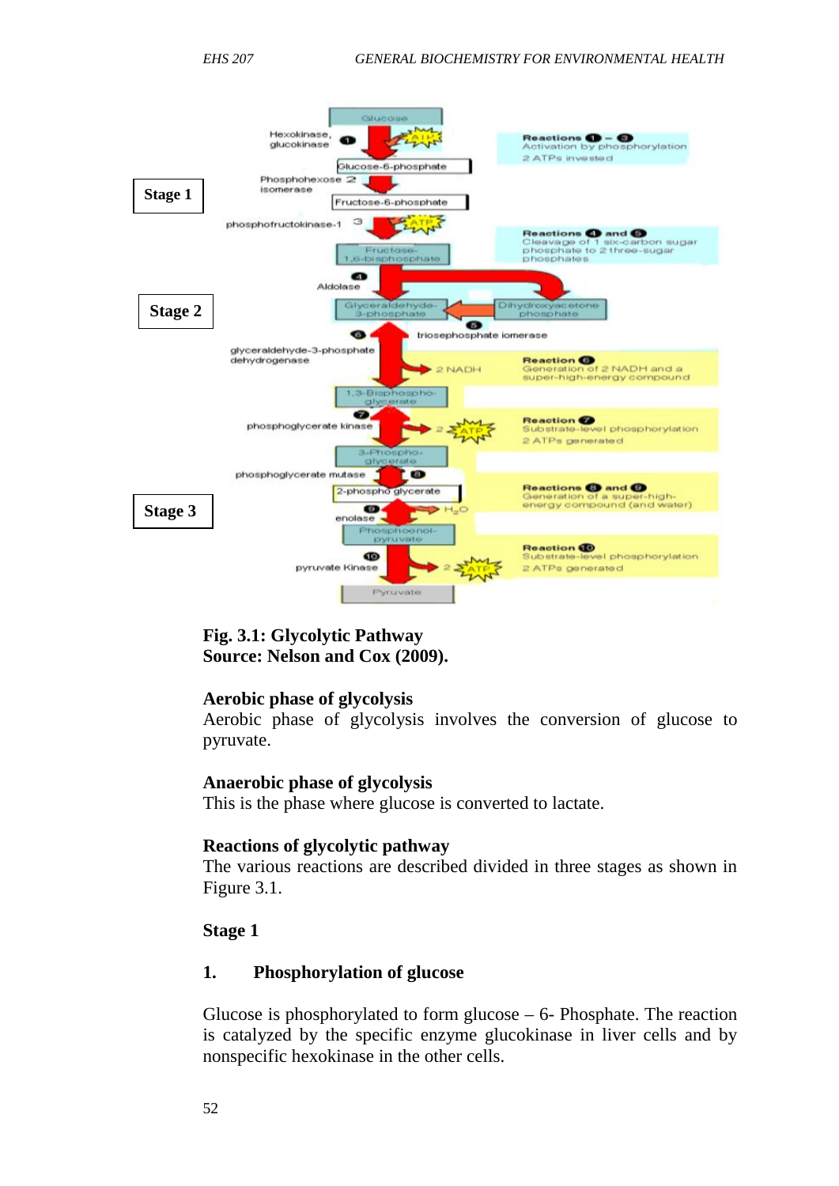Stage 1

Stage 2

Stage 3

**Fig. 3.1: Glycolytic Pathway**
**Source: Nelson and Cox (2009).**

**Aerobic phase of glycolysis**

Aerobic phase of glycolysis involves the conversion of glucose to pyruvate.

**Anaerobic phase of glycolysis**

This is the phase where glucose is converted to lactate.

**Reactions of glycolytic pathway**

The various reactions are described divided in three stages as shown in Figure 3.1.

**Stage 1**

**1. Phosphorylation of glucose**

Glucose is phosphorylated to form glucose – 6- Phosphate. The reaction is catalyzed by the specific enzyme glucokinase in liver cells and by nonspecific hexokinase in the other cells.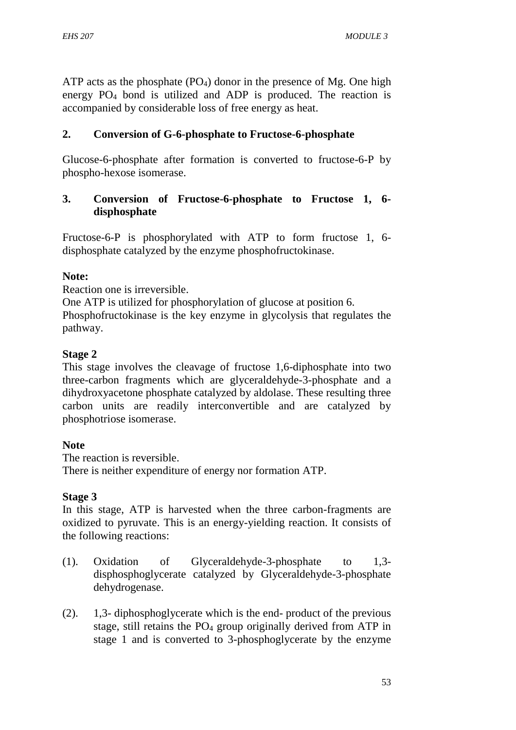ATP acts as the phosphate ($PO_4$) donor in the presence of Mg. One high energy $PO_4$ bond is utilized and ADP is produced. The reaction is accompanied by considerable loss of free energy as heat.

**2. Conversion of G-6-phosphate to Fructose-6-phosphate**

Glucose-6-phosphate after formation is converted to fructose-6-P by phospho-hexose isomerase.

**3. Conversion of Fructose-6-phosphate to Fructose 1, 6-disphosphate**

Fructose-6-P is phosphorylated with ATP to form fructose 1, 6-disphosphate catalyzed by the enzyme phosphofructokinase.

**Note:**

Reaction one is irreversible.
One ATP is utilized for phosphorylation of glucose at position 6.
Phosphofructokinase is the key enzyme in glycolysis that regulates the pathway.

**Stage 2**

This stage involves the cleavage of fructose 1,6-diphosphate into two three-carbon fragments which are glyceraldehyde-3-phosphate and a dihydroxyacetone phosphate catalyzed by aldolase. These resulting three carbon units are readily interconvertible and are catalyzed by phosphotriose isomerase.

**Note**

The reaction is reversible.
There is neither expenditure of energy nor formation ATP.

**Stage 3**

In this stage, ATP is harvested when the three carbon-fragments are oxidized to pyruvate. This is an energy-yielding reaction. It consists of the following reactions:

(1). Oxidation of Glyceraldehyde-3-phosphate to 1,3-disphosphoglycerate catalyzed by Glyceraldehyde-3-phosphate dehydrogenase.

(2). 1,3- diphosphoglycerate which is the end- product of the previous stage, still retains the $PO_4$ group originally derived from ATP in stage 1 and is converted to 3-phosphoglycerate by the enzyme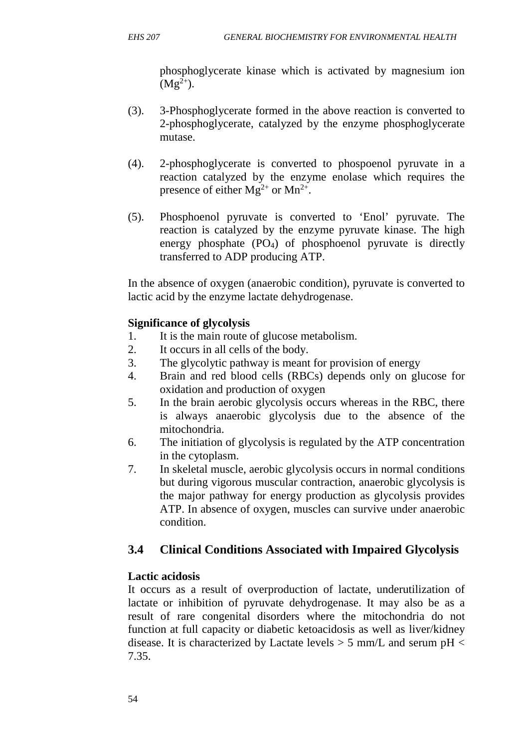phosphoglycerate kinase which is activated by magnesium ion ($Mg^{2+}$).

(3). 3-Phosphoglycerate formed in the above reaction is converted to 2-phosphoglycerate, catalyzed by the enzyme phosphoglycerate mutase.

(4). 2-phosphoglycerate is converted to phospoenol pyruvate in a reaction catalyzed by the enzyme enolase which requires the presence of either $Mg^{2+}$ or $Mn^{2+}$.

(5). Phosphoenol pyruvate is converted to 'Enol' pyruvate. The reaction is catalyzed by the enzyme pyruvate kinase. The high energy phosphate ($PO_4$) of phosphoenol pyruvate is directly transferred to ADP producing ATP.

In the absence of oxygen (anaerobic condition), pyruvate is converted to lactic acid by the enzyme lactate dehydrogenase.

**Significance of glycolysis**

1. It is the main route of glucose metabolism.
2. It occurs in all cells of the body.
3. The glycolytic pathway is meant for provision of energy
4. Brain and red blood cells (RBCs) depends only on glucose for oxidation and production of oxygen
5. In the brain aerobic glycolysis occurs whereas in the RBC, there is always anaerobic glycolysis due to the absence of the mitochondria.
6. The initiation of glycolysis is regulated by the ATP concentration in the cytoplasm.
7. In skeletal muscle, aerobic glycolysis occurs in normal conditions but during vigorous muscular contraction, anaerobic glycolysis is the major pathway for energy production as glycolysis provides ATP. In absence of oxygen, muscles can survive under anaerobic condition.

## 3.4 Clinical Conditions Associated with Impaired Glycolysis

**Lactic acidosis**

It occurs as a result of overproduction of lactate, underutilization of lactate or inhibition of pyruvate dehydrogenase. It may also be as a result of rare congenital disorders where the mitochondria do not function at full capacity or diabetic ketoacidosis as well as liver/kidney disease. It is characterized by Lactate levels > 5 mm/L and serum pH < 7.35.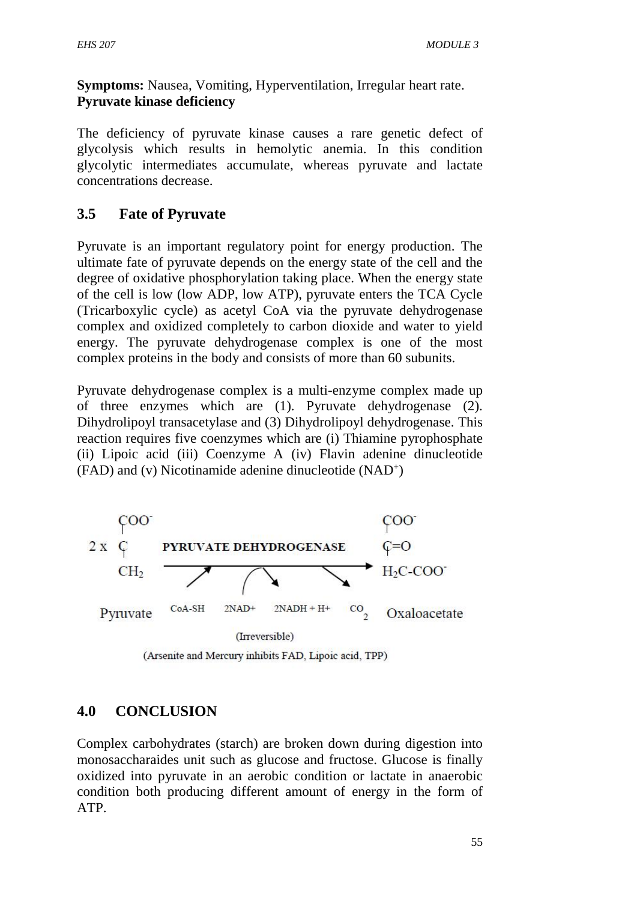**Symptoms:** Nausea, Vomiting, Hyperventilation, Irregular heart rate.
**Pyruvate kinase deficiency**

The deficiency of pyruvate kinase causes a rare genetic defect of glycolysis which results in hemolytic anemia. In this condition glycolytic intermediates accumulate, whereas pyruvate and lactate concentrations decrease.

## 3.5 Fate of Pyruvate

Pyruvate is an important regulatory point for energy production. The ultimate fate of pyruvate depends on the energy state of the cell and the degree of oxidative phosphorylation taking place. When the energy state of the cell is low (low ADP, low ATP), pyruvate enters the TCA Cycle (Tricarboxylic cycle) as acetyl CoA via the pyruvate dehydrogenase complex and oxidized completely to carbon dioxide and water to yield energy. The pyruvate dehydrogenase complex is one of the most complex proteins in the body and consists of more than 60 subunits.

Pyruvate dehydrogenase complex is a multi-enzyme complex made up of three enzymes which are (1). Pyruvate dehydrogenase (2). Dihydrolipoyl transacetylase and (3) Dihydrolipoyl dehydrogenase. This reaction requires five coenzymes which are (i) Thiamine pyrophosphate (ii) Lipoic acid (iii) Coenzyme A (iv) Flavin adenine dinucleotide (FAD) and (v) Nicotinamide adenine dinucleotide ($NAD^+$)

$$2 \times \underset{\text{Pyruvate}}{\begin{matrix} COO^- \\ | \\ C \\ | \\ CH_2 \end{matrix}} \xrightarrow[\text{CoA-SH} \quad 2NAD^+ \quad 2NADH + H^+ \quad CO_2]{\text{PYRUVATE DEHYDROGENASE}} \underset{\text{Oxaloacetate}}{\begin{matrix} COO^- \\ | \\ C{=}O \\ | \\ H_2C\text{-}COO^- \end{matrix}}$$

(Irreversible)

(Arsenite and Mercury inhibits FAD, Lipoic acid, TPP)

# 4.0 CONCLUSION

Complex carbohydrates (starch) are broken down during digestion into monosaccharaides unit such as glucose and fructose. Glucose is finally oxidized into pyruvate in an aerobic condition or lactate in anaerobic condition both producing different amount of energy in the form of ATP.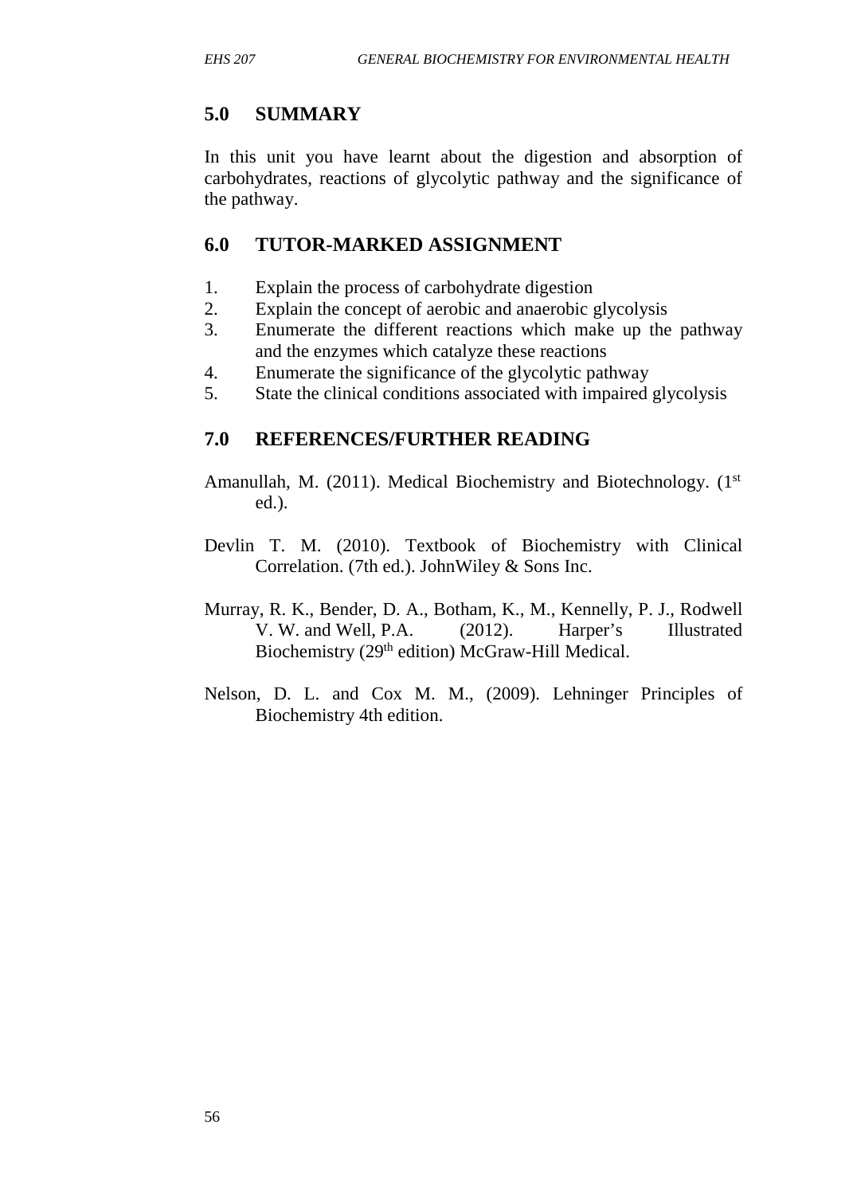## 5.0 SUMMARY

In this unit you have learnt about the digestion and absorption of carbohydrates, reactions of glycolytic pathway and the significance of the pathway.

## 6.0 TUTOR-MARKED ASSIGNMENT

1. Explain the process of carbohydrate digestion
2. Explain the concept of aerobic and anaerobic glycolysis
3. Enumerate the different reactions which make up the pathway and the enzymes which catalyze these reactions
4. Enumerate the significance of the glycolytic pathway
5. State the clinical conditions associated with impaired glycolysis

## 7.0 REFERENCES/FURTHER READING

Amanullah, M. (2011). Medical Biochemistry and Biotechnology. (1st ed.).

Devlin T. M. (2010). Textbook of Biochemistry with Clinical Correlation. (7th ed.). JohnWiley & Sons Inc.

Murray, R. K., Bender, D. A., Botham, K., M., Kennelly, P. J., Rodwell V. W. and Well, P.A. (2012). Harper's Illustrated Biochemistry (29th edition) McGraw-Hill Medical.

Nelson, D. L. and Cox M. M., (2009). Lehninger Principles of Biochemistry 4th edition.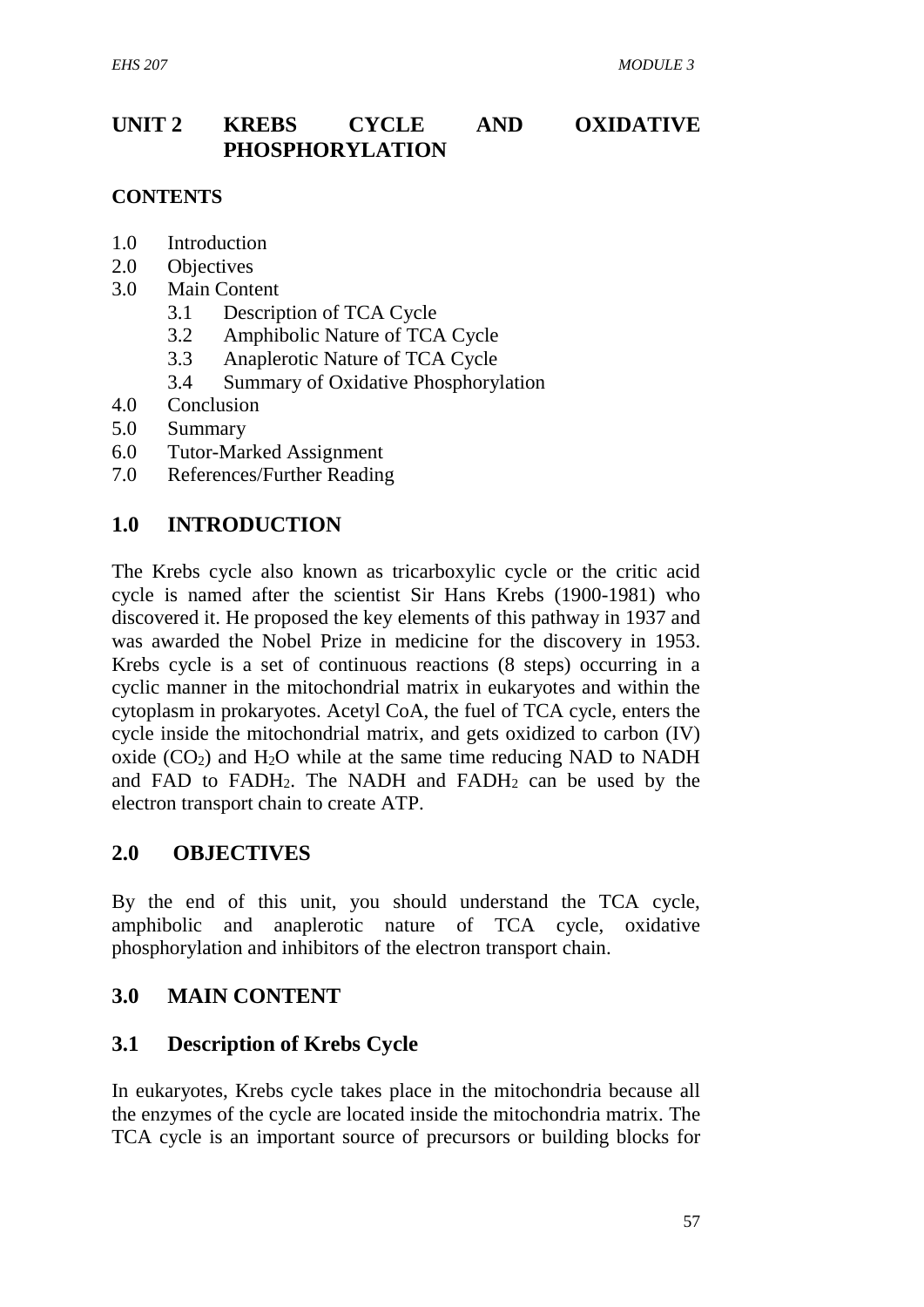# UNIT 2 KREBS CYCLE AND OXIDATIVE PHOSPHORYLATION

**CONTENTS**

1.0 Introduction
2.0 Objectives
3.0 Main Content
  3.1 Description of TCA Cycle
  3.2 Amphibolic Nature of TCA Cycle
  3.3 Anaplerotic Nature of TCA Cycle
  3.4 Summary of Oxidative Phosphorylation
4.0 Conclusion
5.0 Summary
6.0 Tutor-Marked Assignment
7.0 References/Further Reading

## 1.0 INTRODUCTION

The Krebs cycle also known as tricarboxylic cycle or the critic acid cycle is named after the scientist Sir Hans Krebs (1900-1981) who discovered it. He proposed the key elements of this pathway in 1937 and was awarded the Nobel Prize in medicine for the discovery in 1953. Krebs cycle is a set of continuous reactions (8 steps) occurring in a cyclic manner in the mitochondrial matrix in eukaryotes and within the cytoplasm in prokaryotes. Acetyl CoA, the fuel of TCA cycle, enters the cycle inside the mitochondrial matrix, and gets oxidized to carbon (IV) oxide ($CO_2$) and $H_2O$ while at the same time reducing NAD to NADH and FAD to $FADH_2$. The NADH and $FADH_2$ can be used by the electron transport chain to create ATP.

## 2.0 OBJECTIVES

By the end of this unit, you should understand the TCA cycle, amphibolic and anaplerotic nature of TCA cycle, oxidative phosphorylation and inhibitors of the electron transport chain.

## 3.0 MAIN CONTENT

### 3.1 Description of Krebs Cycle

In eukaryotes, Krebs cycle takes place in the mitochondria because all the enzymes of the cycle are located inside the mitochondria matrix. The TCA cycle is an important source of precursors or building blocks for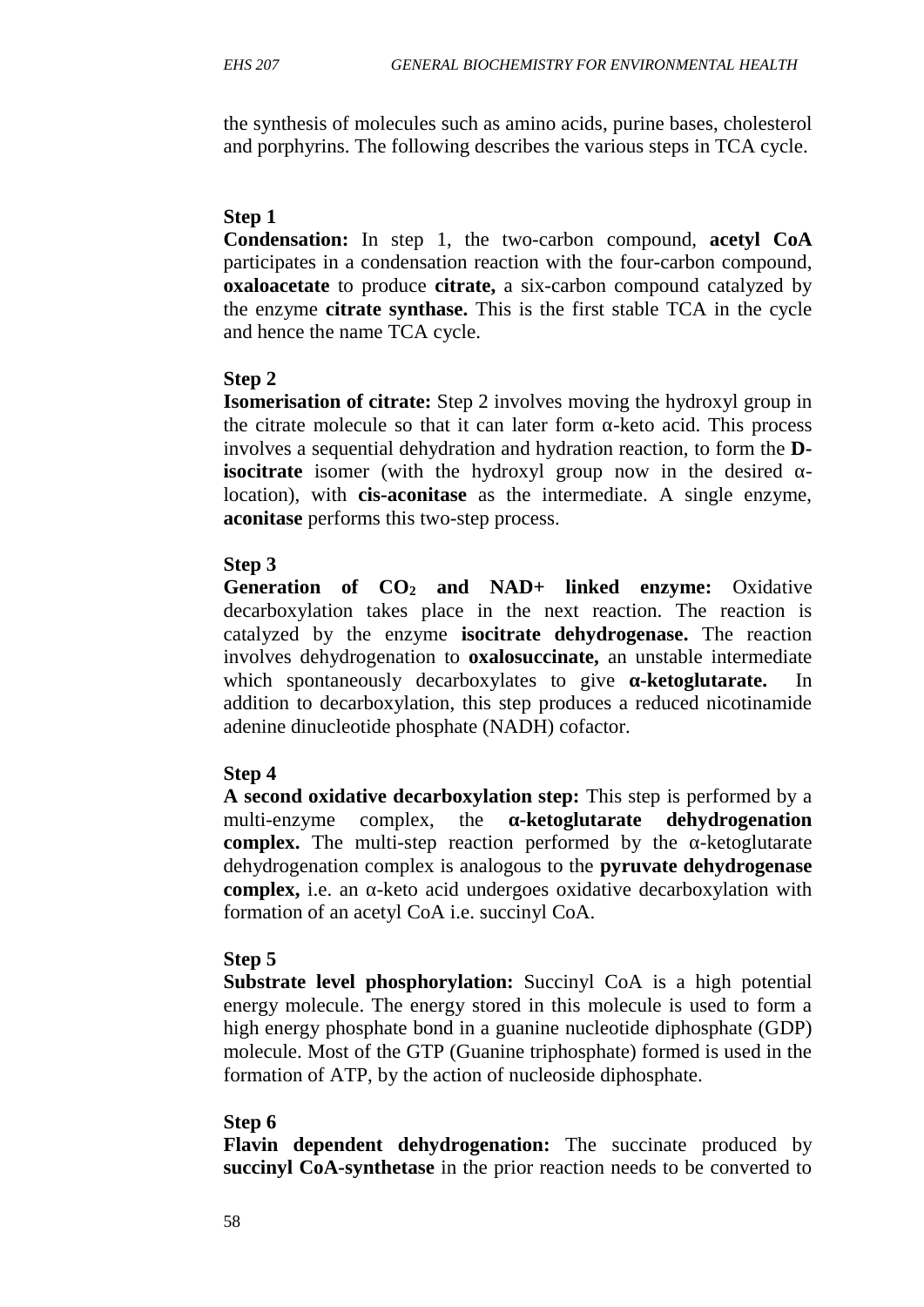the synthesis of molecules such as amino acids, purine bases, cholesterol and porphyrins. The following describes the various steps in TCA cycle.

**Step 1**

**Condensation:** In step 1, the two-carbon compound, **acetyl CoA** participates in a condensation reaction with the four-carbon compound, **oxaloacetate** to produce **citrate,** a six-carbon compound catalyzed by the enzyme **citrate synthase.** This is the first stable TCA in the cycle and hence the name TCA cycle.

**Step 2**

**Isomerisation of citrate:** Step 2 involves moving the hydroxyl group in the citrate molecule so that it can later form α-keto acid. This process involves a sequential dehydration and hydration reaction, to form the **D-isocitrate** isomer (with the hydroxyl group now in the desired α-location), with **cis-aconitase** as the intermediate. A single enzyme, **aconitase** performs this two-step process.

**Step 3**

**Generation of $CO_2$ and NAD+ linked enzyme:** Oxidative decarboxylation takes place in the next reaction. The reaction is catalyzed by the enzyme **isocitrate dehydrogenase.** The reaction involves dehydrogenation to **oxalosuccinate,** an unstable intermediate which spontaneously decarboxylates to give **α-ketoglutarate.** In addition to decarboxylation, this step produces a reduced nicotinamide adenine dinucleotide phosphate (NADH) cofactor.

**Step 4**

**A second oxidative decarboxylation step:** This step is performed by a multi-enzyme complex, the **α-ketoglutarate dehydrogenation complex.** The multi-step reaction performed by the α-ketoglutarate dehydrogenation complex is analogous to the **pyruvate dehydrogenase complex,** i.e. an α-keto acid undergoes oxidative decarboxylation with formation of an acetyl CoA i.e. succinyl CoA.

**Step 5**

**Substrate level phosphorylation:** Succinyl CoA is a high potential energy molecule. The energy stored in this molecule is used to form a high energy phosphate bond in a guanine nucleotide diphosphate (GDP) molecule. Most of the GTP (Guanine triphosphate) formed is used in the formation of ATP, by the action of nucleoside diphosphate.

**Step 6**

**Flavin dependent dehydrogenation:** The succinate produced by **succinyl CoA-synthetase** in the prior reaction needs to be converted to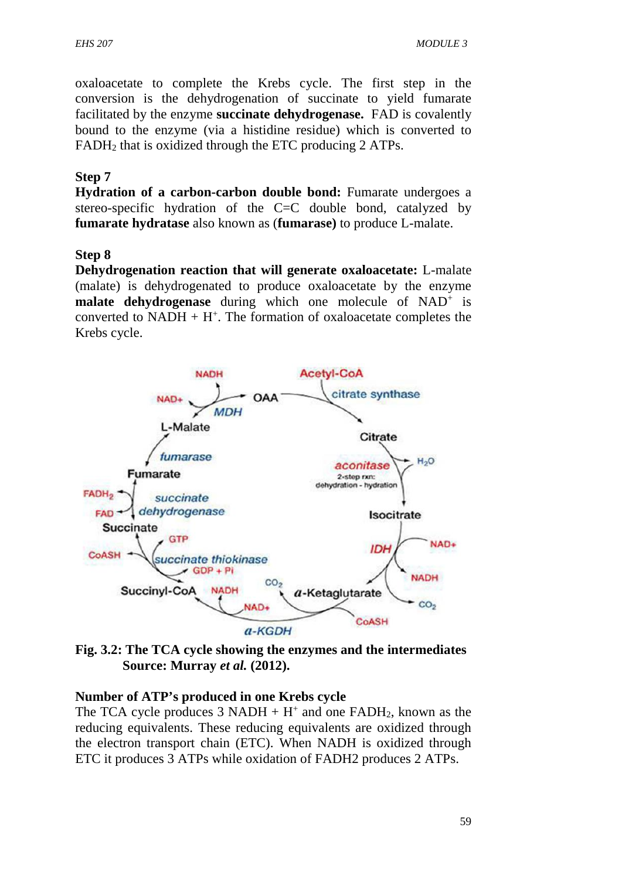oxaloacetate to complete the Krebs cycle. The first step in the conversion is the dehydrogenation of succinate to yield fumarate facilitated by the enzyme **succinate dehydrogenase.** FAD is covalently bound to the enzyme (via a histidine residue) which is converted to $FADH_2$ that is oxidized through the ETC producing 2 ATPs.

**Step 7**

**Hydration of a carbon-carbon double bond:** Fumarate undergoes a stereo-specific hydration of the C=C double bond, catalyzed by **fumarate hydratase** also known as (**fumarase)** to produce L-malate.

**Step 8**

**Dehydrogenation reaction that will generate oxaloacetate:** L-malate (malate) is dehydrogenated to produce oxaloacetate by the enzyme **malate dehydrogenase** during which one molecule of $NAD^+$ is converted to NADH + $H^+$. The formation of oxaloacetate completes the Krebs cycle.

**Fig. 3.2: The TCA cycle showing the enzymes and the intermediates Source: Murray *et al.* (2012).**

**Number of ATP's produced in one Krebs cycle**

The TCA cycle produces 3 NADH + $H^+$ and one $FADH_2$, known as the reducing equivalents. These reducing equivalents are oxidized through the electron transport chain (ETC). When NADH is oxidized through ETC it produces 3 ATPs while oxidation of FADH2 produces 2 ATPs.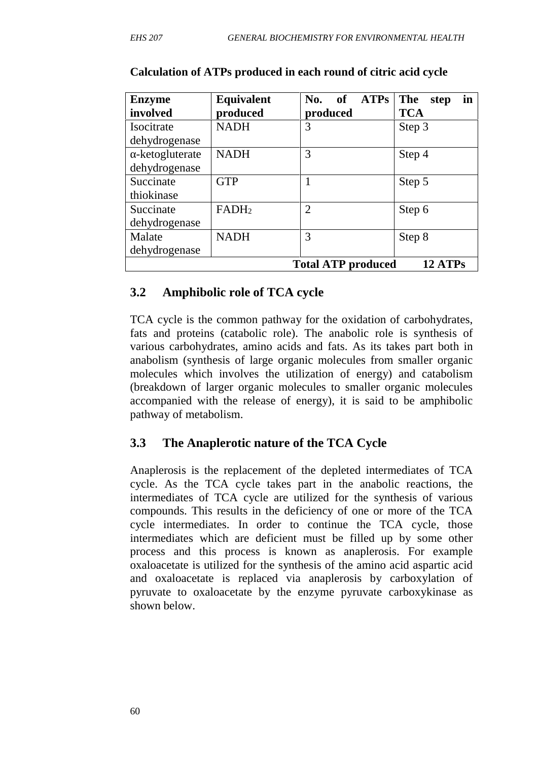**Calculation of ATPs produced in each round of citric acid cycle**

| Enzyme involved | Equivalent produced | No. of ATPs produced | The step in TCA |
|---|---|---|---|
| Isocitrate dehydrogenase | NADH | 3 | Step 3 |
| α-ketogluterate dehydrogenase | NADH | 3 | Step 4 |
| Succinate thiokinase | GTP | 1 | Step 5 |
| Succinate dehydrogenase | $FADH_2$ | 2 | Step 6 |
| Malate dehydrogenase | NADH | 3 | Step 8 |
| | | **Total ATP produced** | **12 ATPs** |

## 3.2 Amphibolic role of TCA cycle

TCA cycle is the common pathway for the oxidation of carbohydrates, fats and proteins (catabolic role). The anabolic role is synthesis of various carbohydrates, amino acids and fats. As its takes part both in anabolism (synthesis of large organic molecules from smaller organic molecules which involves the utilization of energy) and catabolism (breakdown of larger organic molecules to smaller organic molecules accompanied with the release of energy), it is said to be amphibolic pathway of metabolism.

## 3.3 The Anaplerotic nature of the TCA Cycle

Anaplerosis is the replacement of the depleted intermediates of TCA cycle. As the TCA cycle takes part in the anabolic reactions, the intermediates of TCA cycle are utilized for the synthesis of various compounds. This results in the deficiency of one or more of the TCA cycle intermediates. In order to continue the TCA cycle, those intermediates which are deficient must be filled up by some other process and this process is known as anaplerosis. For example oxaloacetate is utilized for the synthesis of the amino acid aspartic acid and oxaloacetate is replaced via anaplerosis by carboxylation of pyruvate to oxaloacetate by the enzyme pyruvate carboxykinase as shown below.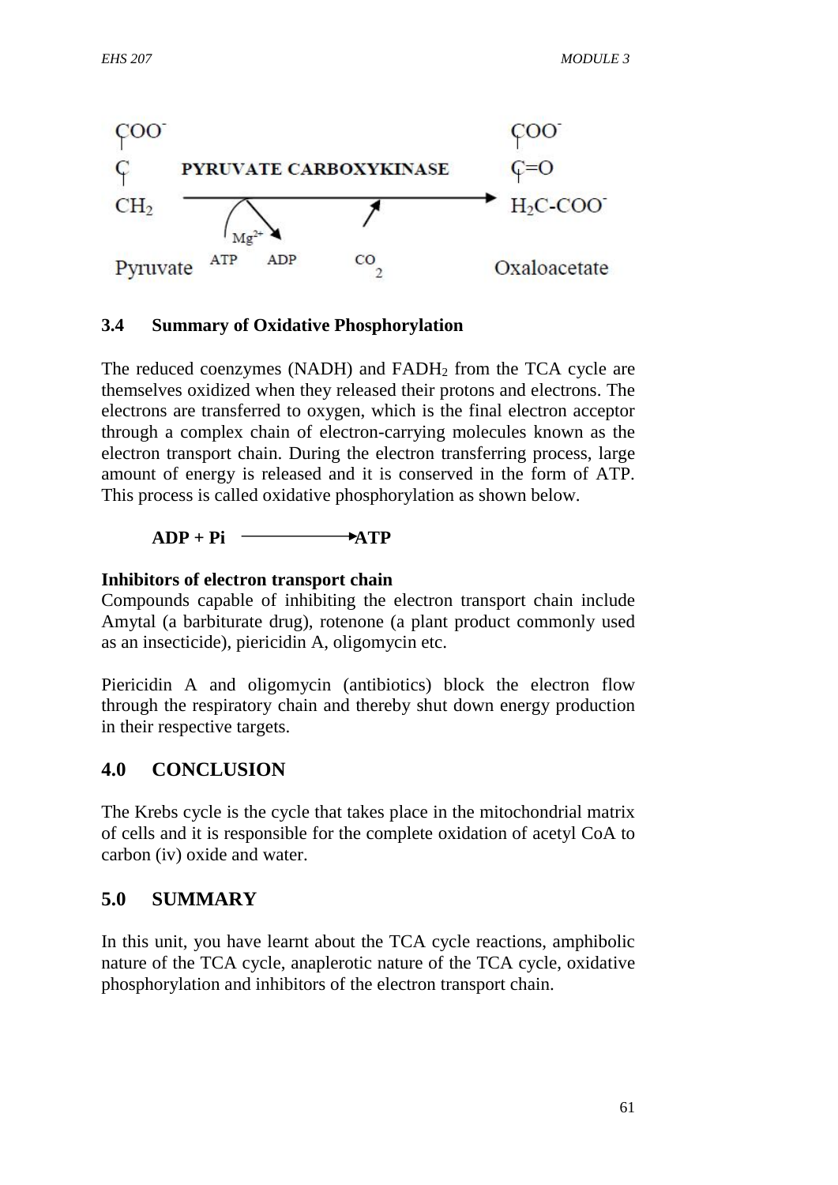$$
\begin{array}{l}
COO^- \\
C \\
CH_2 \\
\text{Pyruvate}
\end{array}
\xrightarrow[\text{Mg}^{2+};\ \text{ATP} \rightarrow \text{ADP};\ CO_2]{\textbf{PYRUVATE CARBOXYKINASE}}
\begin{array}{l}
COO^- \\
C{=}O \\
H_2C\text{-}COO^- \\
\text{Oxaloacetate}
\end{array}
$$

### 3.4 Summary of Oxidative Phosphorylation

The reduced coenzymes (NADH) and $FADH_2$ from the TCA cycle are themselves oxidized when they released their protons and electrons. The electrons are transferred to oxygen, which is the final electron acceptor through a complex chain of electron-carrying molecules known as the electron transport chain. During the electron transferring process, large amount of energy is released and it is conserved in the form of ATP. This process is called oxidative phosphorylation as shown below.

$$\textbf{ADP + Pi} \longrightarrow \textbf{ATP}$$

**Inhibitors of electron transport chain**

Compounds capable of inhibiting the electron transport chain include Amytal (a barbiturate drug), rotenone (a plant product commonly used as an insecticide), piericidin A, oligomycin etc.

Piericidin A and oligomycin (antibiotics) block the electron flow through the respiratory chain and thereby shut down energy production in their respective targets.

## 4.0 CONCLUSION

The Krebs cycle is the cycle that takes place in the mitochondrial matrix of cells and it is responsible for the complete oxidation of acetyl CoA to carbon (iv) oxide and water.

## 5.0 SUMMARY

In this unit, you have learnt about the TCA cycle reactions, amphibolic nature of the TCA cycle, anaplerotic nature of the TCA cycle, oxidative phosphorylation and inhibitors of the electron transport chain.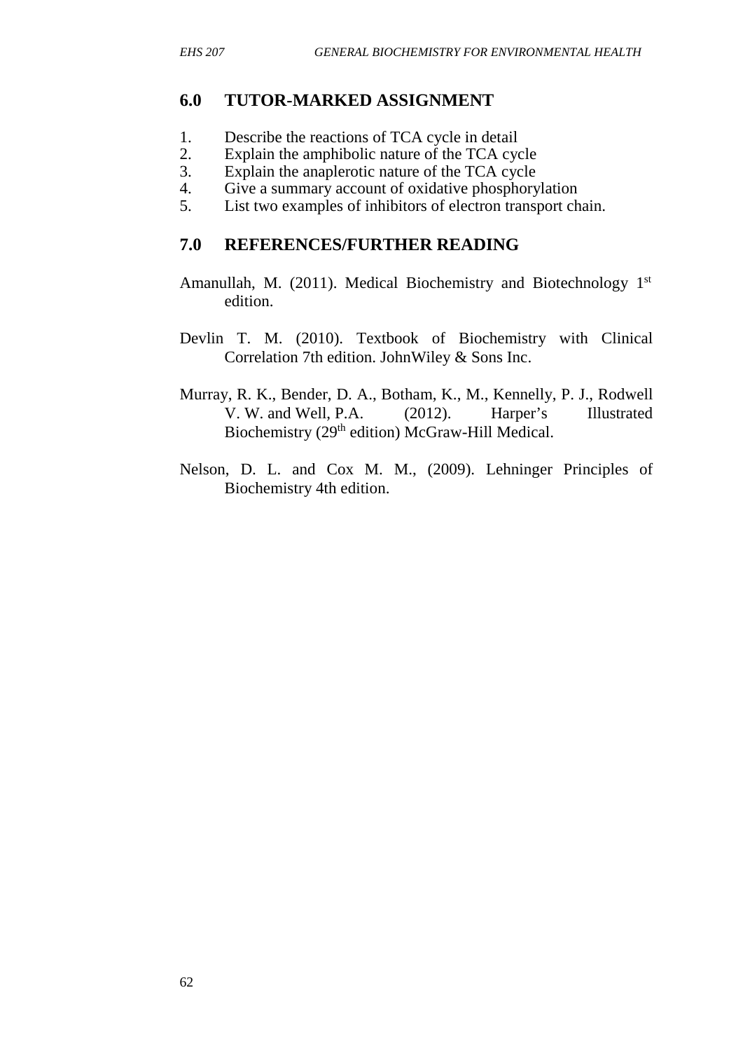## 6.0 TUTOR-MARKED ASSIGNMENT

1. Describe the reactions of TCA cycle in detail
2. Explain the amphibolic nature of the TCA cycle
3. Explain the anaplerotic nature of the TCA cycle
4. Give a summary account of oxidative phosphorylation
5. List two examples of inhibitors of electron transport chain.

## 7.0 REFERENCES/FURTHER READING

Amanullah, M. (2011). Medical Biochemistry and Biotechnology 1st edition.

Devlin T. M. (2010). Textbook of Biochemistry with Clinical Correlation 7th edition. JohnWiley & Sons Inc.

Murray, R. K., Bender, D. A., Botham, K., M., Kennelly, P. J., Rodwell V. W. and Well, P.A. (2012). Harper's Illustrated Biochemistry (29th edition) McGraw-Hill Medical.

Nelson, D. L. and Cox M. M., (2009). Lehninger Principles of Biochemistry 4th edition.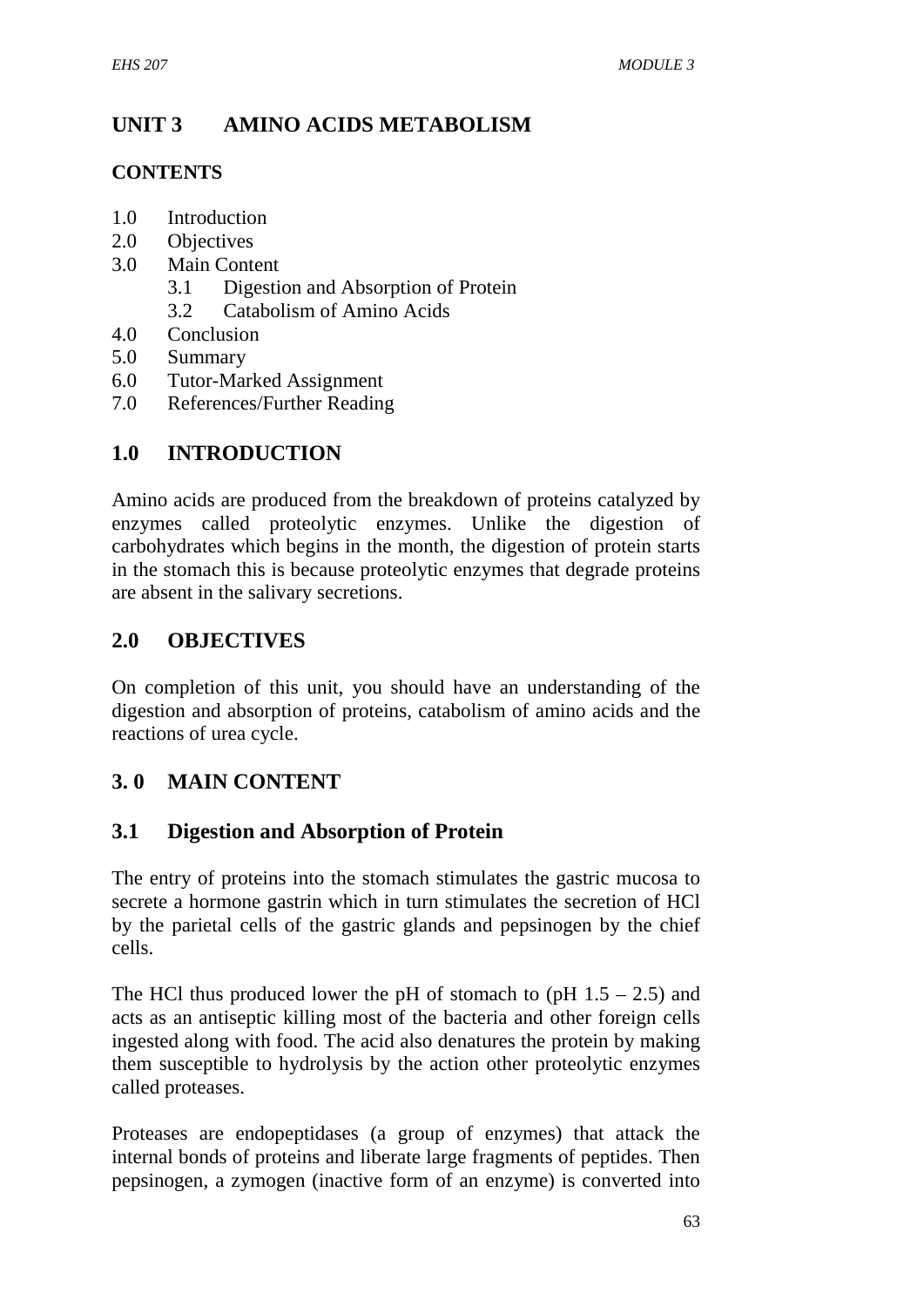# UNIT 3 AMINO ACIDS METABOLISM

## CONTENTS

1.0 Introduction
2.0 Objectives
3.0 Main Content
  3.1 Digestion and Absorption of Protein
  3.2 Catabolism of Amino Acids
4.0 Conclusion
5.0 Summary
6.0 Tutor-Marked Assignment
7.0 References/Further Reading

## 1.0 INTRODUCTION

Amino acids are produced from the breakdown of proteins catalyzed by enzymes called proteolytic enzymes. Unlike the digestion of carbohydrates which begins in the month, the digestion of protein starts in the stomach this is because proteolytic enzymes that degrade proteins are absent in the salivary secretions.

## 2.0 OBJECTIVES

On completion of this unit, you should have an understanding of the digestion and absorption of proteins, catabolism of amino acids and the reactions of urea cycle.

## 3. 0 MAIN CONTENT

### 3.1 Digestion and Absorption of Protein

The entry of proteins into the stomach stimulates the gastric mucosa to secrete a hormone gastrin which in turn stimulates the secretion of HCl by the parietal cells of the gastric glands and pepsinogen by the chief cells.

The HCl thus produced lower the pH of stomach to (pH 1.5 – 2.5) and acts as an antiseptic killing most of the bacteria and other foreign cells ingested along with food. The acid also denatures the protein by making them susceptible to hydrolysis by the action other proteolytic enzymes called proteases.

Proteases are endopeptidases (a group of enzymes) that attack the internal bonds of proteins and liberate large fragments of peptides. Then pepsinogen, a zymogen (inactive form of an enzyme) is converted into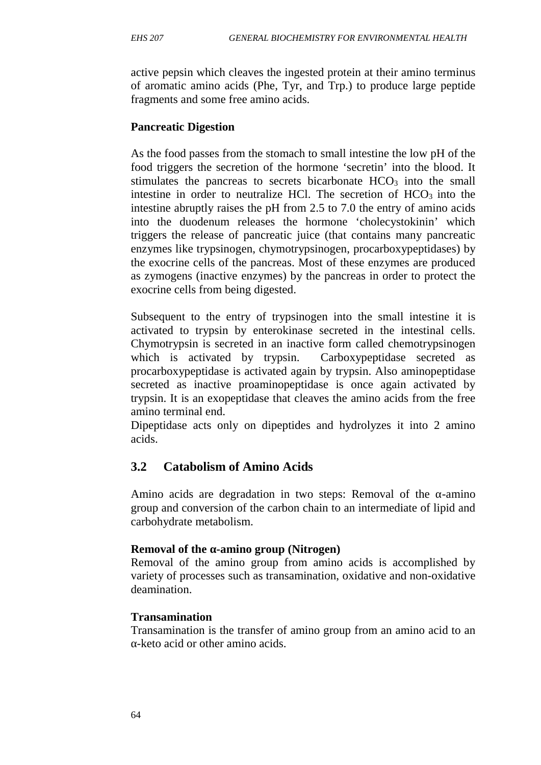active pepsin which cleaves the ingested protein at their amino terminus of aromatic amino acids (Phe, Tyr, and Trp.) to produce large peptide fragments and some free amino acids.

**Pancreatic Digestion**

As the food passes from the stomach to small intestine the low pH of the food triggers the secretion of the hormone 'secretin' into the blood. It stimulates the pancreas to secrets bicarbonate $HCO_3$ into the small intestine in order to neutralize HCl. The secretion of $HCO_3$ into the intestine abruptly raises the pH from 2.5 to 7.0 the entry of amino acids into the duodenum releases the hormone 'cholecystokinin' which triggers the release of pancreatic juice (that contains many pancreatic enzymes like trypsinogen, chymotrypsinogen, procarboxypeptidases) by the exocrine cells of the pancreas. Most of these enzymes are produced as zymogens (inactive enzymes) by the pancreas in order to protect the exocrine cells from being digested.

Subsequent to the entry of trypsinogen into the small intestine it is activated to trypsin by enterokinase secreted in the intestinal cells. Chymotrypsin is secreted in an inactive form called chemotrypsinogen which is activated by trypsin. Carboxypeptidase secreted as procarboxypeptidase is activated again by trypsin. Also aminopeptidase secreted as inactive proaminopeptidase is once again activated by trypsin. It is an exopeptidase that cleaves the amino acids from the free amino terminal end.
Dipeptidase acts only on dipeptides and hydrolyzes it into 2 amino acids.

## 3.2 Catabolism of Amino Acids

Amino acids are degradation in two steps: Removal of the α-amino group and conversion of the carbon chain to an intermediate of lipid and carbohydrate metabolism.

**Removal of the α-amino group (Nitrogen)**
Removal of the amino group from amino acids is accomplished by variety of processes such as transamination, oxidative and non-oxidative deamination.

**Transamination**
Transamination is the transfer of amino group from an amino acid to an α-keto acid or other amino acids.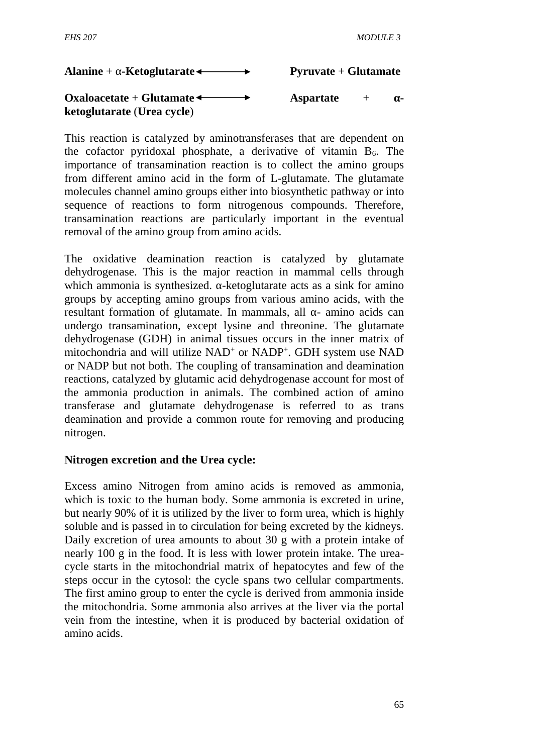**Alanine** + α**-Ketoglutarate** ⟷ **Pyruvate** + **Glutamate**

**Oxaloacetate** + **Glutamate** ⟷ **Aspartate** + **α-ketoglutarate** (**Urea cycle**)

This reaction is catalyzed by aminotransferases that are dependent on the cofactor pyridoxal phosphate, a derivative of vitamin $B_6$. The importance of transamination reaction is to collect the amino groups from different amino acid in the form of L-glutamate. The glutamate molecules channel amino groups either into biosynthetic pathway or into sequence of reactions to form nitrogenous compounds. Therefore, transamination reactions are particularly important in the eventual removal of the amino group from amino acids.

The oxidative deamination reaction is catalyzed by glutamate dehydrogenase. This is the major reaction in mammal cells through which ammonia is synthesized. α-ketoglutarate acts as a sink for amino groups by accepting amino groups from various amino acids, with the resultant formation of glutamate. In mammals, all α- amino acids can undergo transamination, except lysine and threonine. The glutamate dehydrogenase (GDH) in animal tissues occurs in the inner matrix of mitochondria and will utilize $NAD^+$ or $NADP^+$. GDH system use NAD or NADP but not both. The coupling of transamination and deamination reactions, catalyzed by glutamic acid dehydrogenase account for most of the ammonia production in animals. The combined action of amino transferase and glutamate dehydrogenase is referred to as trans deamination and provide a common route for removing and producing nitrogen.

**Nitrogen excretion and the Urea cycle:**

Excess amino Nitrogen from amino acids is removed as ammonia, which is toxic to the human body. Some ammonia is excreted in urine, but nearly 90% of it is utilized by the liver to form urea, which is highly soluble and is passed in to circulation for being excreted by the kidneys. Daily excretion of urea amounts to about 30 g with a protein intake of nearly 100 g in the food. It is less with lower protein intake. The urea-cycle starts in the mitochondrial matrix of hepatocytes and few of the steps occur in the cytosol: the cycle spans two cellular compartments. The first amino group to enter the cycle is derived from ammonia inside the mitochondria. Some ammonia also arrives at the liver via the portal vein from the intestine, when it is produced by bacterial oxidation of amino acids.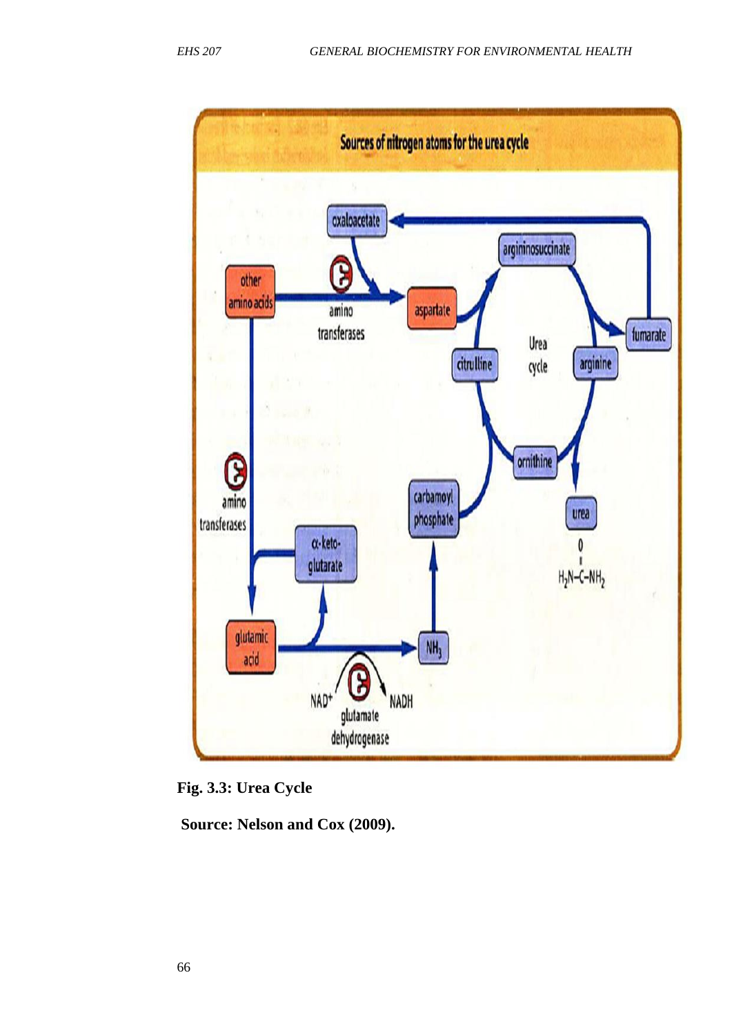**Fig. 3.3: Urea Cycle**

**Source: Nelson and Cox (2009).**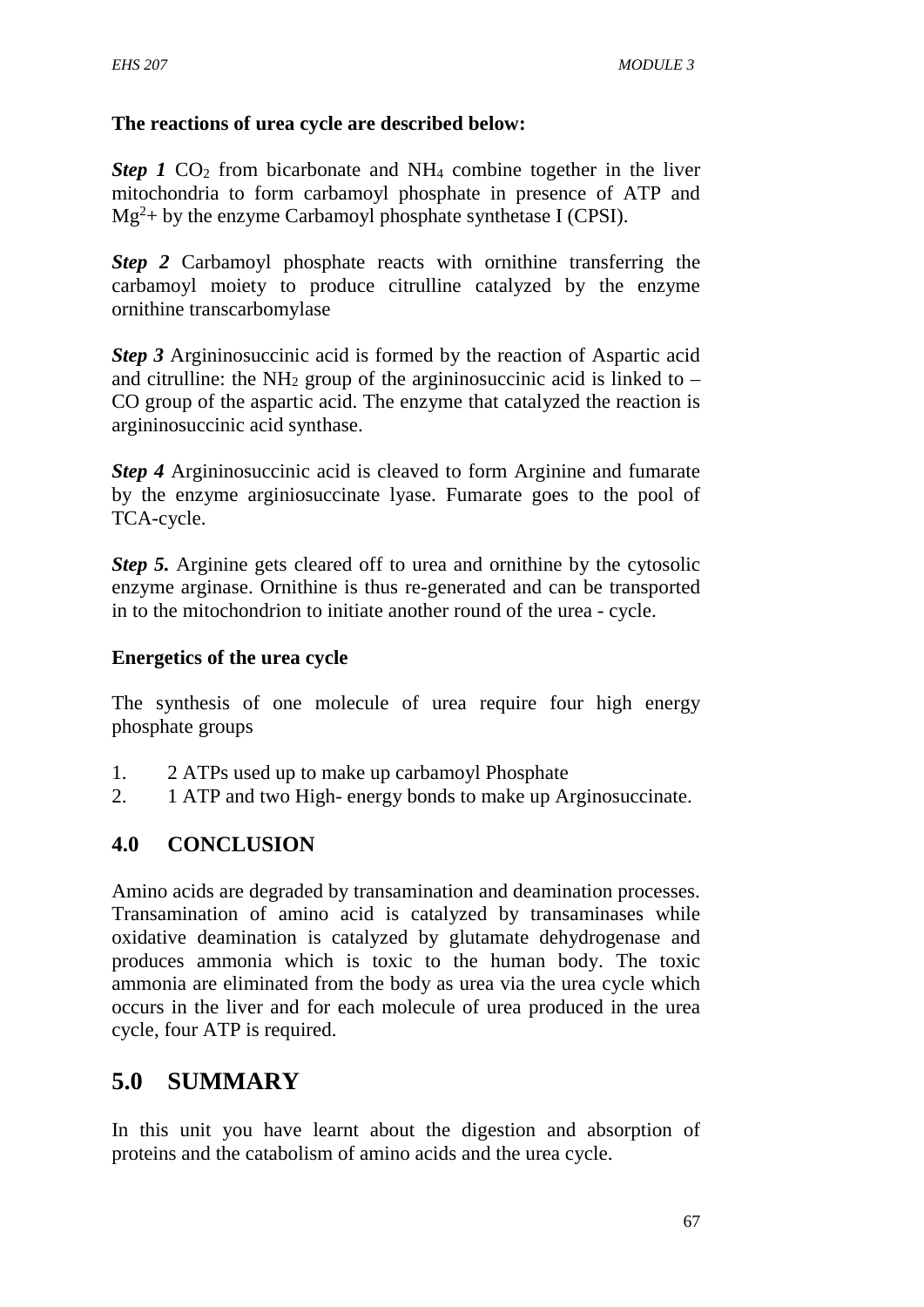**The reactions of urea cycle are described below:**

***Step 1*** $CO_2$ from bicarbonate and $NH_4$ combine together in the liver mitochondria to form carbamoyl phosphate in presence of ATP and $Mg^{2}+$ by the enzyme Carbamoyl phosphate synthetase I (CPSI).

***Step 2*** Carbamoyl phosphate reacts with ornithine transferring the carbamoyl moiety to produce citrulline catalyzed by the enzyme ornithine transcarbomylase

***Step 3*** Argininosuccinic acid is formed by the reaction of Aspartic acid and citrulline: the $NH_2$ group of the argininosuccinic acid is linked to –CO group of the aspartic acid. The enzyme that catalyzed the reaction is argininosuccinic acid synthase.

***Step 4*** Argininosuccinic acid is cleaved to form Arginine and fumarate by the enzyme arginiosuccinate lyase. Fumarate goes to the pool of TCA-cycle.

***Step 5.*** Arginine gets cleared off to urea and ornithine by the cytosolic enzyme arginase. Ornithine is thus re-generated and can be transported in to the mitochondrion to initiate another round of the urea - cycle.

**Energetics of the urea cycle**

The synthesis of one molecule of urea require four high energy phosphate groups

1. 2 ATPs used up to make up carbamoyl Phosphate
2. 1 ATP and two High- energy bonds to make up Arginosuccinate.

## 4.0 CONCLUSION

Amino acids are degraded by transamination and deamination processes. Transamination of amino acid is catalyzed by transaminases while oxidative deamination is catalyzed by glutamate dehydrogenase and produces ammonia which is toxic to the human body. The toxic ammonia are eliminated from the body as urea via the urea cycle which occurs in the liver and for each molecule of urea produced in the urea cycle, four ATP is required.

## 5.0 SUMMARY

In this unit you have learnt about the digestion and absorption of proteins and the catabolism of amino acids and the urea cycle.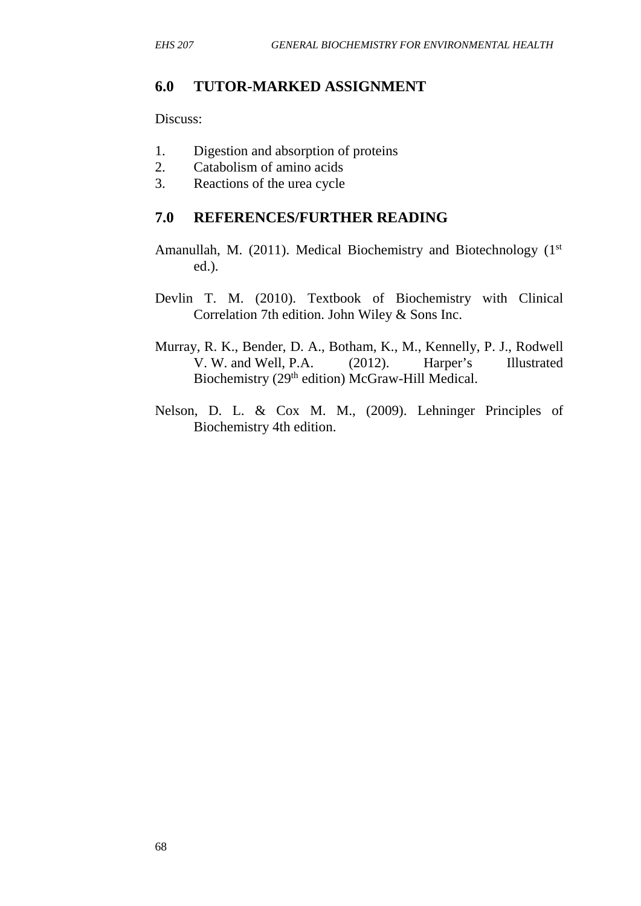## 6.0 TUTOR-MARKED ASSIGNMENT

Discuss:

1. Digestion and absorption of proteins
2. Catabolism of amino acids
3. Reactions of the urea cycle

## 7.0 REFERENCES/FURTHER READING

Amanullah, M. (2011). Medical Biochemistry and Biotechnology (1st ed.).

Devlin T. M. (2010). Textbook of Biochemistry with Clinical Correlation 7th edition. John Wiley & Sons Inc.

Murray, R. K., Bender, D. A., Botham, K., M., Kennelly, P. J., Rodwell V. W. and Well, P.A. (2012). Harper's Illustrated Biochemistry (29th edition) McGraw-Hill Medical.

Nelson, D. L. & Cox M. M., (2009). Lehninger Principles of Biochemistry 4th edition.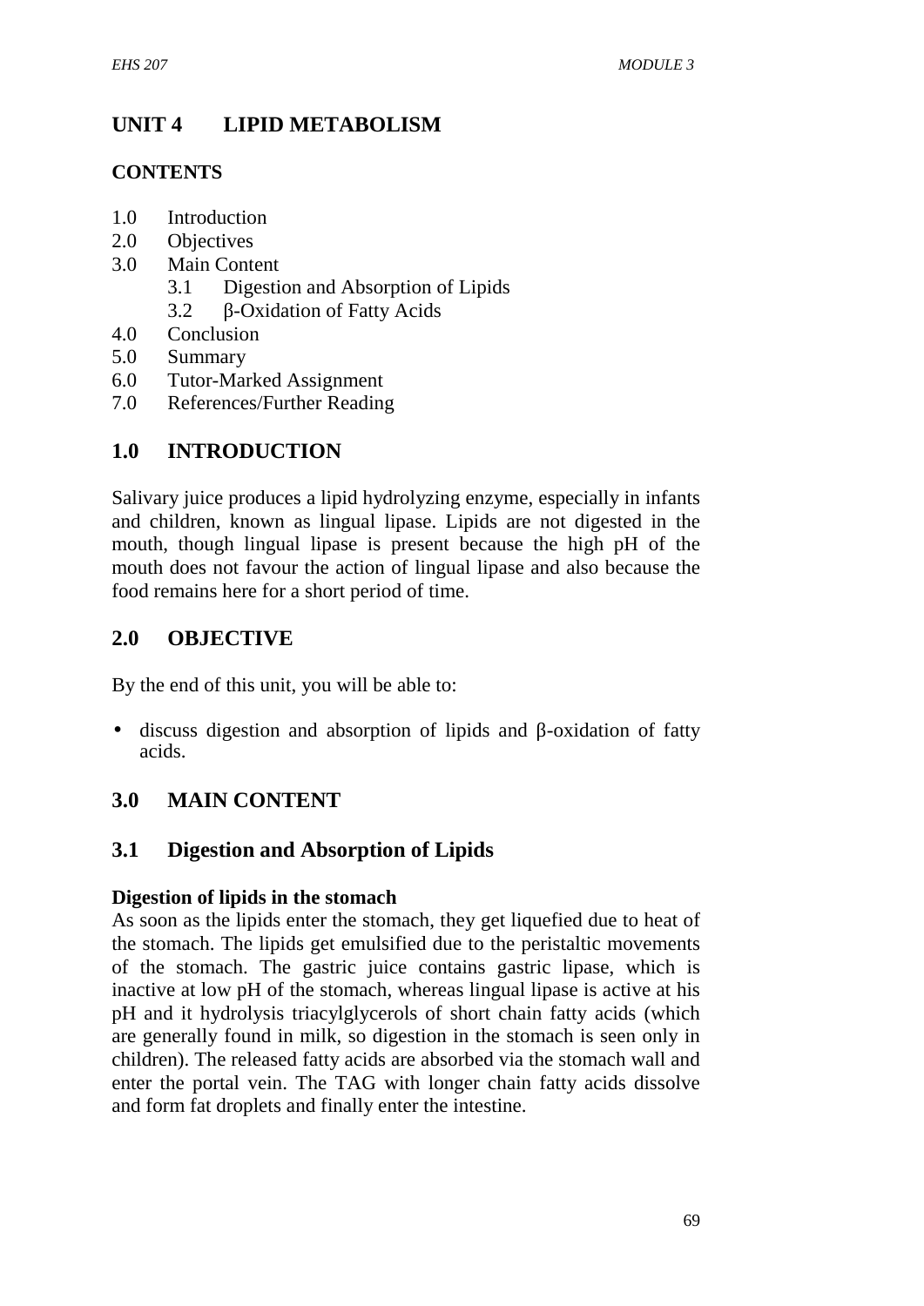# UNIT 4 LIPID METABOLISM

**CONTENTS**

1.0 Introduction
2.0 Objectives
3.0 Main Content
   3.1 Digestion and Absorption of Lipids
   3.2 β-Oxidation of Fatty Acids
4.0 Conclusion
5.0 Summary
6.0 Tutor-Marked Assignment
7.0 References/Further Reading

## 1.0 INTRODUCTION

Salivary juice produces a lipid hydrolyzing enzyme, especially in infants and children, known as lingual lipase. Lipids are not digested in the mouth, though lingual lipase is present because the high pH of the mouth does not favour the action of lingual lipase and also because the food remains here for a short period of time.

## 2.0 OBJECTIVE

By the end of this unit, you will be able to:

- discuss digestion and absorption of lipids and β-oxidation of fatty acids.

## 3.0 MAIN CONTENT

### 3.1 Digestion and Absorption of Lipids

**Digestion of lipids in the stomach**

As soon as the lipids enter the stomach, they get liquefied due to heat of the stomach. The lipids get emulsified due to the peristaltic movements of the stomach. The gastric juice contains gastric lipase, which is inactive at low pH of the stomach, whereas lingual lipase is active at his pH and it hydrolysis triacylglycerols of short chain fatty acids (which are generally found in milk, so digestion in the stomach is seen only in children). The released fatty acids are absorbed via the stomach wall and enter the portal vein. The TAG with longer chain fatty acids dissolve and form fat droplets and finally enter the intestine.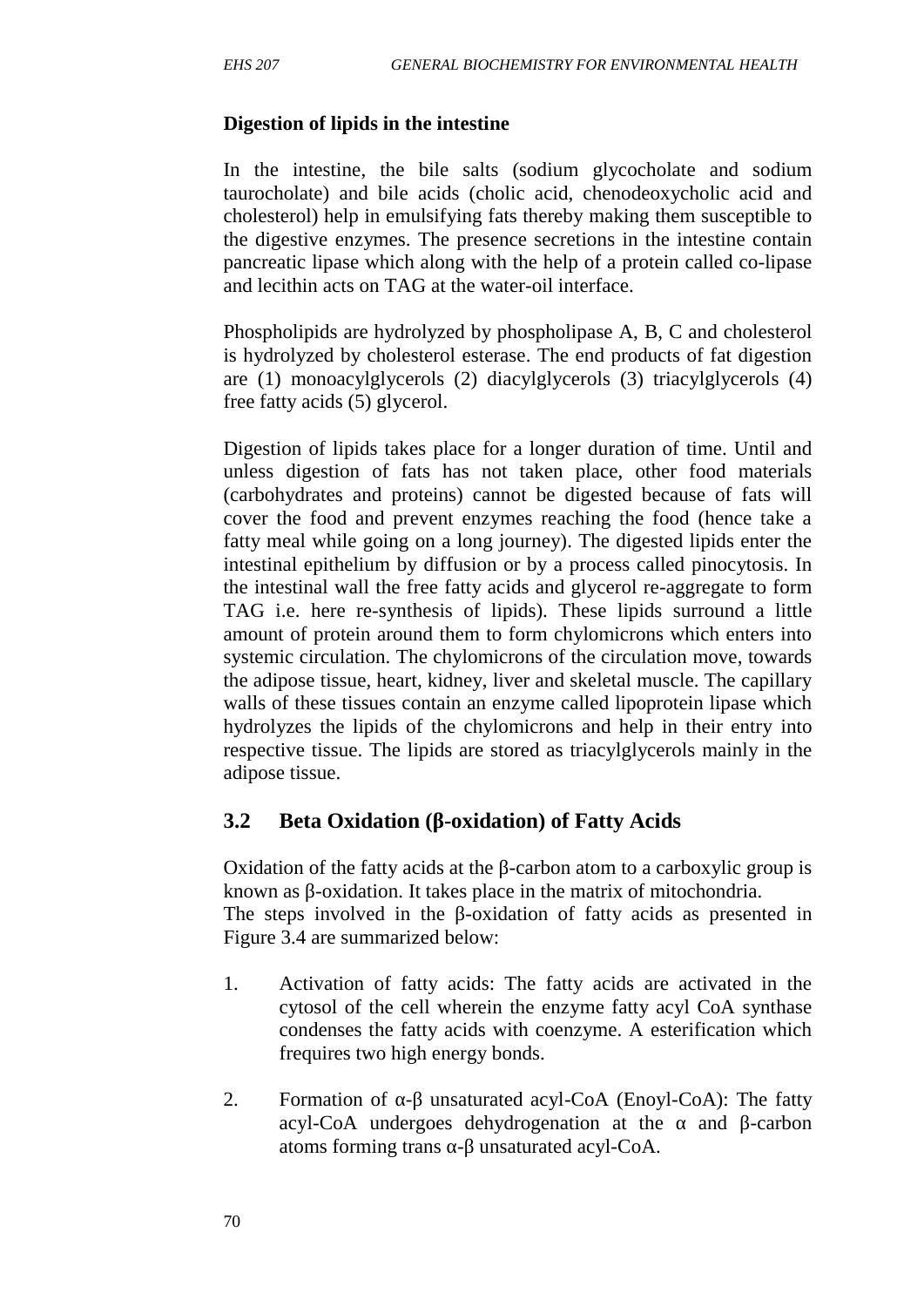**Digestion of lipids in the intestine**

In the intestine, the bile salts (sodium glycocholate and sodium taurocholate) and bile acids (cholic acid, chenodeoxycholic acid and cholesterol) help in emulsifying fats thereby making them susceptible to the digestive enzymes. The presence secretions in the intestine contain pancreatic lipase which along with the help of a protein called co-lipase and lecithin acts on TAG at the water-oil interface.

Phospholipids are hydrolyzed by phospholipase A, B, C and cholesterol is hydrolyzed by cholesterol esterase. The end products of fat digestion are (1) monoacylglycerols (2) diacylglycerols (3) triacylglycerols (4) free fatty acids (5) glycerol.

Digestion of lipids takes place for a longer duration of time. Until and unless digestion of fats has not taken place, other food materials (carbohydrates and proteins) cannot be digested because of fats will cover the food and prevent enzymes reaching the food (hence take a fatty meal while going on a long journey). The digested lipids enter the intestinal epithelium by diffusion or by a process called pinocytosis. In the intestinal wall the free fatty acids and glycerol re-aggregate to form TAG i.e. here re-synthesis of lipids). These lipids surround a little amount of protein around them to form chylomicrons which enters into systemic circulation. The chylomicrons of the circulation move, towards the adipose tissue, heart, kidney, liver and skeletal muscle. The capillary walls of these tissues contain an enzyme called lipoprotein lipase which hydrolyzes the lipids of the chylomicrons and help in their entry into respective tissue. The lipids are stored as triacylglycerols mainly in the adipose tissue.

## 3.2 Beta Oxidation (β-oxidation) of Fatty Acids

Oxidation of the fatty acids at the β-carbon atom to a carboxylic group is known as β-oxidation. It takes place in the matrix of mitochondria.
The steps involved in the β-oxidation of fatty acids as presented in Figure 3.4 are summarized below:

1. Activation of fatty acids: The fatty acids are activated in the cytosol of the cell wherein the enzyme fatty acyl CoA synthase condenses the fatty acids with coenzyme. A esterification which frequires two high energy bonds.

2. Formation of α-β unsaturated acyl-CoA (Enoyl-CoA): The fatty acyl-CoA undergoes dehydrogenation at the α and β-carbon atoms forming trans α-β unsaturated acyl-CoA.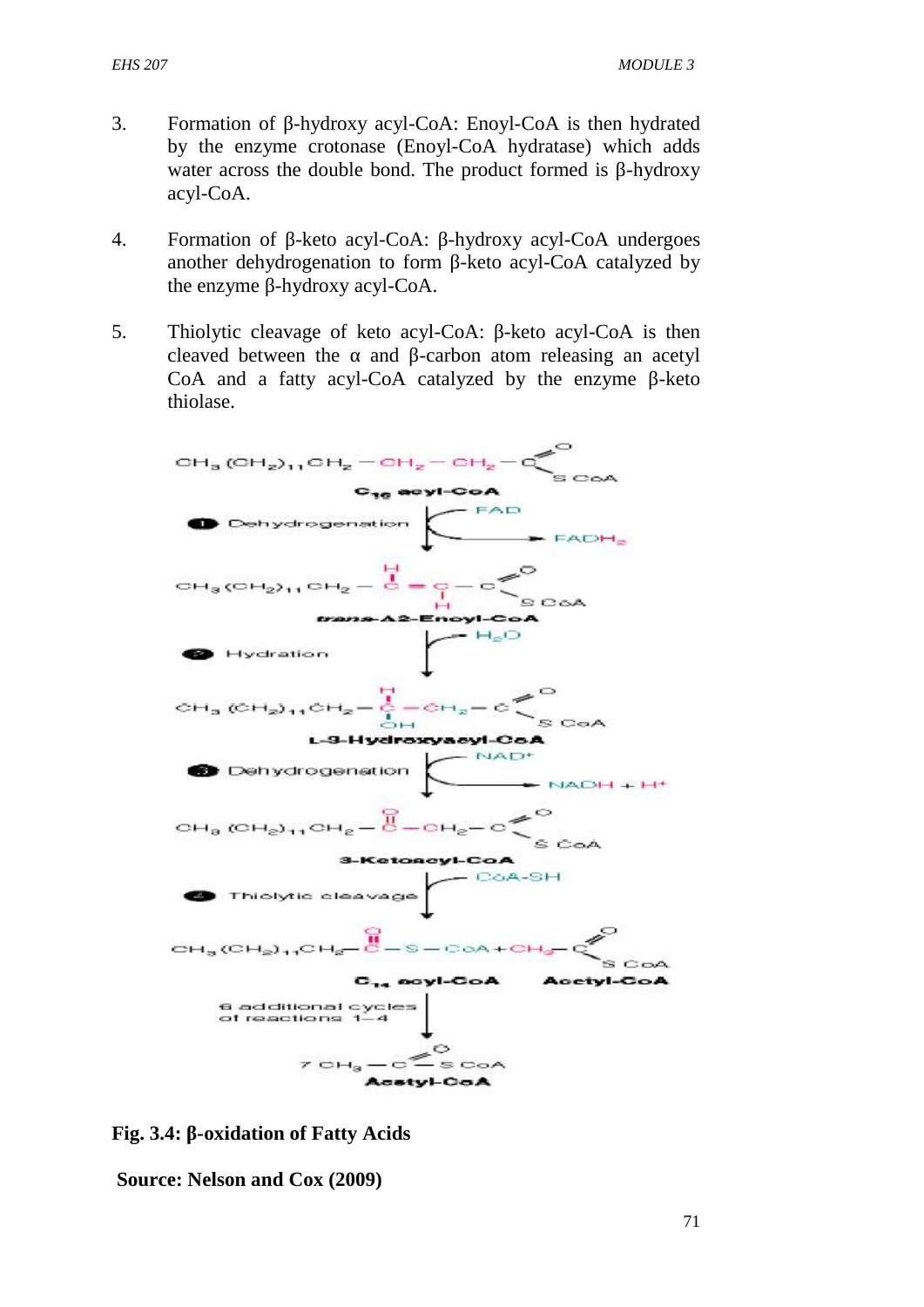3. Formation of β-hydroxy acyl-CoA: Enoyl-CoA is then hydrated by the enzyme crotonase (Enoyl-CoA hydratase) which adds water across the double bond. The product formed is β-hydroxy acyl-CoA.

4. Formation of β-keto acyl-CoA: β-hydroxy acyl-CoA undergoes another dehydrogenation to form β-keto acyl-CoA catalyzed by the enzyme β-hydroxy acyl-CoA.

5. Thiolytic cleavage of keto acyl-CoA: β-keto acyl-CoA is then cleaved between the α and β-carbon atom releasing an acetyl CoA and a fatty acyl-CoA catalyzed by the enzyme β-keto thiolase.

$$CH_3(CH_2)_{11}CH_2-CH_2-CH_2-C(=O)-S\,CoA$$

**$C_{16}$ acyl-CoA**

**1** Dehydrogenation ($FAD \rightarrow FADH_2$)

$$CH_3(CH_2)_{11}CH_2-CH=CH-C(=O)-S\,CoA$$

***trans*-Δ2-Enoyl-CoA**

**2** Hydration ($H_2O$)

$$CH_3(CH_2)_{11}CH_2-CH(OH)-CH_2-C(=O)-S\,CoA$$

**L-3-Hydroxyacyl-CoA**

**3** Dehydrogenation ($NAD^+ \rightarrow NADH + H^+$)

$$CH_3(CH_2)_{11}CH_2-C(=O)-CH_2-C(=O)-S\,CoA$$

**3-Ketoacyl-CoA**

**4** Thiolytic cleavage ($CoA\text{-}SH$)

$$CH_3(CH_2)_{11}CH_2-C(=O)-S-CoA + CH_3-C(=O)-S\,CoA$$

**$C_{14}$ acyl-CoA** **Acetyl-CoA**

6 additional cycles of reactions 1—4

$$7\ CH_3-C(=O)-S\,CoA$$

**Acetyl-CoA**

**Fig. 3.4: β-oxidation of Fatty Acids**

**Source: Nelson and Cox (2009)**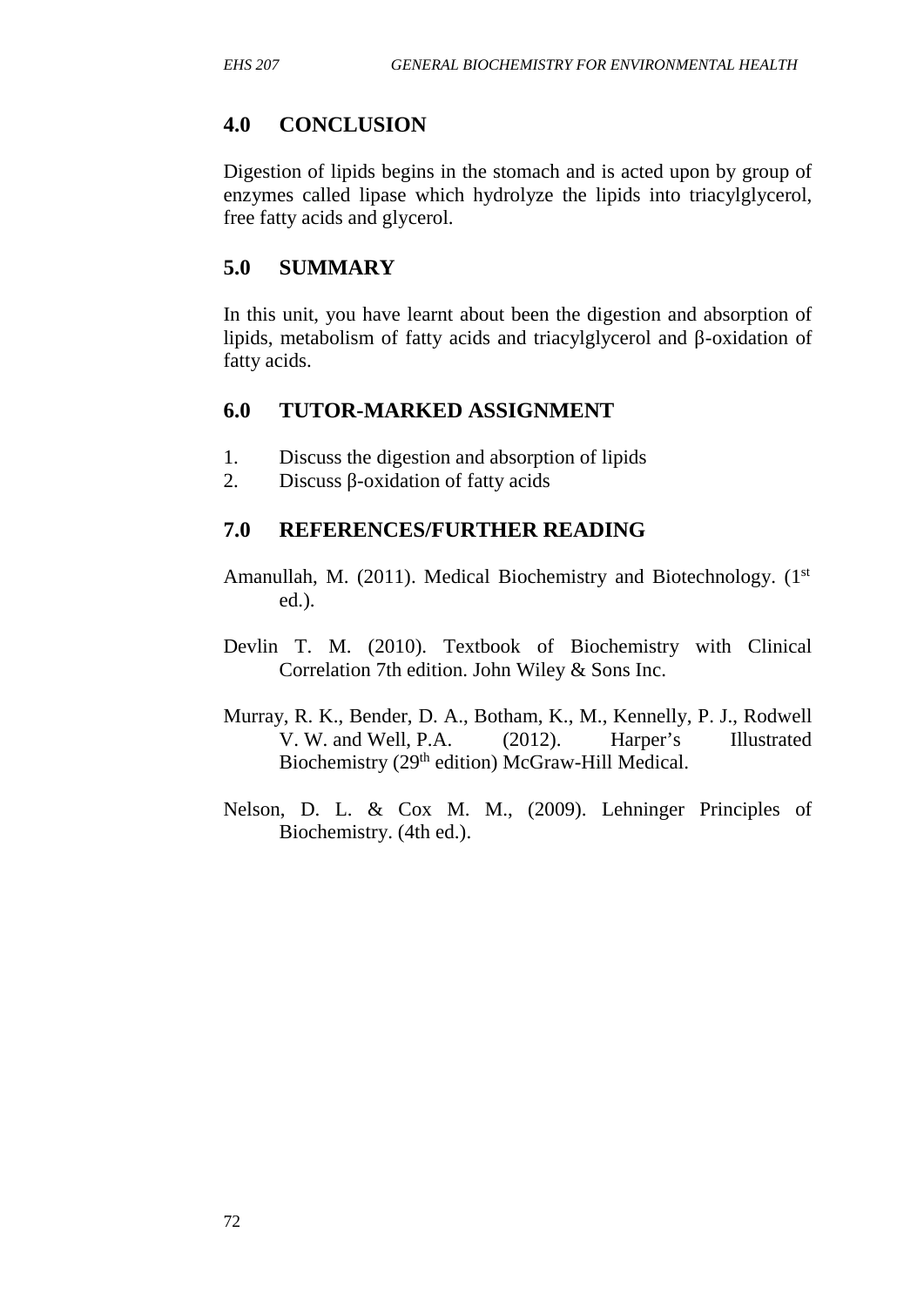## 4.0 CONCLUSION

Digestion of lipids begins in the stomach and is acted upon by group of enzymes called lipase which hydrolyze the lipids into triacylglycerol, free fatty acids and glycerol.

## 5.0 SUMMARY

In this unit, you have learnt about been the digestion and absorption of lipids, metabolism of fatty acids and triacylglycerol and β-oxidation of fatty acids.

## 6.0 TUTOR-MARKED ASSIGNMENT

1. Discuss the digestion and absorption of lipids
2. Discuss β-oxidation of fatty acids

## 7.0 REFERENCES/FURTHER READING

Amanullah, M. (2011). Medical Biochemistry and Biotechnology. (1st ed.).

Devlin T. M. (2010). Textbook of Biochemistry with Clinical Correlation 7th edition. John Wiley & Sons Inc.

Murray, R. K., Bender, D. A., Botham, K., M., Kennelly, P. J., Rodwell V. W. and Well, P.A. (2012). Harper's Illustrated Biochemistry (29th edition) McGraw-Hill Medical.

Nelson, D. L. & Cox M. M., (2009). Lehninger Principles of Biochemistry. (4th ed.).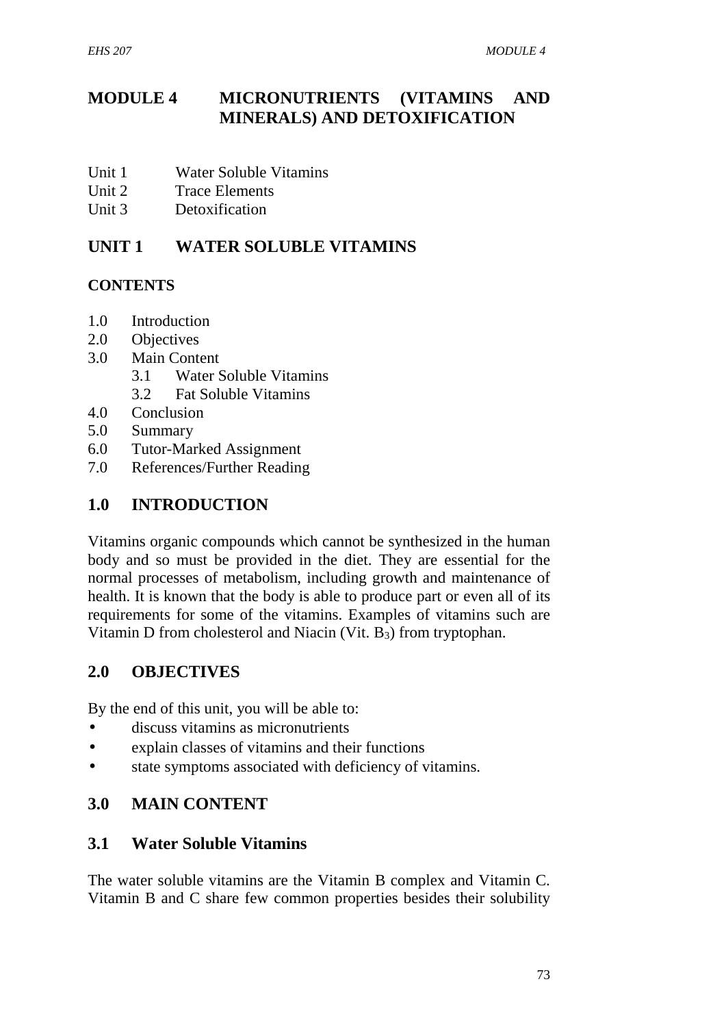# MODULE 4 MICRONUTRIENTS (VITAMINS AND MINERALS) AND DETOXIFICATION

Unit 1 Water Soluble Vitamins
Unit 2 Trace Elements
Unit 3 Detoxification

## UNIT 1 WATER SOLUBLE VITAMINS

### CONTENTS

- 1.0 Introduction
- 2.0 Objectives
- 3.0 Main Content
    - 3.1 Water Soluble Vitamins
    - 3.2 Fat Soluble Vitamins
- 4.0 Conclusion
- 5.0 Summary
- 6.0 Tutor-Marked Assignment
- 7.0 References/Further Reading

## 1.0 INTRODUCTION

Vitamins organic compounds which cannot be synthesized in the human body and so must be provided in the diet. They are essential for the normal processes of metabolism, including growth and maintenance of health. It is known that the body is able to produce part or even all of its requirements for some of the vitamins. Examples of vitamins such are Vitamin D from cholesterol and Niacin (Vit. $B_3$) from tryptophan.

## 2.0 OBJECTIVES

By the end of this unit, you will be able to:

- discuss vitamins as micronutrients
- explain classes of vitamins and their functions
- state symptoms associated with deficiency of vitamins.

## 3.0 MAIN CONTENT

### 3.1 Water Soluble Vitamins

The water soluble vitamins are the Vitamin B complex and Vitamin C. Vitamin B and C share few common properties besides their solubility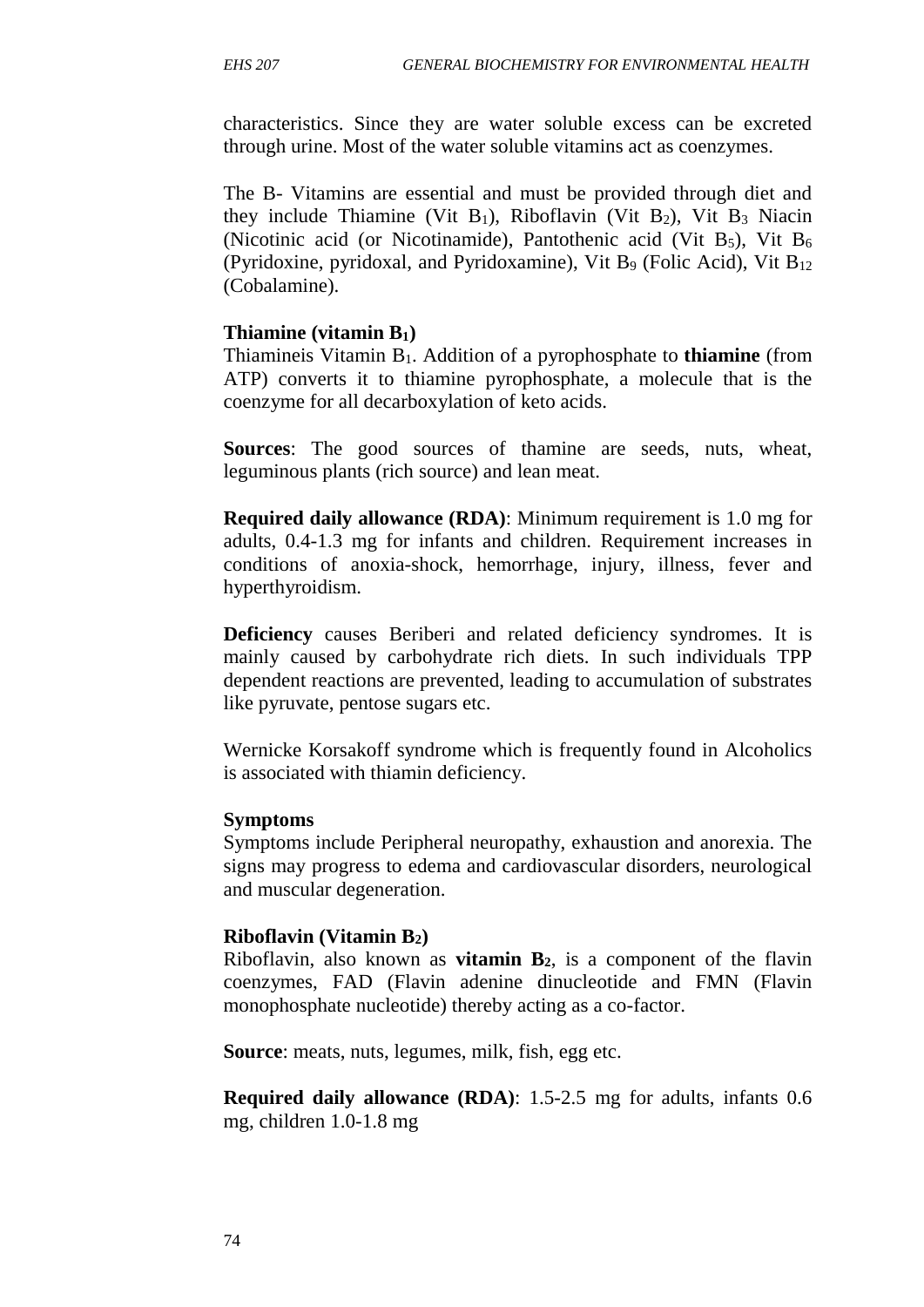characteristics. Since they are water soluble excess can be excreted through urine. Most of the water soluble vitamins act as coenzymes.

The B- Vitamins are essential and must be provided through diet and they include Thiamine (Vit $B_1$), Riboflavin (Vit $B_2$), Vit $B_3$ Niacin (Nicotinic acid (or Nicotinamide), Pantothenic acid (Vit $B_5$), Vit $B_6$ (Pyridoxine, pyridoxal, and Pyridoxamine), Vit $B_9$ (Folic Acid), Vit $B_{12}$ (Cobalamine).

### Thiamine (vitamin $B_1$)

Thiamineis Vitamin $B_1$. Addition of a pyrophosphate to **thiamine** (from ATP) converts it to thiamine pyrophosphate, a molecule that is the coenzyme for all decarboxylation of keto acids.

**Sources**: The good sources of thamine are seeds, nuts, wheat, leguminous plants (rich source) and lean meat.

**Required daily allowance (RDA)**: Minimum requirement is 1.0 mg for adults, 0.4-1.3 mg for infants and children. Requirement increases in conditions of anoxia-shock, hemorrhage, injury, illness, fever and hyperthyroidism.

**Deficiency** causes Beriberi and related deficiency syndromes. It is mainly caused by carbohydrate rich diets. In such individuals TPP dependent reactions are prevented, leading to accumulation of substrates like pyruvate, pentose sugars etc.

Wernicke Korsakoff syndrome which is frequently found in Alcoholics is associated with thiamin deficiency.

### Symptoms

Symptoms include Peripheral neuropathy, exhaustion and anorexia. The signs may progress to edema and cardiovascular disorders, neurological and muscular degeneration.

### Riboflavin (Vitamin $B_2$)

Riboflavin, also known as **vitamin $B_2$**, is a component of the flavin coenzymes, FAD (Flavin adenine dinucleotide and FMN (Flavin monophosphate nucleotide) thereby acting as a co-factor.

**Source**: meats, nuts, legumes, milk, fish, egg etc.

**Required daily allowance (RDA)**: 1.5-2.5 mg for adults, infants 0.6 mg, children 1.0-1.8 mg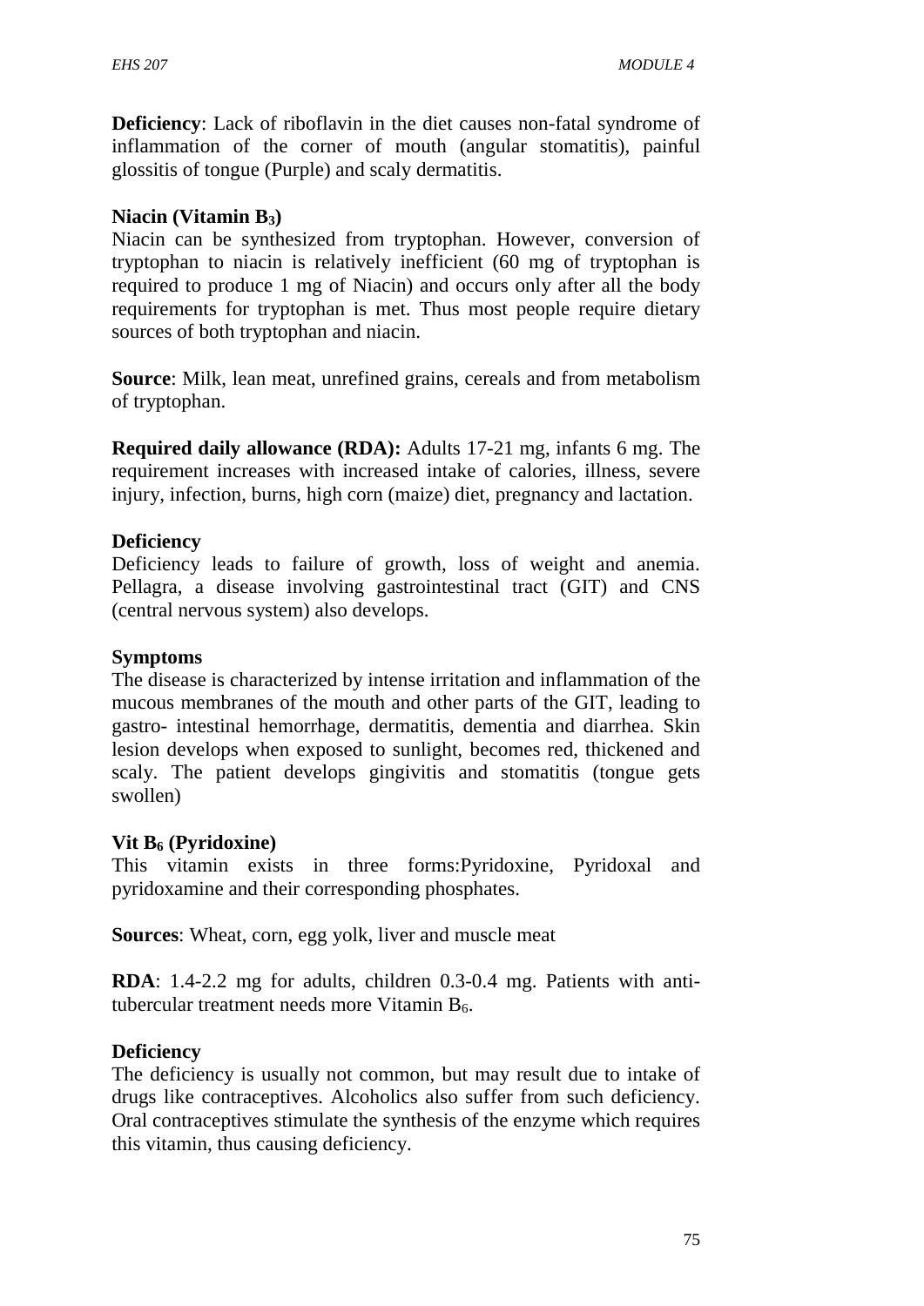**Deficiency**: Lack of riboflavin in the diet causes non-fatal syndrome of inflammation of the corner of mouth (angular stomatitis), painful glossitis of tongue (Purple) and scaly dermatitis.

**Niacin (Vitamin $B_3$)**

Niacin can be synthesized from tryptophan. However, conversion of tryptophan to niacin is relatively inefficient (60 mg of tryptophan is required to produce 1 mg of Niacin) and occurs only after all the body requirements for tryptophan is met. Thus most people require dietary sources of both tryptophan and niacin.

**Source**: Milk, lean meat, unrefined grains, cereals and from metabolism of tryptophan.

**Required daily allowance (RDA):** Adults 17-21 mg, infants 6 mg. The requirement increases with increased intake of calories, illness, severe injury, infection, burns, high corn (maize) diet, pregnancy and lactation.

**Deficiency**

Deficiency leads to failure of growth, loss of weight and anemia. Pellagra, a disease involving gastrointestinal tract (GIT) and CNS (central nervous system) also develops.

**Symptoms**

The disease is characterized by intense irritation and inflammation of the mucous membranes of the mouth and other parts of the GIT, leading to gastro- intestinal hemorrhage, dermatitis, dementia and diarrhea. Skin lesion develops when exposed to sunlight, becomes red, thickened and scaly. The patient develops gingivitis and stomatitis (tongue gets swollen)

**Vit $B_6$ (Pyridoxine)**

This vitamin exists in three forms:Pyridoxine, Pyridoxal and pyridoxamine and their corresponding phosphates.

**Sources**: Wheat, corn, egg yolk, liver and muscle meat

**RDA**: 1.4-2.2 mg for adults, children 0.3-0.4 mg. Patients with anti-tubercular treatment needs more Vitamin $B_6$.

**Deficiency**

The deficiency is usually not common, but may result due to intake of drugs like contraceptives. Alcoholics also suffer from such deficiency. Oral contraceptives stimulate the synthesis of the enzyme which requires this vitamin, thus causing deficiency.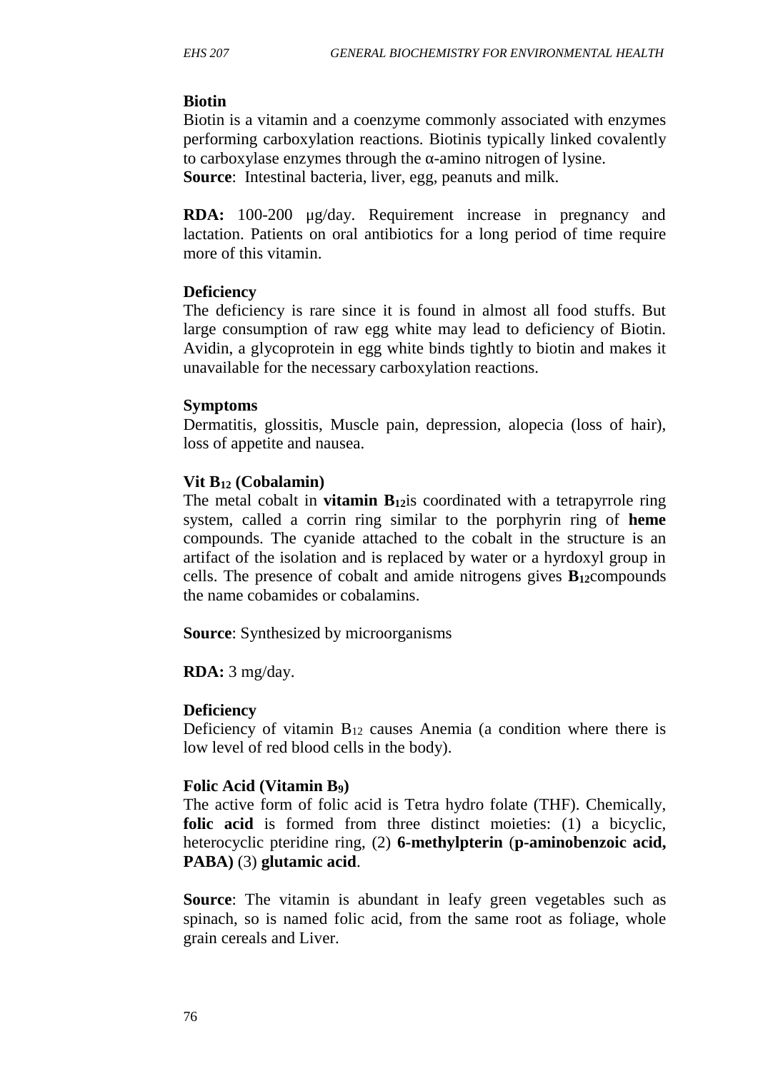**Biotin**

Biotin is a vitamin and a coenzyme commonly associated with enzymes performing carboxylation reactions. Biotinis typically linked covalently to carboxylase enzymes through the α-amino nitrogen of lysine.

**Source**: Intestinal bacteria, liver, egg, peanuts and milk.

**RDA:** 100-200 μg/day. Requirement increase in pregnancy and lactation. Patients on oral antibiotics for a long period of time require more of this vitamin.

**Deficiency**

The deficiency is rare since it is found in almost all food stuffs. But large consumption of raw egg white may lead to deficiency of Biotin. Avidin, a glycoprotein in egg white binds tightly to biotin and makes it unavailable for the necessary carboxylation reactions.

**Symptoms**

Dermatitis, glossitis, Muscle pain, depression, alopecia (loss of hair), loss of appetite and nausea.

**Vit $B_{12}$ (Cobalamin)**

The metal cobalt in **vitamin $B_{12}$**is coordinated with a tetrapyrrole ring system, called a corrin ring similar to the porphyrin ring of **heme** compounds. The cyanide attached to the cobalt in the structure is an artifact of the isolation and is replaced by water or a hyrdoxyl group in cells. The presence of cobalt and amide nitrogens gives **$B_{12}$**compounds the name cobamides or cobalamins.

**Source**: Synthesized by microorganisms

**RDA:** 3 mg/day.

**Deficiency**

Deficiency of vitamin $B_{12}$ causes Anemia (a condition where there is low level of red blood cells in the body).

**Folic Acid (Vitamin $B_9$)**

The active form of folic acid is Tetra hydro folate (THF). Chemically, **folic acid** is formed from three distinct moieties: (1) a bicyclic, heterocyclic pteridine ring, (2) **6-methylpterin** (**p-aminobenzoic acid, PABA)** (3) **glutamic acid**.

**Source**: The vitamin is abundant in leafy green vegetables such as spinach, so is named folic acid, from the same root as foliage, whole grain cereals and Liver.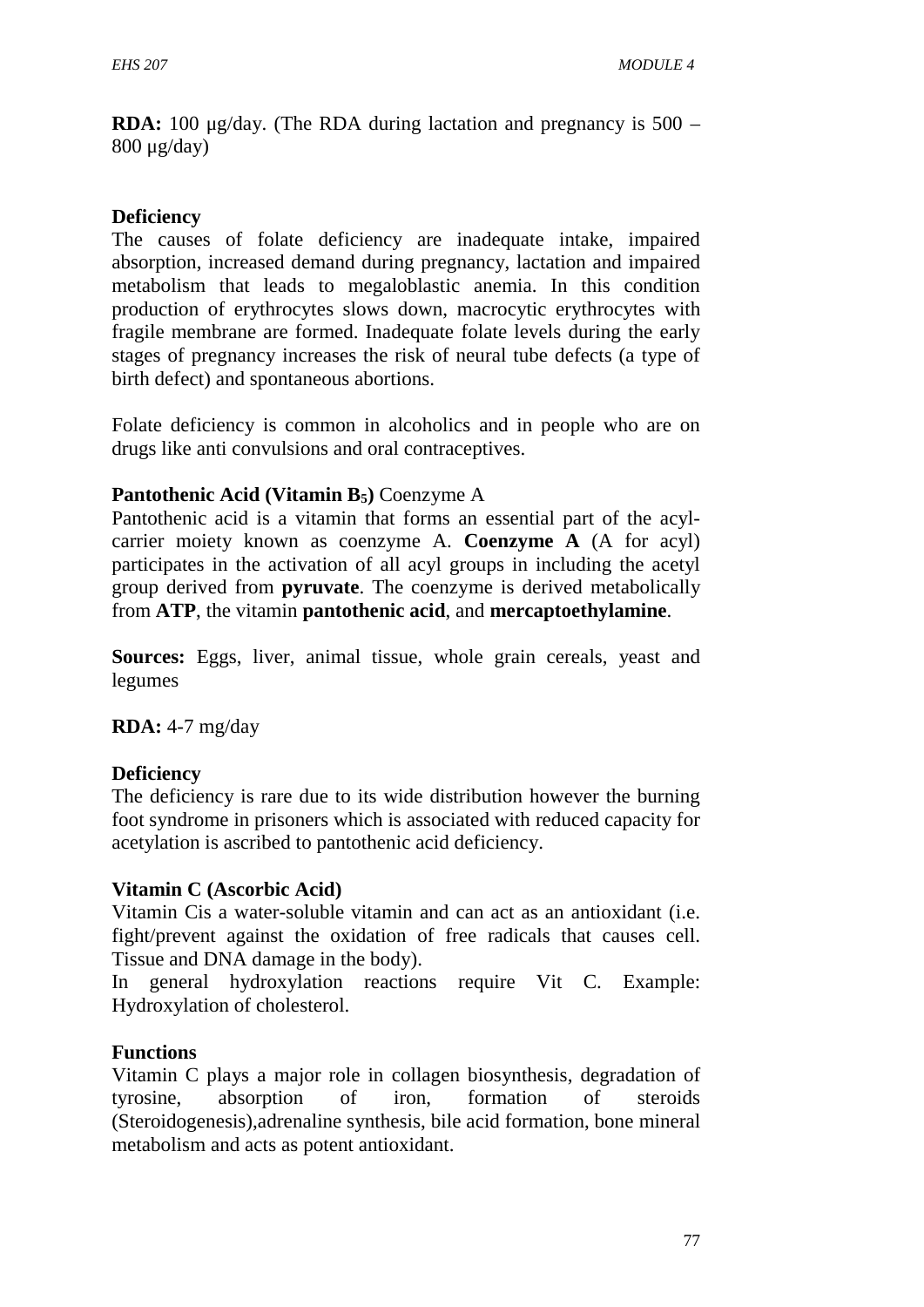**RDA:** 100 µg/day. (The RDA during lactation and pregnancy is 500 – 800 µg/day)

**Deficiency**

The causes of folate deficiency are inadequate intake, impaired absorption, increased demand during pregnancy, lactation and impaired metabolism that leads to megaloblastic anemia. In this condition production of erythrocytes slows down, macrocytic erythrocytes with fragile membrane are formed. Inadequate folate levels during the early stages of pregnancy increases the risk of neural tube defects (a type of birth defect) and spontaneous abortions.

Folate deficiency is common in alcoholics and in people who are on drugs like anti convulsions and oral contraceptives.

**Pantothenic Acid (Vitamin $B_5$)** Coenzyme A

Pantothenic acid is a vitamin that forms an essential part of the acyl-carrier moiety known as coenzyme A. **Coenzyme A** (A for acyl) participates in the activation of all acyl groups in including the acetyl group derived from **pyruvate**. The coenzyme is derived metabolically from **ATP**, the vitamin **pantothenic acid**, and **mercaptoethylamine**.

**Sources:** Eggs, liver, animal tissue, whole grain cereals, yeast and legumes

**RDA:** 4-7 mg/day

**Deficiency**

The deficiency is rare due to its wide distribution however the burning foot syndrome in prisoners which is associated with reduced capacity for acetylation is ascribed to pantothenic acid deficiency.

**Vitamin C (Ascorbic Acid)**

Vitamin Cis a water-soluble vitamin and can act as an antioxidant (i.e. fight/prevent against the oxidation of free radicals that causes cell. Tissue and DNA damage in the body).

In general hydroxylation reactions require Vit C. Example: Hydroxylation of cholesterol.

**Functions**

Vitamin C plays a major role in collagen biosynthesis, degradation of tyrosine, absorption of iron, formation of steroids (Steroidogenesis),adrenaline synthesis, bile acid formation, bone mineral metabolism and acts as potent antioxidant.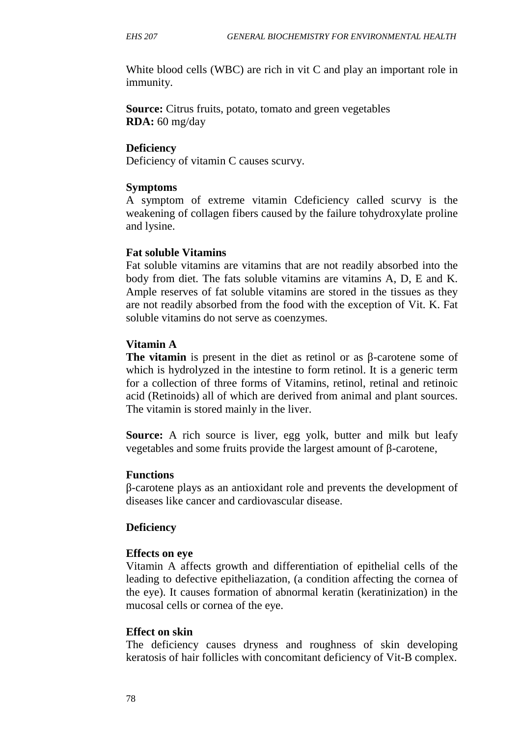White blood cells (WBC) are rich in vit C and play an important role in immunity.

**Source:** Citrus fruits, potato, tomato and green vegetables
**RDA:** 60 mg/day

**Deficiency**
Deficiency of vitamin C causes scurvy.

**Symptoms**
A symptom of extreme vitamin Cdeficiency called scurvy is the weakening of collagen fibers caused by the failure tohydroxylate proline and lysine.

**Fat soluble Vitamins**
Fat soluble vitamins are vitamins that are not readily absorbed into the body from diet. The fats soluble vitamins are vitamins A, D, E and K. Ample reserves of fat soluble vitamins are stored in the tissues as they are not readily absorbed from the food with the exception of Vit. K. Fat soluble vitamins do not serve as coenzymes.

**Vitamin A**
**The vitamin** is present in the diet as retinol or as β-carotene some of which is hydrolyzed in the intestine to form retinol. It is a generic term for a collection of three forms of Vitamins, retinol, retinal and retinoic acid (Retinoids) all of which are derived from animal and plant sources. The vitamin is stored mainly in the liver.

**Source:** A rich source is liver, egg yolk, butter and milk but leafy vegetables and some fruits provide the largest amount of β-carotene,

**Functions**
β-carotene plays as an antioxidant role and prevents the development of diseases like cancer and cardiovascular disease.

**Deficiency**

**Effects on eye**
Vitamin A affects growth and differentiation of epithelial cells of the leading to defective epitheliazation, (a condition affecting the cornea of the eye). It causes formation of abnormal keratin (keratinization) in the mucosal cells or cornea of the eye.

**Effect on skin**
The deficiency causes dryness and roughness of skin developing keratosis of hair follicles with concomitant deficiency of Vit-B complex.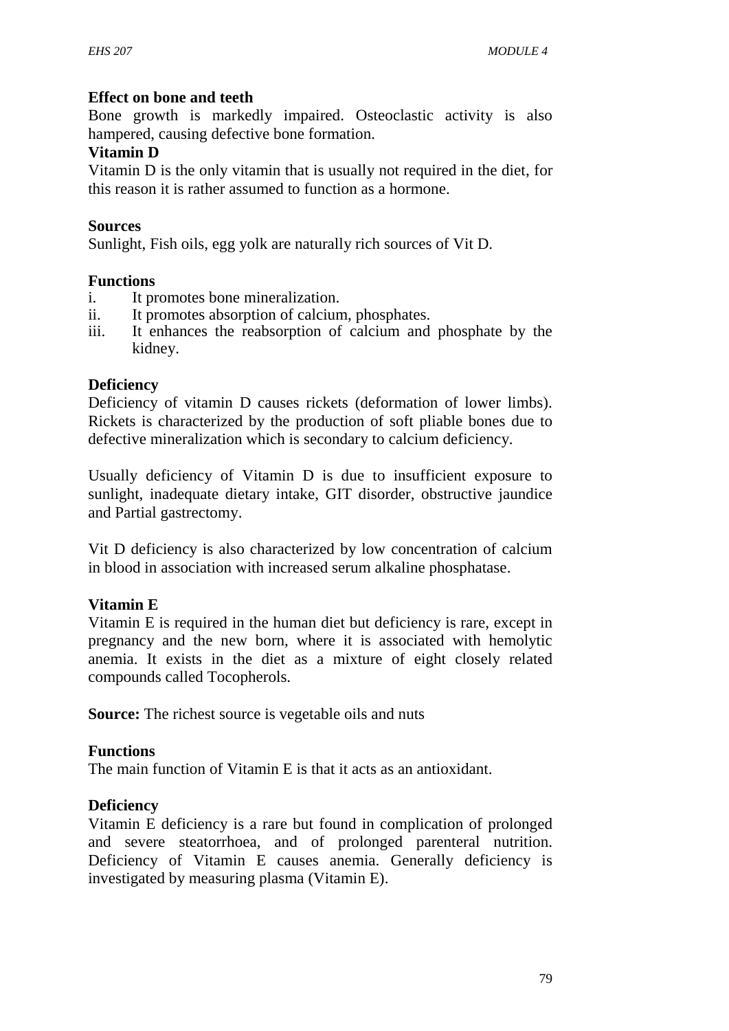**Effect on bone and teeth**

Bone growth is markedly impaired. Osteoclastic activity is also hampered, causing defective bone formation.

**Vitamin D**

Vitamin D is the only vitamin that is usually not required in the diet, for this reason it is rather assumed to function as a hormone.

**Sources**

Sunlight, Fish oils, egg yolk are naturally rich sources of Vit D.

**Functions**

i. It promotes bone mineralization.
ii. It promotes absorption of calcium, phosphates.
iii. It enhances the reabsorption of calcium and phosphate by the kidney.

**Deficiency**

Deficiency of vitamin D causes rickets (deformation of lower limbs). Rickets is characterized by the production of soft pliable bones due to defective mineralization which is secondary to calcium deficiency.

Usually deficiency of Vitamin D is due to insufficient exposure to sunlight, inadequate dietary intake, GIT disorder, obstructive jaundice and Partial gastrectomy.

Vit D deficiency is also characterized by low concentration of calcium in blood in association with increased serum alkaline phosphatase.

**Vitamin E**

Vitamin E is required in the human diet but deficiency is rare, except in pregnancy and the new born, where it is associated with hemolytic anemia. It exists in the diet as a mixture of eight closely related compounds called Tocopherols.

**Source:** The richest source is vegetable oils and nuts

**Functions**

The main function of Vitamin E is that it acts as an antioxidant.

**Deficiency**

Vitamin E deficiency is a rare but found in complication of prolonged and severe steatorrhoea, and of prolonged parenteral nutrition. Deficiency of Vitamin E causes anemia. Generally deficiency is investigated by measuring plasma (Vitamin E).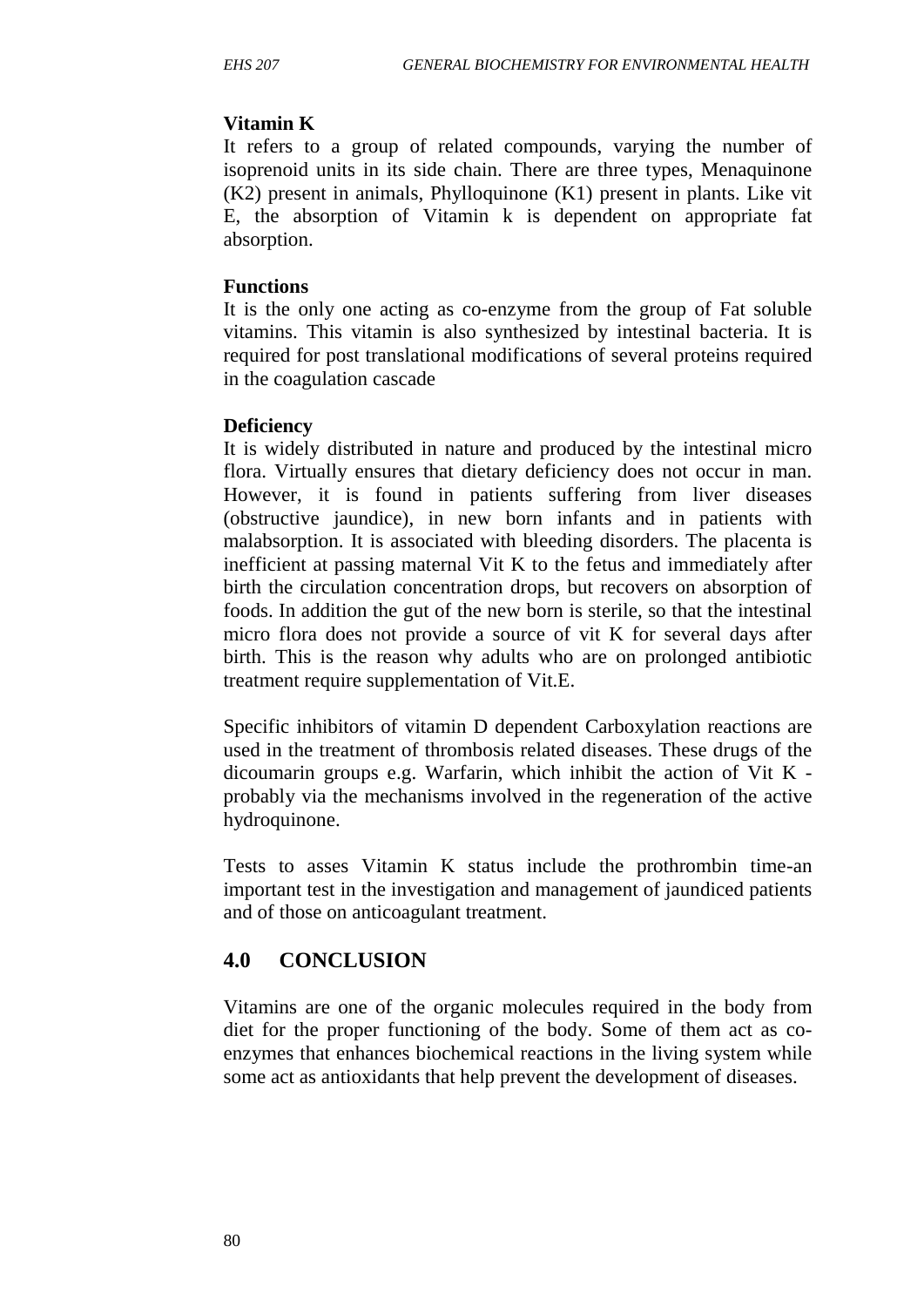**Vitamin K**

It refers to a group of related compounds, varying the number of isoprenoid units in its side chain. There are three types, Menaquinone (K2) present in animals, Phylloquinone (K1) present in plants. Like vit E, the absorption of Vitamin k is dependent on appropriate fat absorption.

**Functions**

It is the only one acting as co-enzyme from the group of Fat soluble vitamins. This vitamin is also synthesized by intestinal bacteria. It is required for post translational modifications of several proteins required in the coagulation cascade

**Deficiency**

It is widely distributed in nature and produced by the intestinal micro flora. Virtually ensures that dietary deficiency does not occur in man. However, it is found in patients suffering from liver diseases (obstructive jaundice), in new born infants and in patients with malabsorption. It is associated with bleeding disorders. The placenta is inefficient at passing maternal Vit K to the fetus and immediately after birth the circulation concentration drops, but recovers on absorption of foods. In addition the gut of the new born is sterile, so that the intestinal micro flora does not provide a source of vit K for several days after birth. This is the reason why adults who are on prolonged antibiotic treatment require supplementation of Vit.E.

Specific inhibitors of vitamin D dependent Carboxylation reactions are used in the treatment of thrombosis related diseases. These drugs of the dicoumarin groups e.g. Warfarin, which inhibit the action of Vit K - probably via the mechanisms involved in the regeneration of the active hydroquinone.

Tests to asses Vitamin K status include the prothrombin time-an important test in the investigation and management of jaundiced patients and of those on anticoagulant treatment.

## 4.0 CONCLUSION

Vitamins are one of the organic molecules required in the body from diet for the proper functioning of the body. Some of them act as co-enzymes that enhances biochemical reactions in the living system while some act as antioxidants that help prevent the development of diseases.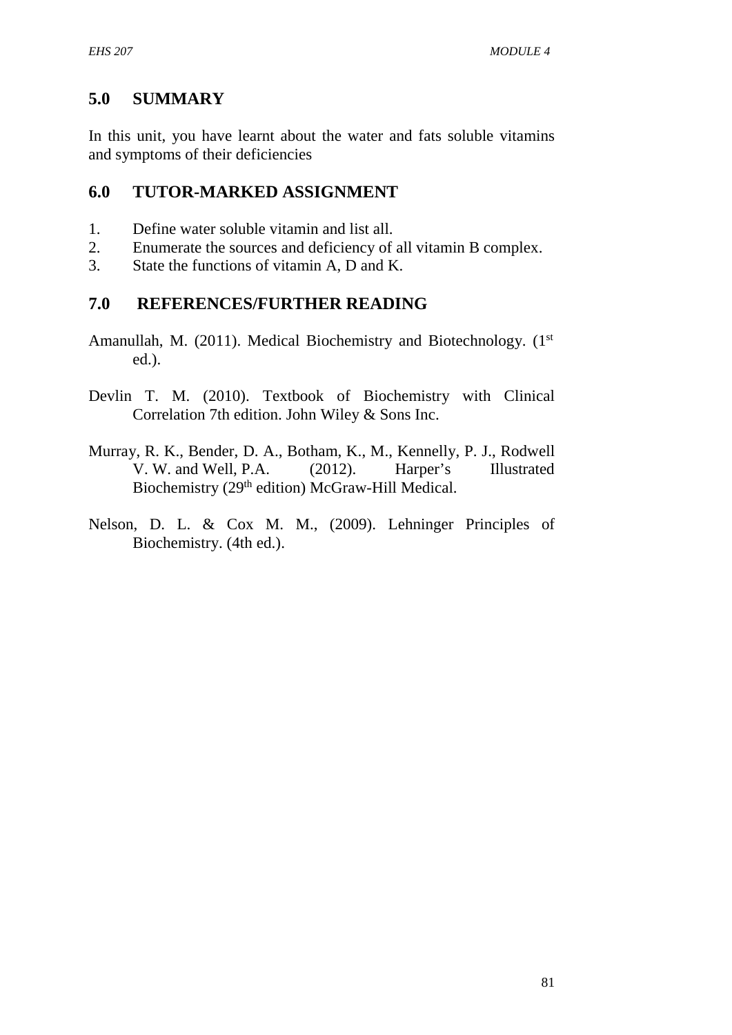## 5.0 SUMMARY

In this unit, you have learnt about the water and fats soluble vitamins and symptoms of their deficiencies

## 6.0 TUTOR-MARKED ASSIGNMENT

1. Define water soluble vitamin and list all.
2. Enumerate the sources and deficiency of all vitamin B complex.
3. State the functions of vitamin A, D and K.

## 7.0 REFERENCES/FURTHER READING

Amanullah, M. (2011). Medical Biochemistry and Biotechnology. (1st ed.).

Devlin T. M. (2010). Textbook of Biochemistry with Clinical Correlation 7th edition. John Wiley & Sons Inc.

Murray, R. K., Bender, D. A., Botham, K., M., Kennelly, P. J., Rodwell V. W. and Well, P.A. (2012). Harper's Illustrated Biochemistry (29th edition) McGraw-Hill Medical.

Nelson, D. L. & Cox M. M., (2009). Lehninger Principles of Biochemistry. (4th ed.).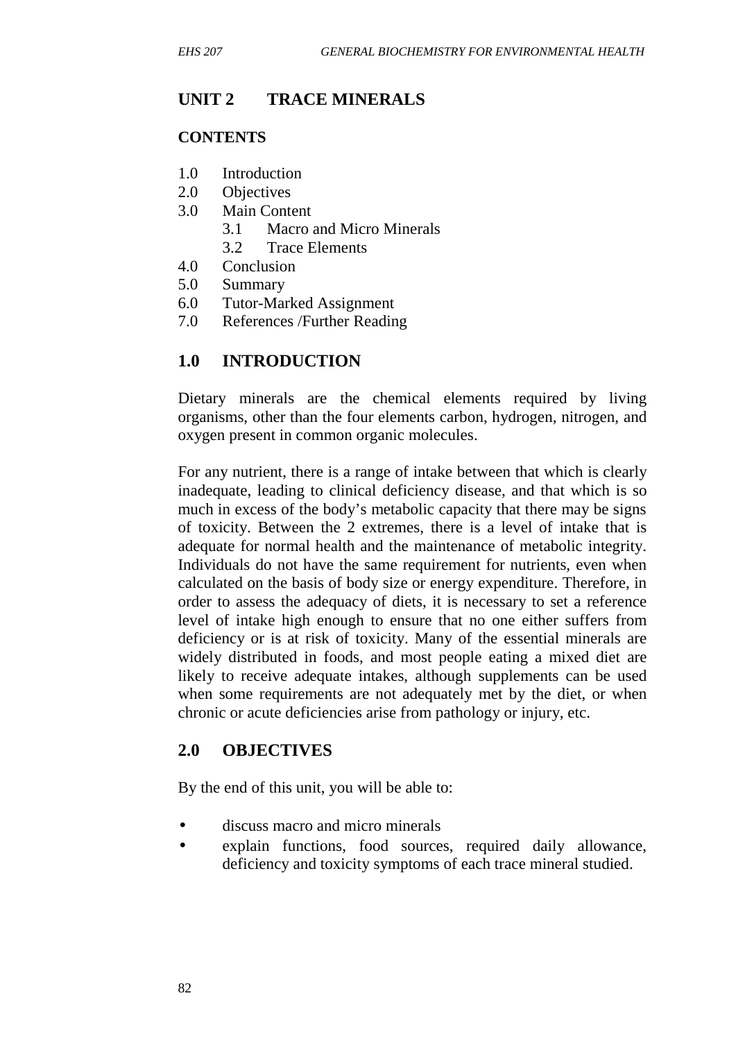# UNIT 2 TRACE MINERALS

**CONTENTS**

1.0 Introduction
2.0 Objectives
3.0 Main Content
  3.1 Macro and Micro Minerals
  3.2 Trace Elements
4.0 Conclusion
5.0 Summary
6.0 Tutor-Marked Assignment
7.0 References /Further Reading

## 1.0 INTRODUCTION

Dietary minerals are the chemical elements required by living organisms, other than the four elements carbon, hydrogen, nitrogen, and oxygen present in common organic molecules.

For any nutrient, there is a range of intake between that which is clearly inadequate, leading to clinical deficiency disease, and that which is so much in excess of the body's metabolic capacity that there may be signs of toxicity. Between the 2 extremes, there is a level of intake that is adequate for normal health and the maintenance of metabolic integrity. Individuals do not have the same requirement for nutrients, even when calculated on the basis of body size or energy expenditure. Therefore, in order to assess the adequacy of diets, it is necessary to set a reference level of intake high enough to ensure that no one either suffers from deficiency or is at risk of toxicity. Many of the essential minerals are widely distributed in foods, and most people eating a mixed diet are likely to receive adequate intakes, although supplements can be used when some requirements are not adequately met by the diet, or when chronic or acute deficiencies arise from pathology or injury, etc.

## 2.0 OBJECTIVES

By the end of this unit, you will be able to:

- discuss macro and micro minerals
- explain functions, food sources, required daily allowance, deficiency and toxicity symptoms of each trace mineral studied.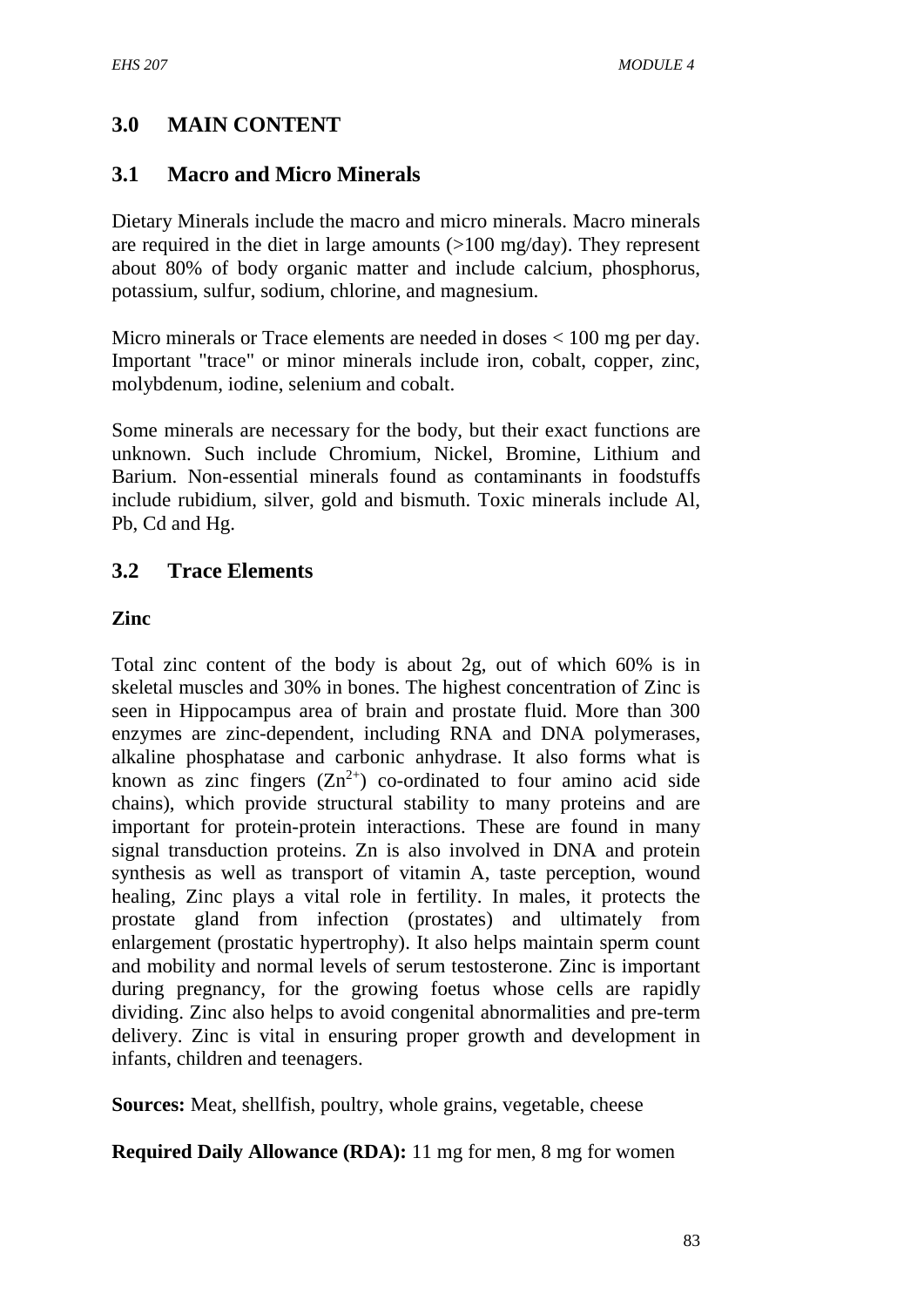## 3.0 MAIN CONTENT

### 3.1 Macro and Micro Minerals

Dietary Minerals include the macro and micro minerals. Macro minerals are required in the diet in large amounts (>100 mg/day). They represent about 80% of body organic matter and include calcium, phosphorus, potassium, sulfur, sodium, chlorine, and magnesium.

Micro minerals or Trace elements are needed in doses < 100 mg per day. Important "trace" or minor minerals include iron, cobalt, copper, zinc, molybdenum, iodine, selenium and cobalt.

Some minerals are necessary for the body, but their exact functions are unknown. Such include Chromium, Nickel, Bromine, Lithium and Barium. Non-essential minerals found as contaminants in foodstuffs include rubidium, silver, gold and bismuth. Toxic minerals include Al, Pb, Cd and Hg.

### 3.2 Trace Elements

**Zinc**

Total zinc content of the body is about 2g, out of which 60% is in skeletal muscles and 30% in bones. The highest concentration of Zinc is seen in Hippocampus area of brain and prostate fluid. More than 300 enzymes are zinc-dependent, including RNA and DNA polymerases, alkaline phosphatase and carbonic anhydrase. It also forms what is known as zinc fingers ($Zn^{2+}$) co-ordinated to four amino acid side chains), which provide structural stability to many proteins and are important for protein-protein interactions. These are found in many signal transduction proteins. Zn is also involved in DNA and protein synthesis as well as transport of vitamin A, taste perception, wound healing, Zinc plays a vital role in fertility. In males, it protects the prostate gland from infection (prostates) and ultimately from enlargement (prostatic hypertrophy). It also helps maintain sperm count and mobility and normal levels of serum testosterone. Zinc is important during pregnancy, for the growing foetus whose cells are rapidly dividing. Zinc also helps to avoid congenital abnormalities and pre-term delivery. Zinc is vital in ensuring proper growth and development in infants, children and teenagers.

**Sources:** Meat, shellfish, poultry, whole grains, vegetable, cheese

**Required Daily Allowance (RDA):** 11 mg for men, 8 mg for women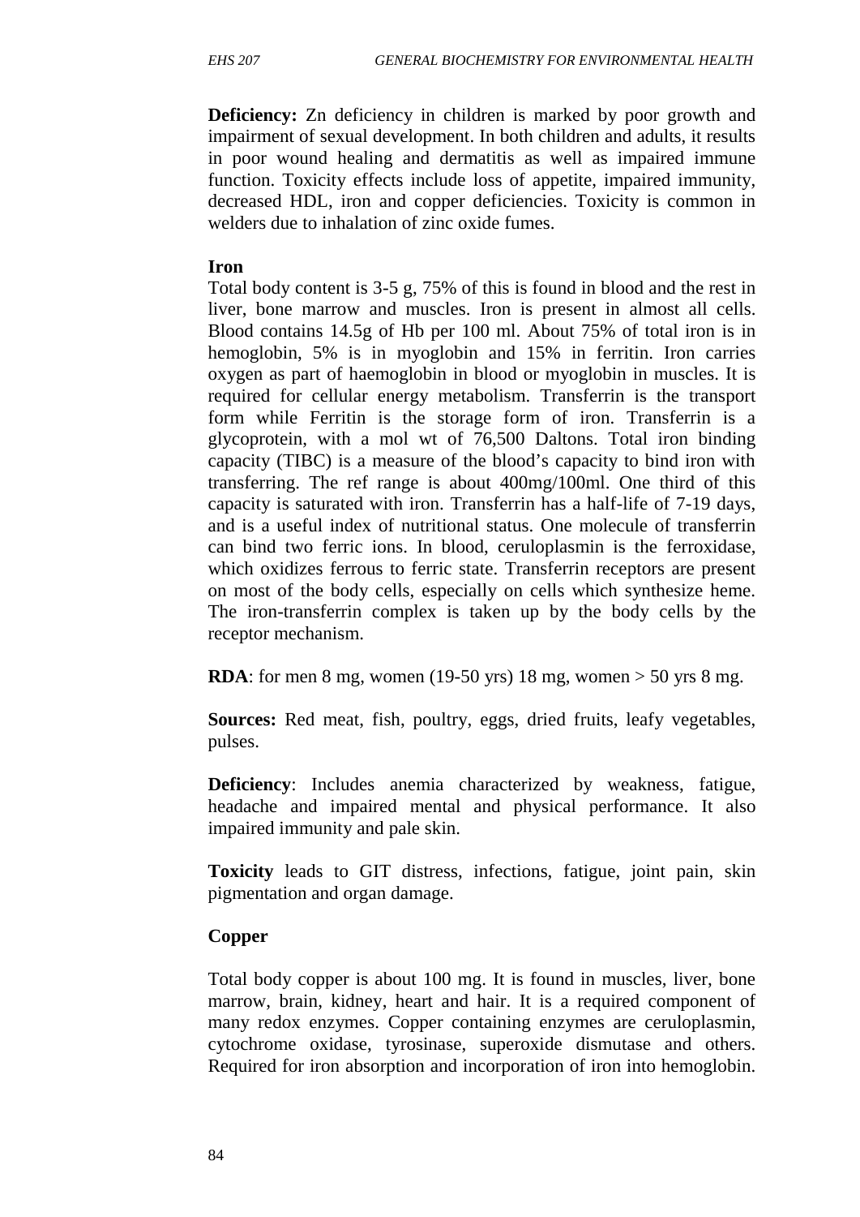**Deficiency:** Zn deficiency in children is marked by poor growth and impairment of sexual development. In both children and adults, it results in poor wound healing and dermatitis as well as impaired immune function. Toxicity effects include loss of appetite, impaired immunity, decreased HDL, iron and copper deficiencies. Toxicity is common in welders due to inhalation of zinc oxide fumes.

**Iron**

Total body content is 3-5 g, 75% of this is found in blood and the rest in liver, bone marrow and muscles. Iron is present in almost all cells. Blood contains 14.5g of Hb per 100 ml. About 75% of total iron is in hemoglobin, 5% is in myoglobin and 15% in ferritin. Iron carries oxygen as part of haemoglobin in blood or myoglobin in muscles. It is required for cellular energy metabolism. Transferrin is the transport form while Ferritin is the storage form of iron. Transferrin is a glycoprotein, with a mol wt of 76,500 Daltons. Total iron binding capacity (TIBC) is a measure of the blood's capacity to bind iron with transferring. The ref range is about 400mg/100ml. One third of this capacity is saturated with iron. Transferrin has a half-life of 7-19 days, and is a useful index of nutritional status. One molecule of transferrin can bind two ferric ions. In blood, ceruloplasmin is the ferroxidase, which oxidizes ferrous to ferric state. Transferrin receptors are present on most of the body cells, especially on cells which synthesize heme. The iron-transferrin complex is taken up by the body cells by the receptor mechanism.

**RDA**: for men 8 mg, women (19-50 yrs) 18 mg, women > 50 yrs 8 mg.

**Sources:** Red meat, fish, poultry, eggs, dried fruits, leafy vegetables, pulses.

**Deficiency**: Includes anemia characterized by weakness, fatigue, headache and impaired mental and physical performance. It also impaired immunity and pale skin.

**Toxicity** leads to GIT distress, infections, fatigue, joint pain, skin pigmentation and organ damage.

**Copper**

Total body copper is about 100 mg. It is found in muscles, liver, bone marrow, brain, kidney, heart and hair. It is a required component of many redox enzymes. Copper containing enzymes are ceruloplasmin, cytochrome oxidase, tyrosinase, superoxide dismutase and others. Required for iron absorption and incorporation of iron into hemoglobin.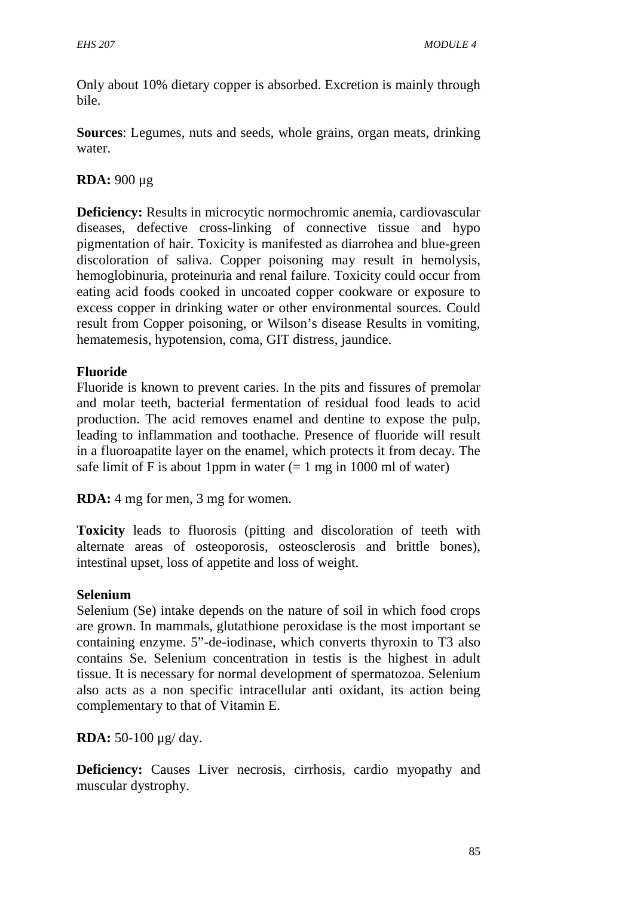Only about 10% dietary copper is absorbed. Excretion is mainly through bile.

**Sources**: Legumes, nuts and seeds, whole grains, organ meats, drinking water.

**RDA:** 900 μg

**Deficiency:** Results in microcytic normochromic anemia, cardiovascular diseases, defective cross-linking of connective tissue and hypo pigmentation of hair. Toxicity is manifested as diarrohea and blue-green discoloration of saliva. Copper poisoning may result in hemolysis, hemoglobinuria, proteinuria and renal failure. Toxicity could occur from eating acid foods cooked in uncoated copper cookware or exposure to excess copper in drinking water or other environmental sources. Could result from Copper poisoning, or Wilson's disease Results in vomiting, hematemesis, hypotension, coma, GIT distress, jaundice.

**Fluoride**

Fluoride is known to prevent caries. In the pits and fissures of premolar and molar teeth, bacterial fermentation of residual food leads to acid production. The acid removes enamel and dentine to expose the pulp, leading to inflammation and toothache. Presence of fluoride will result in a fluoroapatite layer on the enamel, which protects it from decay. The safe limit of F is about 1ppm in water (= 1 mg in 1000 ml of water)

**RDA:** 4 mg for men, 3 mg for women.

**Toxicity** leads to fluorosis (pitting and discoloration of teeth with alternate areas of osteoporosis, osteosclerosis and brittle bones), intestinal upset, loss of appetite and loss of weight.

**Selenium**

Selenium (Se) intake depends on the nature of soil in which food crops are grown. In mammals, glutathione peroxidase is the most important se containing enzyme. 5"-de-iodinase, which converts thyroxin to T3 also contains Se. Selenium concentration in testis is the highest in adult tissue. It is necessary for normal development of spermatozoa. Selenium also acts as a non specific intracellular anti oxidant, its action being complementary to that of Vitamin E.

**RDA:** 50-100 μg/ day.

**Deficiency:** Causes Liver necrosis, cirrhosis, cardio myopathy and muscular dystrophy.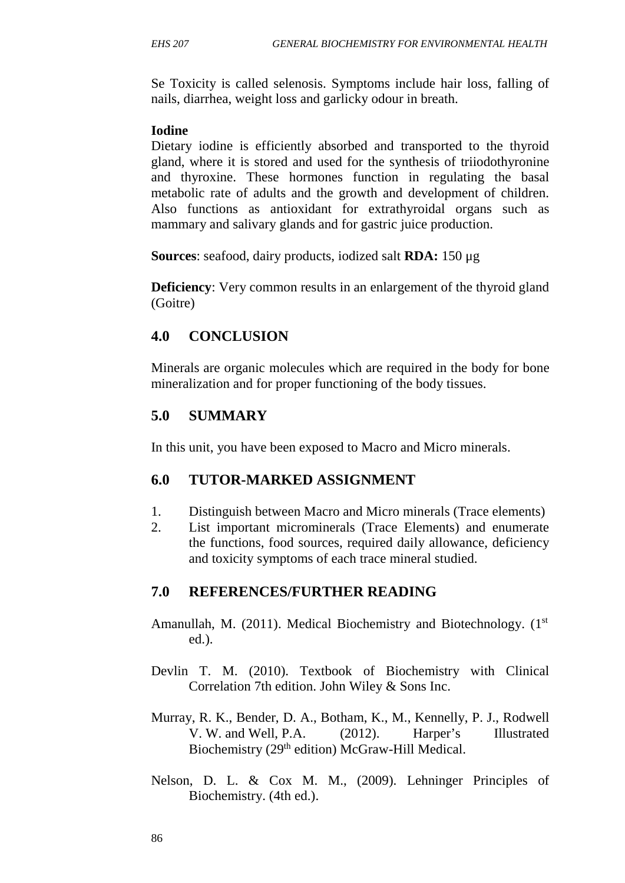Se Toxicity is called selenosis. Symptoms include hair loss, falling of nails, diarrhea, weight loss and garlicky odour in breath.

**Iodine**

Dietary iodine is efficiently absorbed and transported to the thyroid gland, where it is stored and used for the synthesis of triiodothyronine and thyroxine. These hormones function in regulating the basal metabolic rate of adults and the growth and development of children. Also functions as antioxidant for extrathyroidal organs such as mammary and salivary glands and for gastric juice production.

**Sources**: seafood, dairy products, iodized salt **RDA:** 150 μg

**Deficiency**: Very common results in an enlargement of the thyroid gland (Goitre)

## 4.0 CONCLUSION

Minerals are organic molecules which are required in the body for bone mineralization and for proper functioning of the body tissues.

## 5.0 SUMMARY

In this unit, you have been exposed to Macro and Micro minerals.

## 6.0 TUTOR-MARKED ASSIGNMENT

1. Distinguish between Macro and Micro minerals (Trace elements)
2. List important microminerals (Trace Elements) and enumerate the functions, food sources, required daily allowance, deficiency and toxicity symptoms of each trace mineral studied.

## 7.0 REFERENCES/FURTHER READING

Amanullah, M. (2011). Medical Biochemistry and Biotechnology. (1st ed.).

Devlin T. M. (2010). Textbook of Biochemistry with Clinical Correlation 7th edition. John Wiley & Sons Inc.

Murray, R. K., Bender, D. A., Botham, K., M., Kennelly, P. J., Rodwell V. W. and Well, P.A. (2012). Harper's Illustrated Biochemistry (29th edition) McGraw-Hill Medical.

Nelson, D. L. & Cox M. M., (2009). Lehninger Principles of Biochemistry. (4th ed.).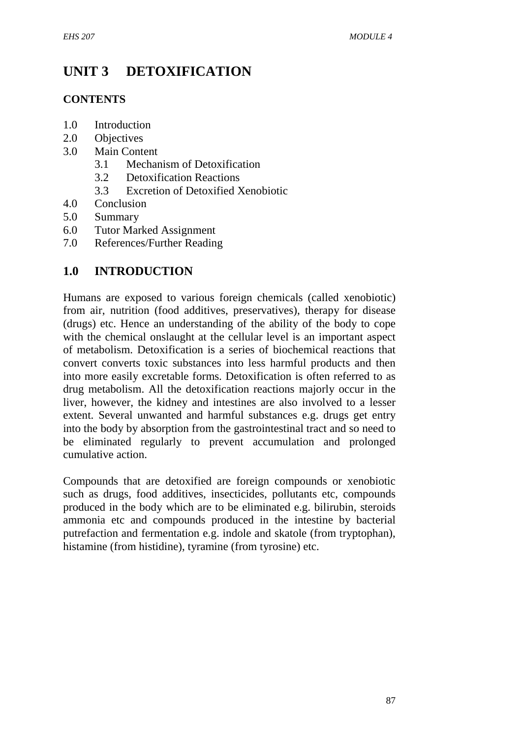# UNIT 3 DETOXIFICATION

**CONTENTS**

1.0 Introduction
2.0 Objectives
3.0 Main Content
    3.1 Mechanism of Detoxification
    3.2 Detoxification Reactions
    3.3 Excretion of Detoxified Xenobiotic
4.0 Conclusion
5.0 Summary
6.0 Tutor Marked Assignment
7.0 References/Further Reading

## 1.0 INTRODUCTION

Humans are exposed to various foreign chemicals (called xenobiotic) from air, nutrition (food additives, preservatives), therapy for disease (drugs) etc. Hence an understanding of the ability of the body to cope with the chemical onslaught at the cellular level is an important aspect of metabolism. Detoxification is a series of biochemical reactions that convert converts toxic substances into less harmful products and then into more easily excretable forms. Detoxification is often referred to as drug metabolism. All the detoxification reactions majorly occur in the liver, however, the kidney and intestines are also involved to a lesser extent. Several unwanted and harmful substances e.g. drugs get entry into the body by absorption from the gastrointestinal tract and so need to be eliminated regularly to prevent accumulation and prolonged cumulative action.

Compounds that are detoxified are foreign compounds or xenobiotic such as drugs, food additives, insecticides, pollutants etc, compounds produced in the body which are to be eliminated e.g. bilirubin, steroids ammonia etc and compounds produced in the intestine by bacterial putrefaction and fermentation e.g. indole and skatole (from tryptophan), histamine (from histidine), tyramine (from tyrosine) etc.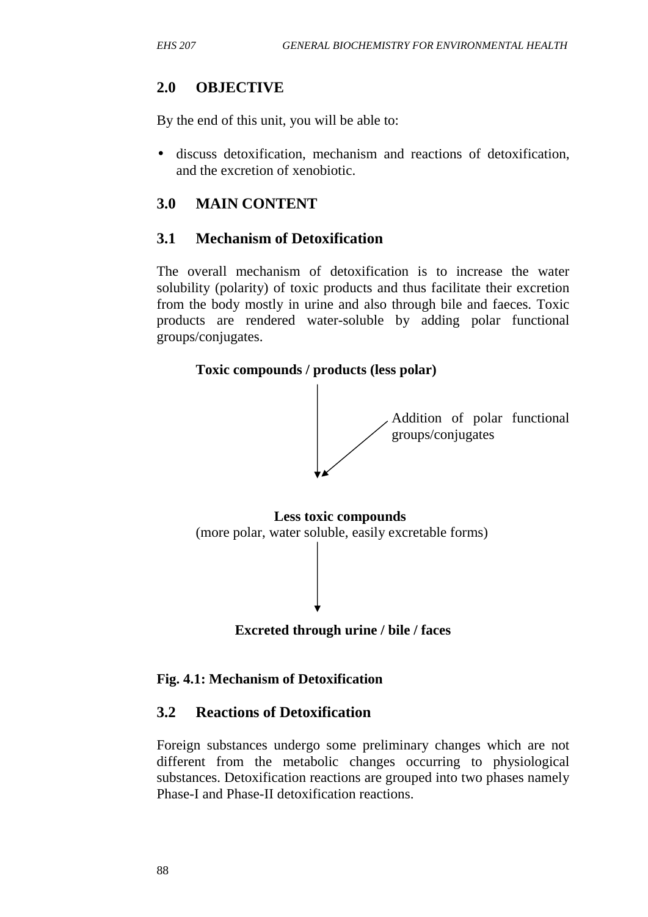## 2.0 OBJECTIVE

By the end of this unit, you will be able to:

- discuss detoxification, mechanism and reactions of detoxification, and the excretion of xenobiotic.

## 3.0 MAIN CONTENT

### 3.1 Mechanism of Detoxification

The overall mechanism of detoxification is to increase the water solubility (polarity) of toxic products and thus facilitate their excretion from the body mostly in urine and also through bile and faeces. Toxic products are rendered water-soluble by adding polar functional groups/conjugates.

**Toxic compounds / products (less polar)**

↓ ← Addition of polar functional groups/conjugates

**Less toxic compounds**
(more polar, water soluble, easily excretable forms)

↓

**Excreted through urine / bile / faces**

**Fig. 4.1: Mechanism of Detoxification**

### 3.2 Reactions of Detoxification

Foreign substances undergo some preliminary changes which are not different from the metabolic changes occurring to physiological substances. Detoxification reactions are grouped into two phases namely Phase-I and Phase-II detoxification reactions.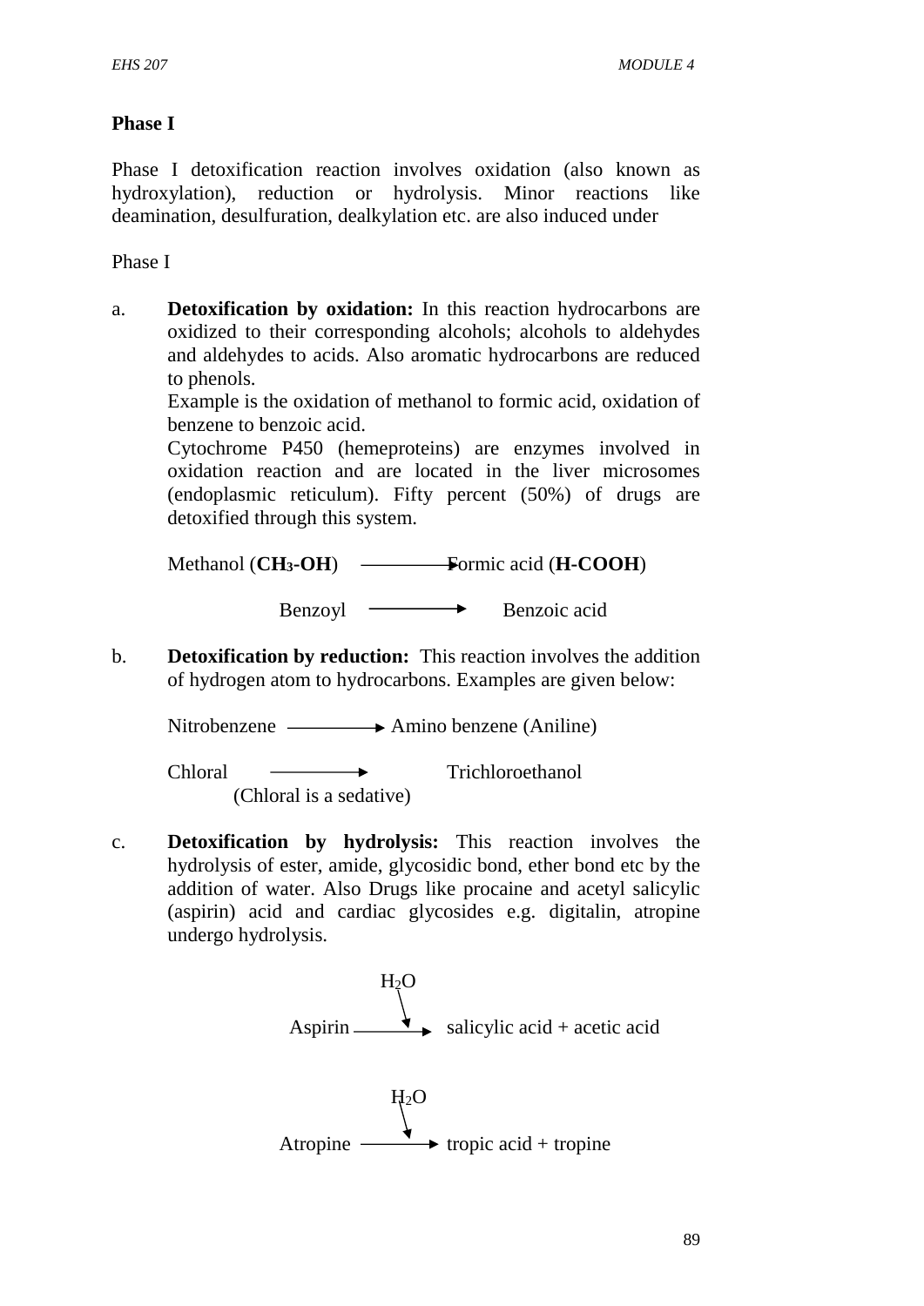## Phase I

Phase I detoxification reaction involves oxidation (also known as hydroxylation), reduction or hydrolysis. Minor reactions like deamination, desulfuration, dealkylation etc. are also induced under

Phase I

a. **Detoxification by oxidation:** In this reaction hydrocarbons are oxidized to their corresponding alcohols; alcohols to aldehydes and aldehydes to acids. Also aromatic hydrocarbons are reduced to phenols.

   Example is the oxidation of methanol to formic acid, oxidation of benzene to benzoic acid.

   Cytochrome P450 (hemeproteins) are enzymes involved in oxidation reaction and are located in the liver microsomes (endoplasmic reticulum). Fifty percent (50%) of drugs are detoxified through this system.

   Methanol (**$CH_3$-OH**) ⟶ Formic acid (**H-COOH**)

   Benzoyl ⟶ Benzoic acid

b. **Detoxification by reduction:** This reaction involves the addition of hydrogen atom to hydrocarbons. Examples are given below:

   Nitrobenzene ⟶ Amino benzene (Aniline)

   Chloral ⟶ Trichloroethanol
   (Chloral is a sedative)

c. **Detoxification by hydrolysis:** This reaction involves the hydrolysis of ester, amide, glycosidic bond, ether bond etc by the addition of water. Also Drugs like procaine and acetyl salicylic (aspirin) acid and cardiac glycosides e.g. digitalin, atropine undergo hydrolysis.

   $$\text{Aspirin} \xrightarrow{H_2O} \text{salicylic acid + acetic acid}$$

   $$\text{Atropine} \xrightarrow{H_2O} \text{tropic acid + tropine}$$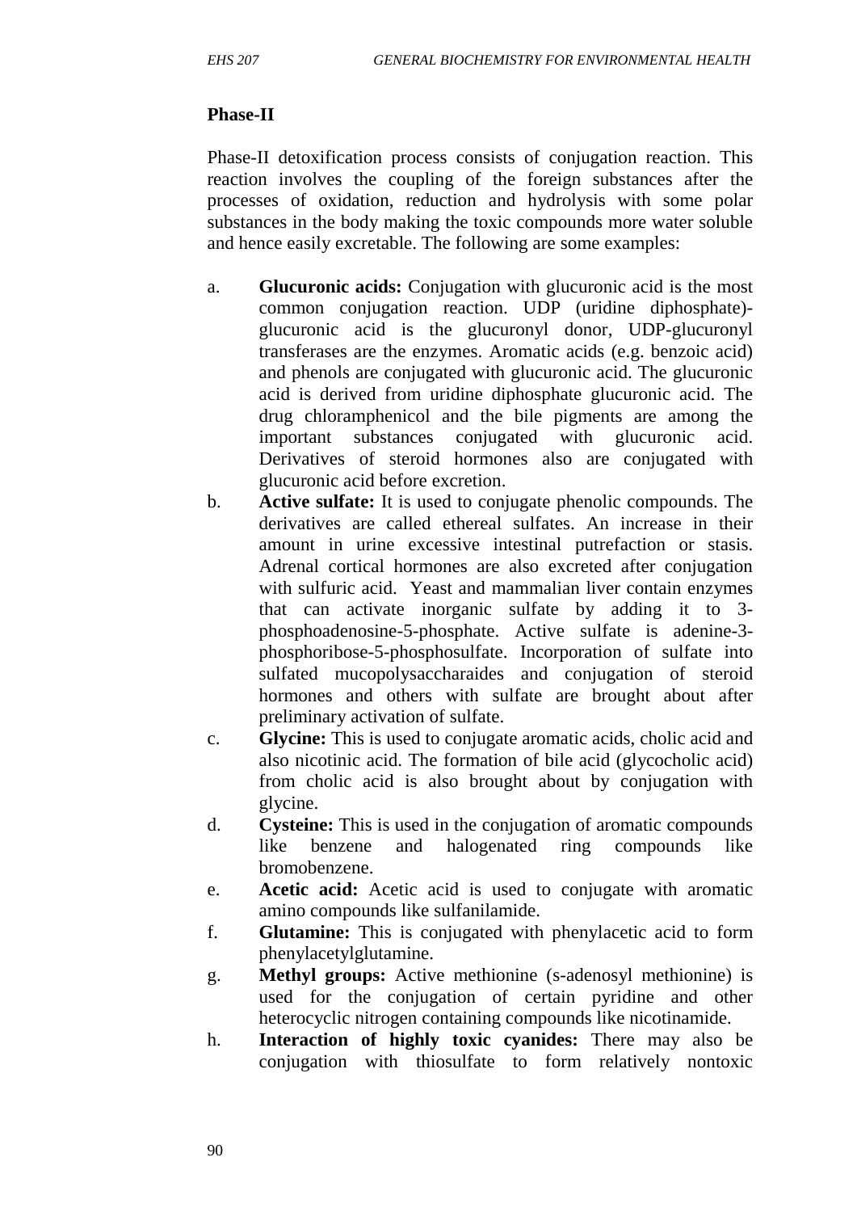**Phase-II**

Phase-II detoxification process consists of conjugation reaction. This reaction involves the coupling of the foreign substances after the processes of oxidation, reduction and hydrolysis with some polar substances in the body making the toxic compounds more water soluble and hence easily excretable. The following are some examples:

a. **Glucuronic acids:** Conjugation with glucuronic acid is the most common conjugation reaction. UDP (uridine diphosphate)-glucuronic acid is the glucuronyl donor, UDP-glucuronyl transferases are the enzymes. Aromatic acids (e.g. benzoic acid) and phenols are conjugated with glucuronic acid. The glucuronic acid is derived from uridine diphosphate glucuronic acid. The drug chloramphenicol and the bile pigments are among the important substances conjugated with glucuronic acid. Derivatives of steroid hormones also are conjugated with glucuronic acid before excretion.

b. **Active sulfate:** It is used to conjugate phenolic compounds. The derivatives are called ethereal sulfates. An increase in their amount in urine excessive intestinal putrefaction or stasis. Adrenal cortical hormones are also excreted after conjugation with sulfuric acid. Yeast and mammalian liver contain enzymes that can activate inorganic sulfate by adding it to 3-phosphoadenosine-5-phosphate. Active sulfate is adenine-3-phosphoribose-5-phosphosulfate. Incorporation of sulfate into sulfated mucopolysaccharaides and conjugation of steroid hormones and others with sulfate are brought about after preliminary activation of sulfate.

c. **Glycine:** This is used to conjugate aromatic acids, cholic acid and also nicotinic acid. The formation of bile acid (glycocholic acid) from cholic acid is also brought about by conjugation with glycine.

d. **Cysteine:** This is used in the conjugation of aromatic compounds like benzene and halogenated ring compounds like bromobenzene.

e. **Acetic acid:** Acetic acid is used to conjugate with aromatic amino compounds like sulfanilamide.

f. **Glutamine:** This is conjugated with phenylacetic acid to form phenylacetylglutamine.

g. **Methyl groups:** Active methionine (s-adenosyl methionine) is used for the conjugation of certain pyridine and other heterocyclic nitrogen containing compounds like nicotinamide.

h. **Interaction of highly toxic cyanides:** There may also be conjugation with thiosulfate to form relatively nontoxic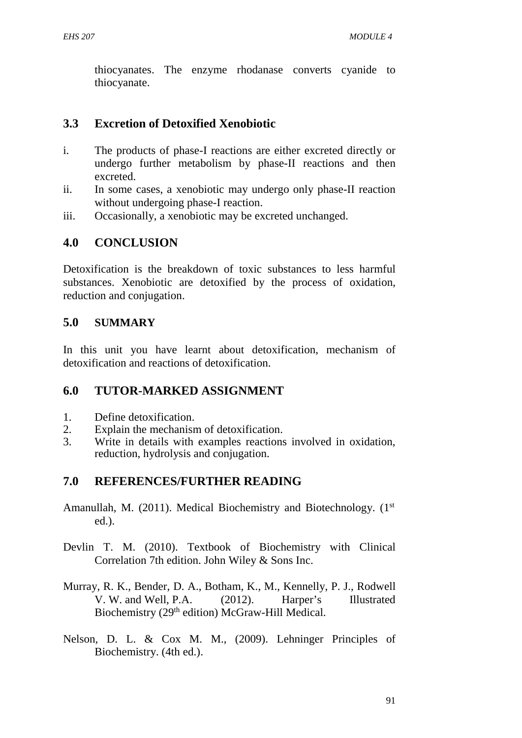thiocyanates. The enzyme rhodanase converts cyanide to thiocyanate.

## 3.3 Excretion of Detoxified Xenobiotic

i. The products of phase-I reactions are either excreted directly or undergo further metabolism by phase-II reactions and then excreted.
ii. In some cases, a xenobiotic may undergo only phase-II reaction without undergoing phase-I reaction.
iii. Occasionally, a xenobiotic may be excreted unchanged.

## 4.0 CONCLUSION

Detoxification is the breakdown of toxic substances to less harmful substances. Xenobiotic are detoxified by the process of oxidation, reduction and conjugation.

## 5.0 SUMMARY

In this unit you have learnt about detoxification, mechanism of detoxification and reactions of detoxification.

## 6.0 TUTOR-MARKED ASSIGNMENT

1. Define detoxification.
2. Explain the mechanism of detoxification.
3. Write in details with examples reactions involved in oxidation, reduction, hydrolysis and conjugation.

## 7.0 REFERENCES/FURTHER READING

Amanullah, M. (2011). Medical Biochemistry and Biotechnology. (1st ed.).

Devlin T. M. (2010). Textbook of Biochemistry with Clinical Correlation 7th edition. John Wiley & Sons Inc.

Murray, R. K., Bender, D. A., Botham, K., M., Kennelly, P. J., Rodwell V. W. and Well, P.A. (2012). Harper's Illustrated Biochemistry (29th edition) McGraw-Hill Medical.

Nelson, D. L. & Cox M. M., (2009). Lehninger Principles of Biochemistry. (4th ed.).